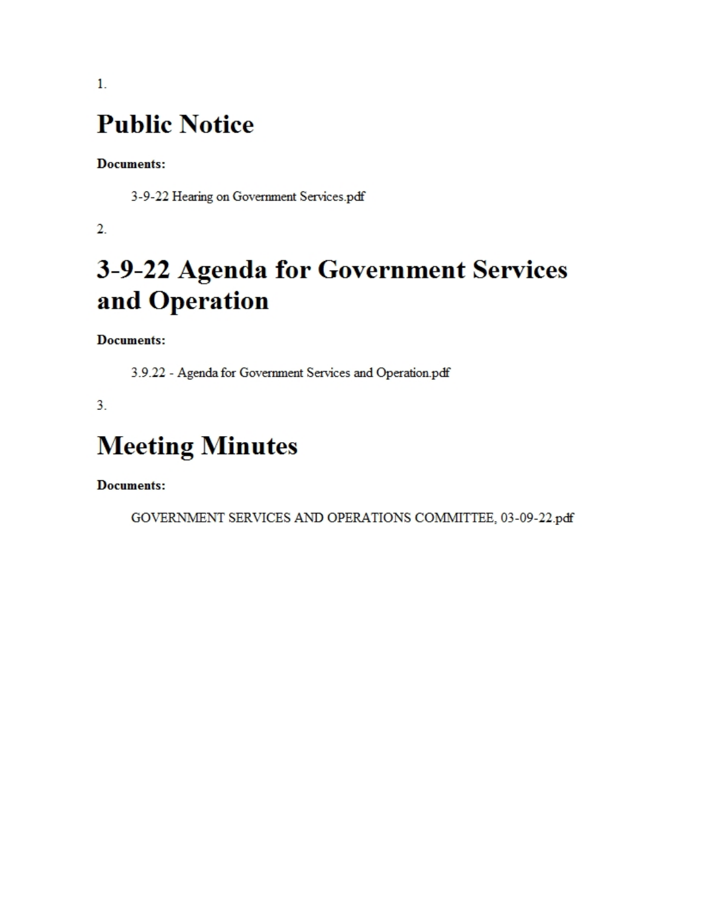1.

# Public Notice

**Documents:**

3-9-22 Hearing on Government Services.pdf

2.

# 3-9-22 Agenda for Government Services and Operation

**Documents:**

3.9.22 - Agenda for Government Services and Operation.pdf

3.

# Meeting Minutes

**Documents:**

GOVERNMENT SERVICES AND OPERATIONS COMMITTEE, 03-09-22.pdf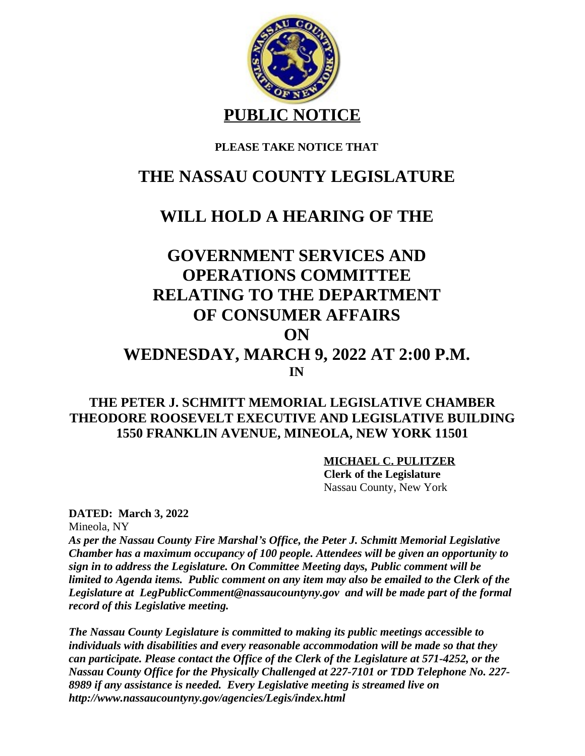# PUBLIC NOTICE

**PLEASE TAKE NOTICE THAT**

## THE NASSAU COUNTY LEGISLATURE

## WILL HOLD A HEARING OF THE

## GOVERNMENT SERVICES AND OPERATIONS COMMITTEE RELATING TO THE DEPARTMENT OF CONSUMER AFFAIRS ON WEDNESDAY, MARCH 9, 2022 AT 2:00 P.M.

**IN**

### THE PETER J. SCHMITT MEMORIAL LEGISLATIVE CHAMBER THEODORE ROOSEVELT EXECUTIVE AND LEGISLATIVE BUILDING 1550 FRANKLIN AVENUE, MINEOLA, NEW YORK 11501

**MICHAEL C. PULITZER**
**Clerk of the Legislature**
Nassau County, New York

**DATED: March 3, 2022**
Mineola, NY

***As per the Nassau County Fire Marshal's Office, the Peter J. Schmitt Memorial Legislative Chamber has a maximum occupancy of 100 people. Attendees will be given an opportunity to sign in to address the Legislature. On Committee Meeting days, Public comment will be limited to Agenda items. Public comment on any item may also be emailed to the Clerk of the Legislature at LegPublicComment@nassaucountyny.gov and will be made part of the formal record of this Legislative meeting.***

***The Nassau County Legislature is committed to making its public meetings accessible to individuals with disabilities and every reasonable accommodation will be made so that they can participate. Please contact the Office of the Clerk of the Legislature at 571-4252, or the Nassau County Office for the Physically Challenged at 227-7101 or TDD Telephone No. 227-8989 if any assistance is needed. Every Legislative meeting is streamed live on http://www.nassaucountyny.gov/agencies/Legis/index.html***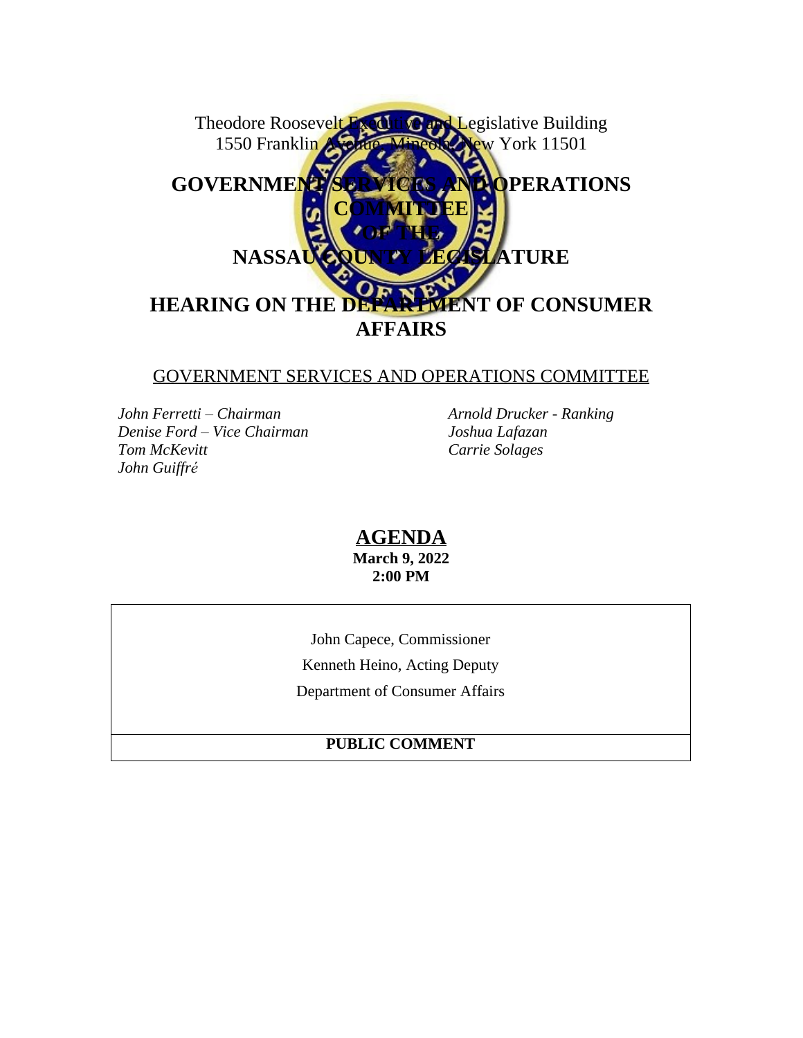Theodore Roosevelt Executive and Legislative Building
1550 Franklin Avenue, Mineola, New York 11501

# GOVERNMENT SERVICES AND OPERATIONS COMMITTEE OF THE NASSAU COUNTY LEGISLATURE

# HEARING ON THE DEPARTMENT OF CONSUMER AFFAIRS

GOVERNMENT SERVICES AND OPERATIONS COMMITTEE

*John Ferretti – Chairman*
*Denise Ford – Vice Chairman*
*Tom McKevitt*
*John Guiffré*

*Arnold Drucker - Ranking*
*Joshua Lafazan*
*Carrie Solages*

## AGENDA

**March 9, 2022**
**2:00 PM**

| John Capece, Commissioner<br>Kenneth Heino, Acting Deputy<br>Department of Consumer Affairs |
|---|
| **PUBLIC COMMENT** |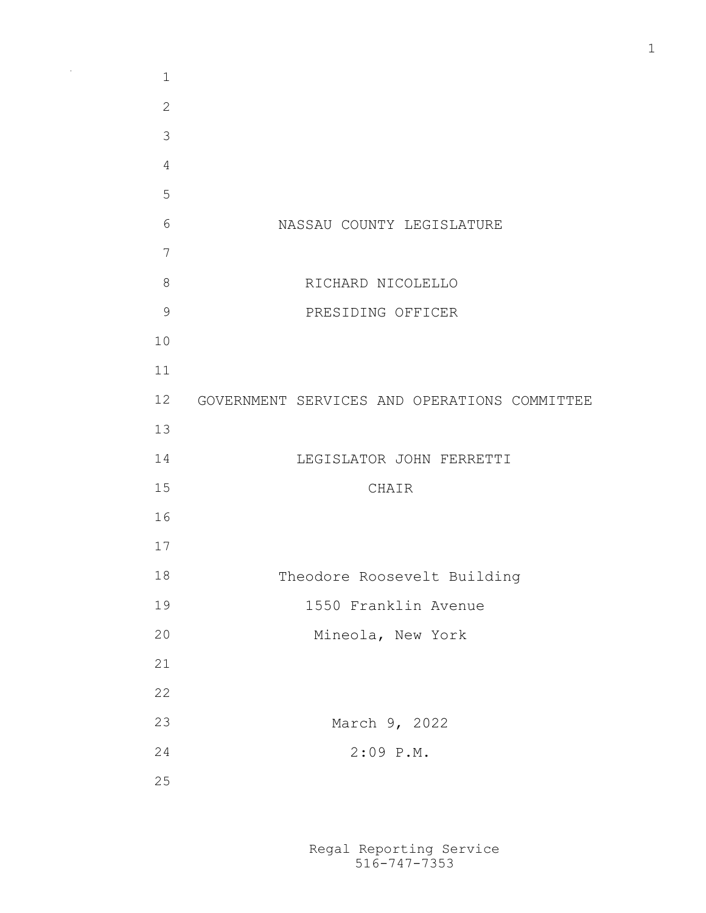NASSAU COUNTY LEGISLATURE

RICHARD NICOLELLO

PRESIDING OFFICER

GOVERNMENT SERVICES AND OPERATIONS COMMITTEE

LEGISLATOR JOHN FERRETTI

CHAIR

Theodore Roosevelt Building

1550 Franklin Avenue

Mineola, New York

March 9, 2022

2:09 P.M.

Regal Reporting Service
516-747-7353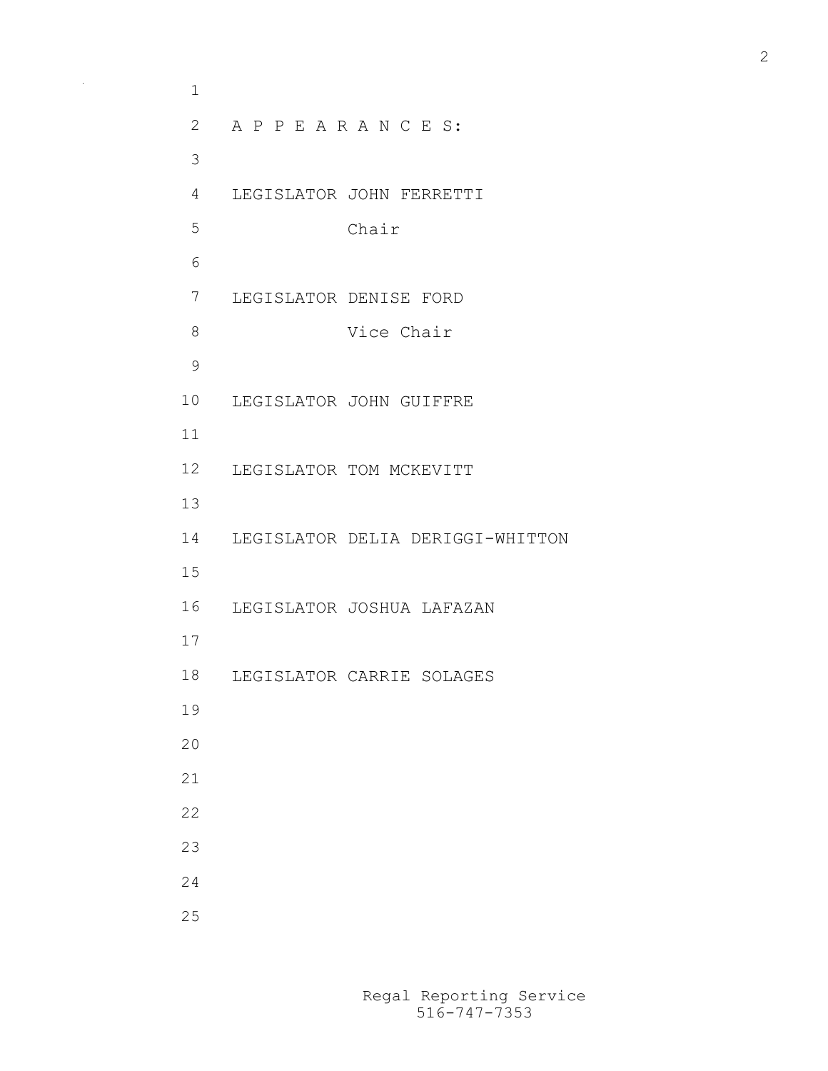A P P E A R A N C E S:

LEGISLATOR JOHN FERRETTI
Chair

LEGISLATOR DENISE FORD
Vice Chair

LEGISLATOR JOHN GUIFFRE

LEGISLATOR TOM MCKEVITT

LEGISLATOR DELIA DERIGGI-WHITTON

LEGISLATOR JOSHUA LAFAZAN

LEGISLATOR CARRIE SOLAGES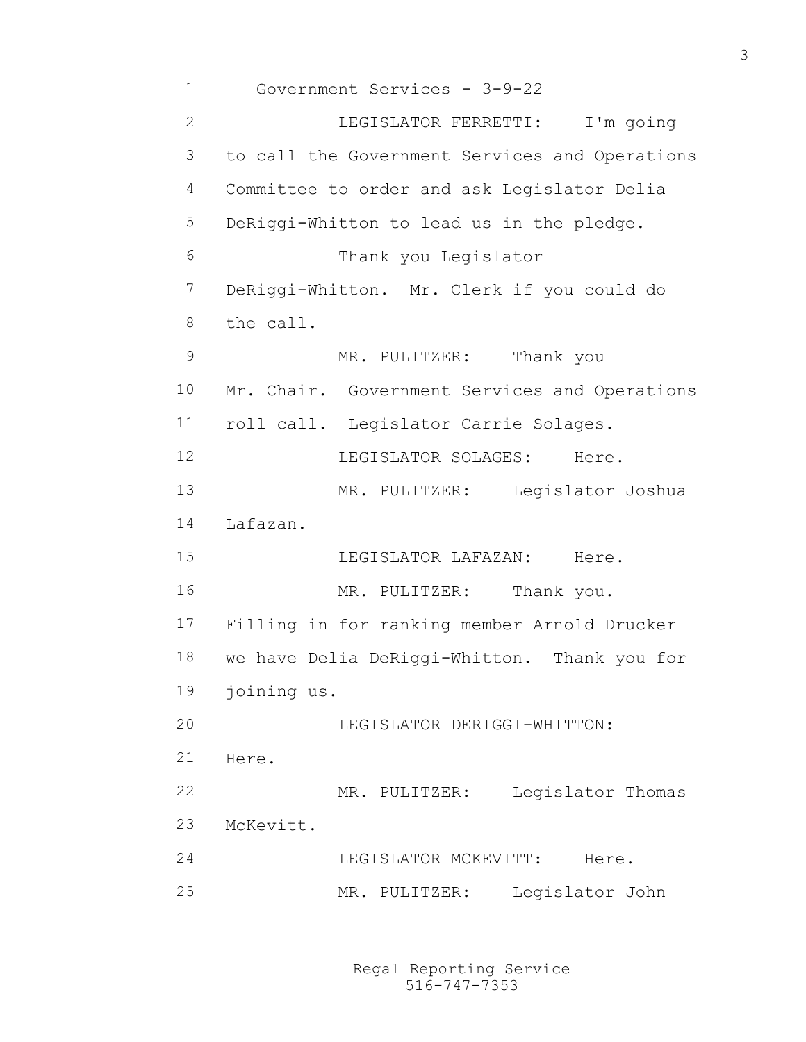Government Services - 3-9-22

LEGISLATOR FERRETTI: I'm going to call the Government Services and Operations Committee to order and ask Legislator Delia DeRiggi-Whitton to lead us in the pledge.

Thank you Legislator DeRiggi-Whitton. Mr. Clerk if you could do the call.

MR. PULITZER: Thank you Mr. Chair. Government Services and Operations roll call. Legislator Carrie Solages.

LEGISLATOR SOLAGES: Here.

MR. PULITZER: Legislator Joshua Lafazan.

LEGISLATOR LAFAZAN: Here.

MR. PULITZER: Thank you. Filling in for ranking member Arnold Drucker we have Delia DeRiggi-Whitton. Thank you for joining us.

LEGISLATOR DERIGGI-WHITTON: Here.

MR. PULITZER: Legislator Thomas McKevitt.

LEGISLATOR MCKEVITT: Here.

MR. PULITZER: Legislator John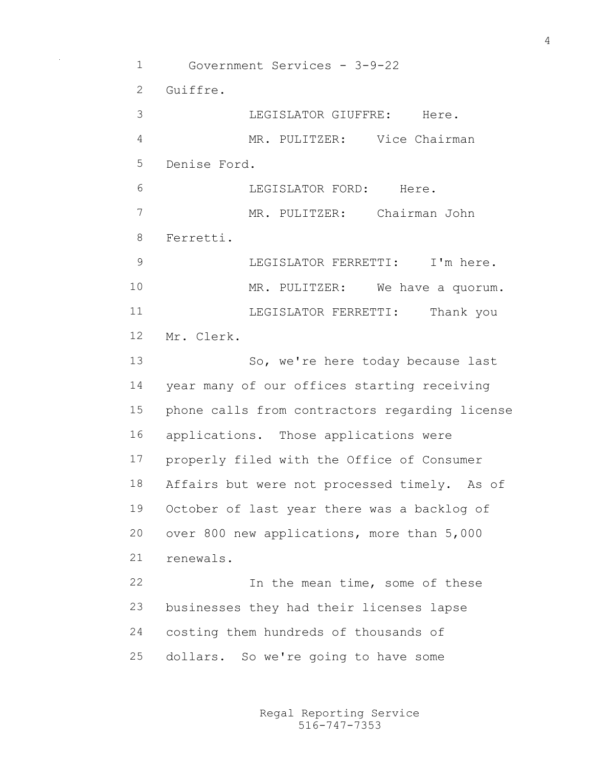Guiffre.

LEGISLATOR GIUFFRE: Here.

MR. PULITZER: Vice Chairman Denise Ford.

LEGISLATOR FORD: Here.

MR. PULITZER: Chairman John Ferretti.

LEGISLATOR FERRETTI: I'm here.

MR. PULITZER: We have a quorum.

LEGISLATOR FERRETTI: Thank you Mr. Clerk.

So, we're here today because last year many of our offices starting receiving phone calls from contractors regarding license applications. Those applications were properly filed with the Office of Consumer Affairs but were not processed timely. As of October of last year there was a backlog of over 800 new applications, more than 5,000 renewals.

In the mean time, some of these businesses they had their licenses lapse costing them hundreds of thousands of dollars. So we're going to have some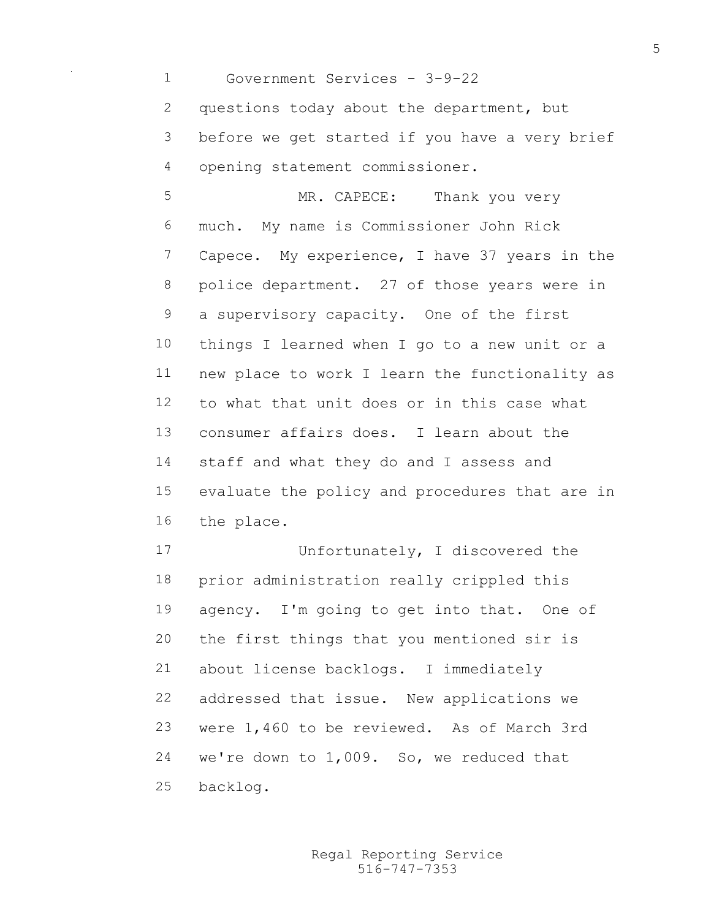questions today about the department, but before we get started if you have a very brief opening statement commissioner.

MR. CAPECE: Thank you very much. My name is Commissioner John Rick Capece. My experience, I have 37 years in the police department. 27 of those years were in a supervisory capacity. One of the first things I learned when I go to a new unit or a new place to work I learn the functionality as to what that unit does or in this case what consumer affairs does. I learn about the staff and what they do and I assess and evaluate the policy and procedures that are in the place.

Unfortunately, I discovered the prior administration really crippled this agency. I'm going to get into that. One of the first things that you mentioned sir is about license backlogs. I immediately addressed that issue. New applications we were 1,460 to be reviewed. As of March 3rd we're down to 1,009. So, we reduced that backlog.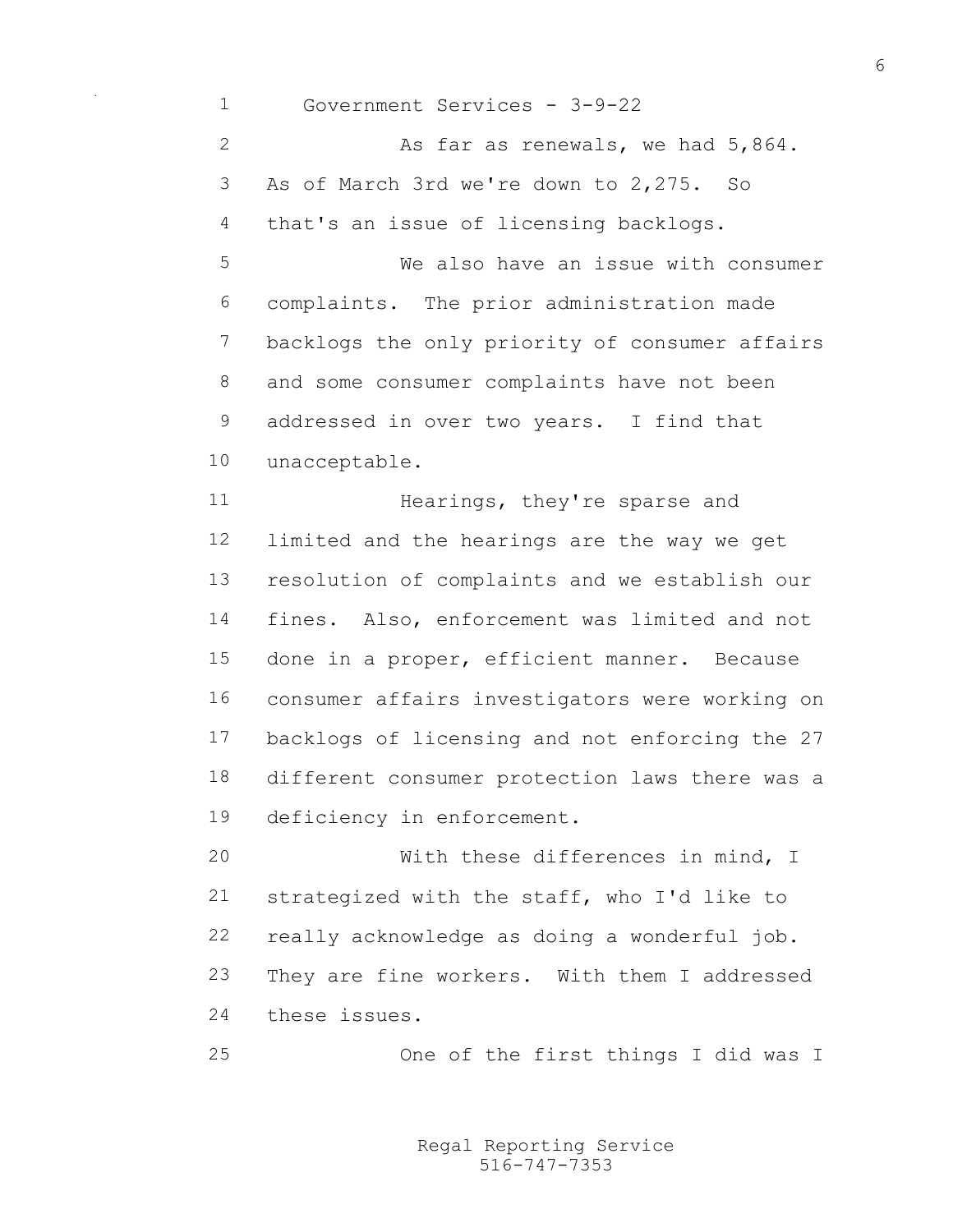As far as renewals, we had 5,864. As of March 3rd we're down to 2,275. So that's an issue of licensing backlogs.

We also have an issue with consumer complaints. The prior administration made backlogs the only priority of consumer affairs and some consumer complaints have not been addressed in over two years. I find that unacceptable.

Hearings, they're sparse and limited and the hearings are the way we get resolution of complaints and we establish our fines. Also, enforcement was limited and not done in a proper, efficient manner. Because consumer affairs investigators were working on backlogs of licensing and not enforcing the 27 different consumer protection laws there was a deficiency in enforcement.

With these differences in mind, I strategized with the staff, who I'd like to really acknowledge as doing a wonderful job. They are fine workers. With them I addressed these issues.

One of the first things I did was I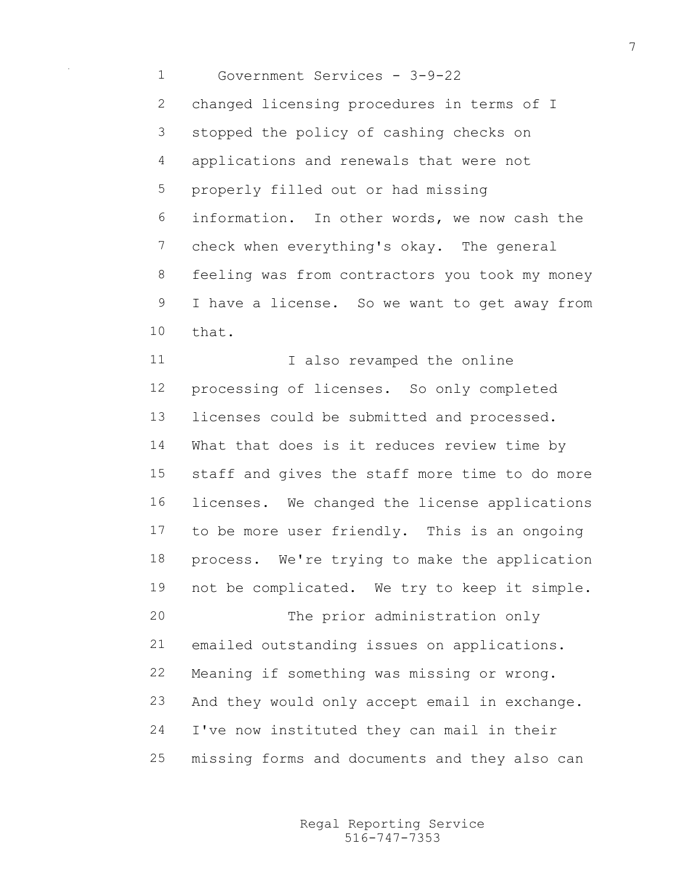Government Services - 3-9-22

changed licensing procedures in terms of I stopped the policy of cashing checks on applications and renewals that were not properly filled out or had missing information. In other words, we now cash the check when everything's okay. The general feeling was from contractors you took my money I have a license. So we want to get away from that.

I also revamped the online processing of licenses. So only completed licenses could be submitted and processed. What that does is it reduces review time by staff and gives the staff more time to do more licenses. We changed the license applications to be more user friendly. This is an ongoing process. We're trying to make the application not be complicated. We try to keep it simple.

The prior administration only emailed outstanding issues on applications. Meaning if something was missing or wrong. And they would only accept email in exchange. I've now instituted they can mail in their missing forms and documents and they also can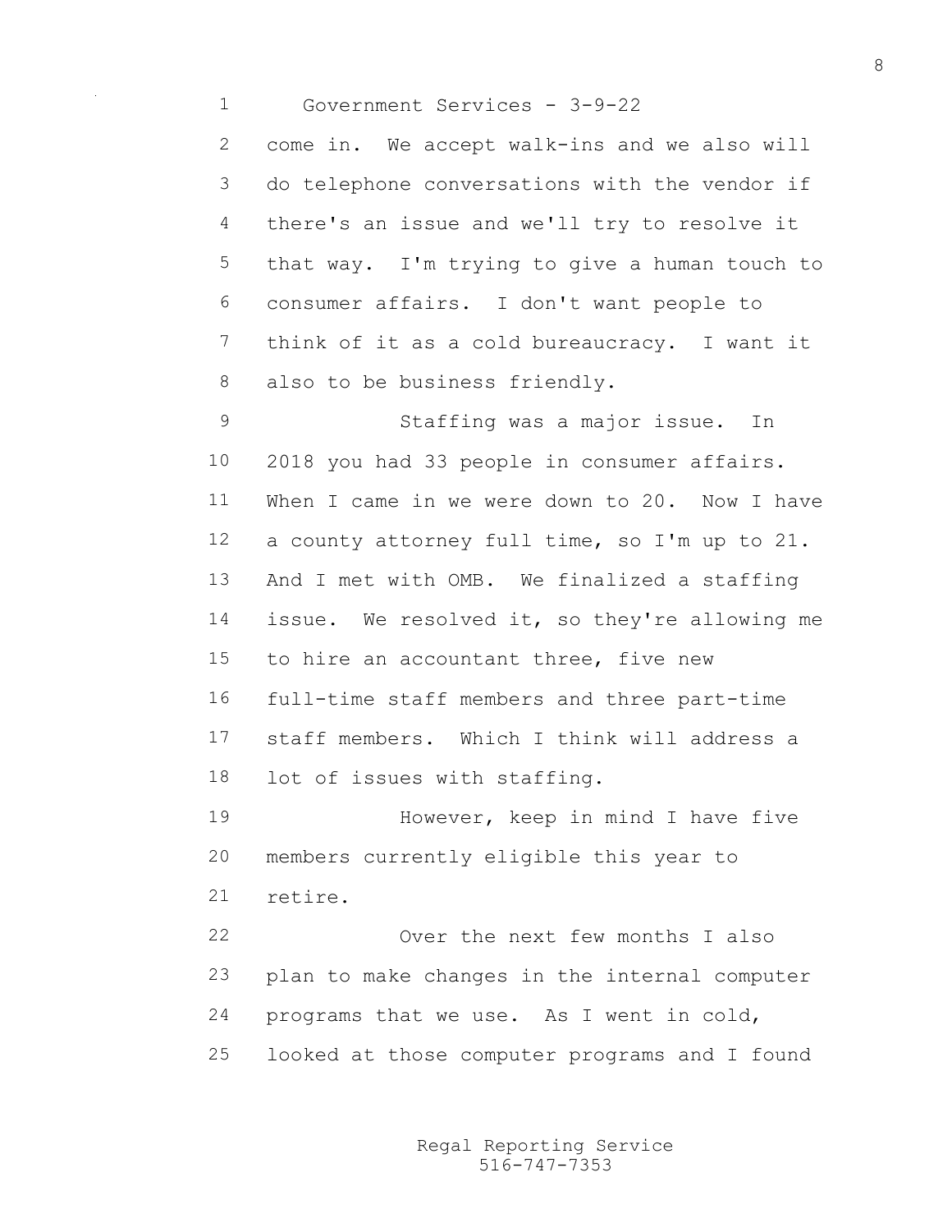come in. We accept walk-ins and we also will do telephone conversations with the vendor if there's an issue and we'll try to resolve it that way. I'm trying to give a human touch to consumer affairs. I don't want people to think of it as a cold bureaucracy. I want it also to be business friendly.

Staffing was a major issue. In 2018 you had 33 people in consumer affairs. When I came in we were down to 20. Now I have a county attorney full time, so I'm up to 21. And I met with OMB. We finalized a staffing issue. We resolved it, so they're allowing me to hire an accountant three, five new full-time staff members and three part-time staff members. Which I think will address a lot of issues with staffing.

However, keep in mind I have five members currently eligible this year to retire.

Over the next few months I also plan to make changes in the internal computer programs that we use. As I went in cold, looked at those computer programs and I found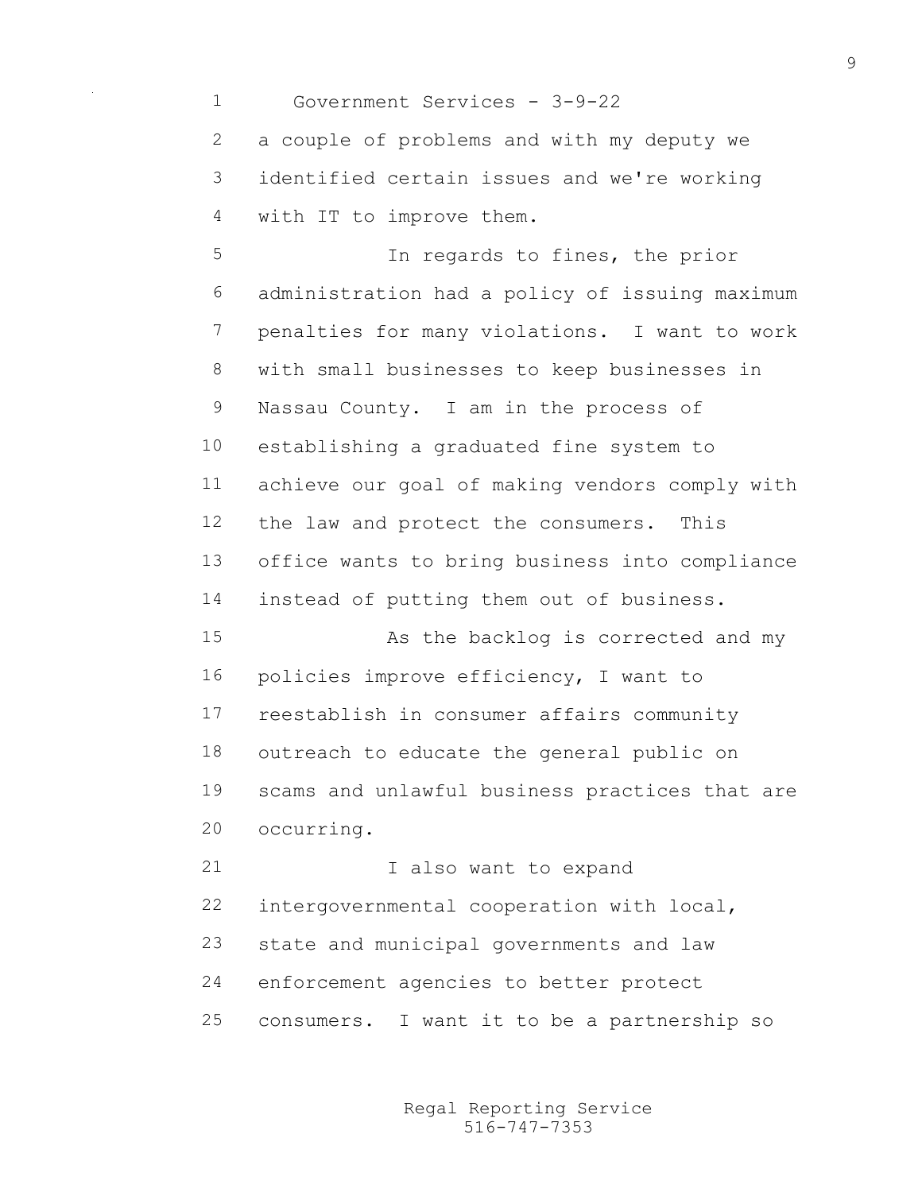a couple of problems and with my deputy we identified certain issues and we're working with IT to improve them.

In regards to fines, the prior administration had a policy of issuing maximum penalties for many violations. I want to work with small businesses to keep businesses in Nassau County. I am in the process of establishing a graduated fine system to achieve our goal of making vendors comply with the law and protect the consumers. This office wants to bring business into compliance instead of putting them out of business.

As the backlog is corrected and my policies improve efficiency, I want to reestablish in consumer affairs community outreach to educate the general public on scams and unlawful business practices that are occurring.

I also want to expand intergovernmental cooperation with local, state and municipal governments and law enforcement agencies to better protect consumers. I want it to be a partnership so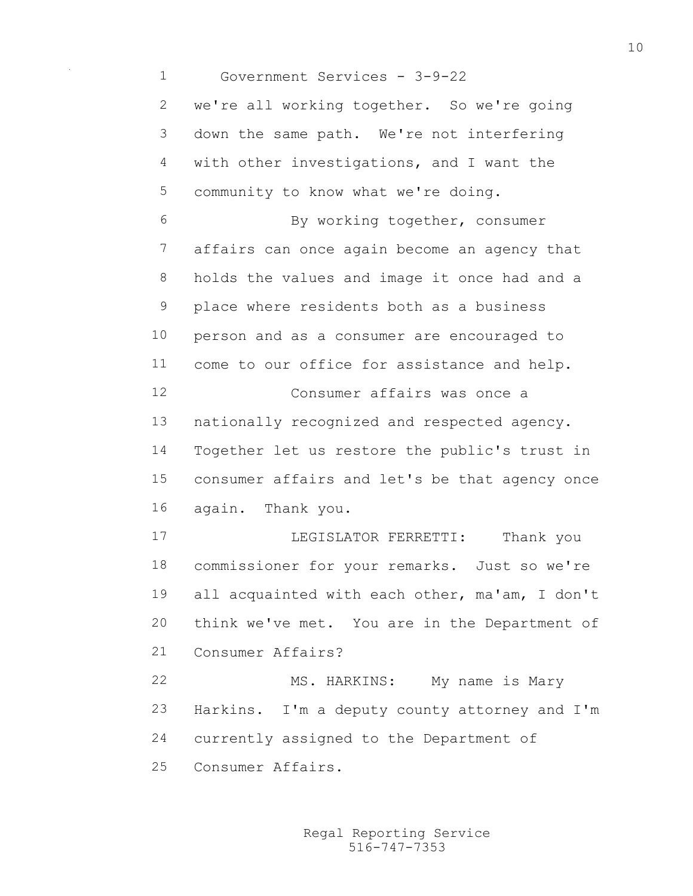we're all working together. So we're going down the same path. We're not interfering with other investigations, and I want the community to know what we're doing.

By working together, consumer affairs can once again become an agency that holds the values and image it once had and a place where residents both as a business person and as a consumer are encouraged to come to our office for assistance and help.

Consumer affairs was once a nationally recognized and respected agency. Together let us restore the public's trust in consumer affairs and let's be that agency once again. Thank you.

LEGISLATOR FERRETTI: Thank you commissioner for your remarks. Just so we're all acquainted with each other, ma'am, I don't think we've met. You are in the Department of Consumer Affairs?

MS. HARKINS: My name is Mary Harkins. I'm a deputy county attorney and I'm currently assigned to the Department of Consumer Affairs.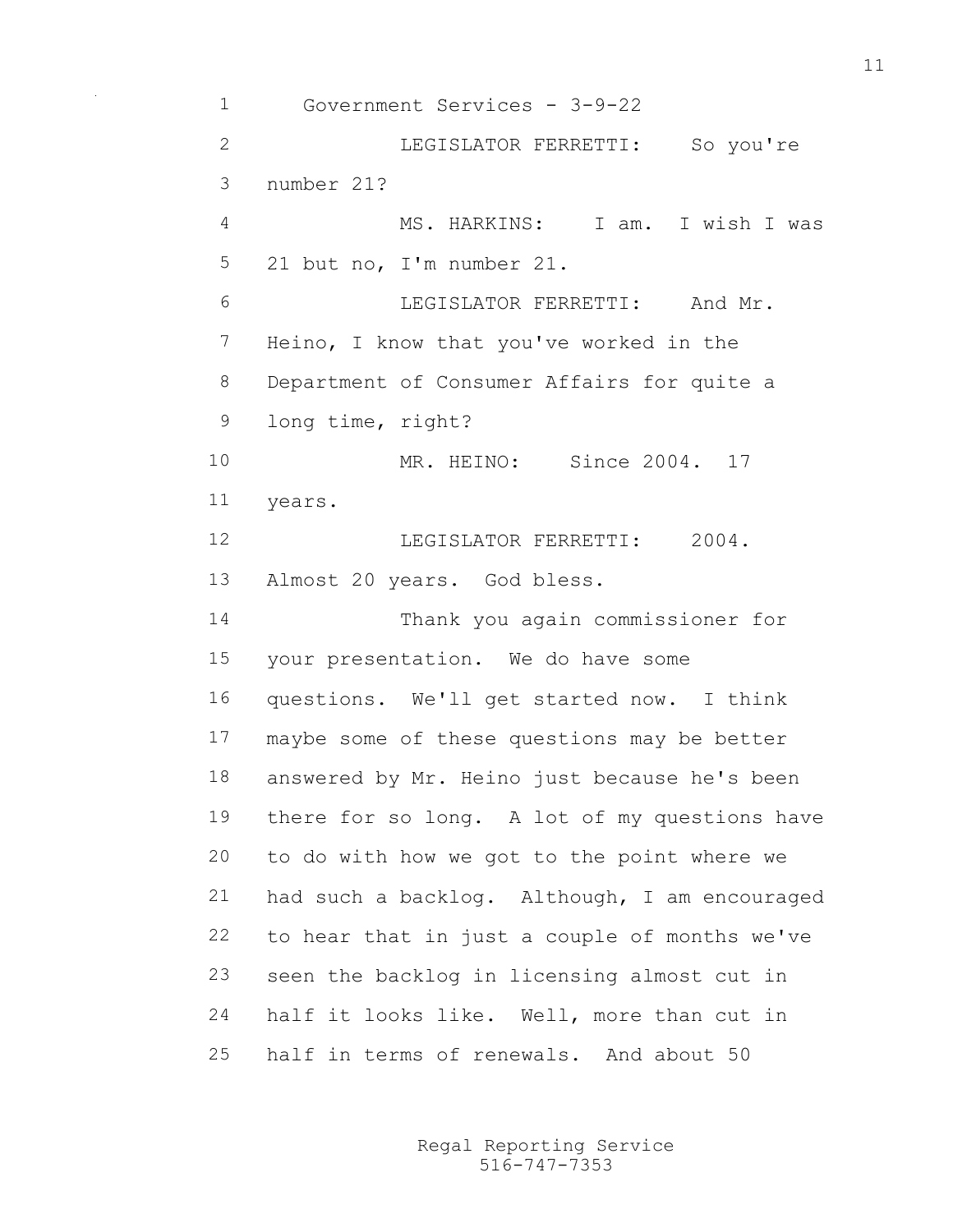Government Services - 3-9-22

LEGISLATOR FERRETTI: So you're number 21?

MS. HARKINS: I am. I wish I was 21 but no, I'm number 21.

LEGISLATOR FERRETTI: And Mr. Heino, I know that you've worked in the Department of Consumer Affairs for quite a long time, right?

MR. HEINO: Since 2004. 17 years.

LEGISLATOR FERRETTI: 2004. Almost 20 years. God bless.

Thank you again commissioner for your presentation. We do have some questions. We'll get started now. I think maybe some of these questions may be better answered by Mr. Heino just because he's been there for so long. A lot of my questions have to do with how we got to the point where we had such a backlog. Although, I am encouraged to hear that in just a couple of months we've seen the backlog in licensing almost cut in half it looks like. Well, more than cut in half in terms of renewals. And about 50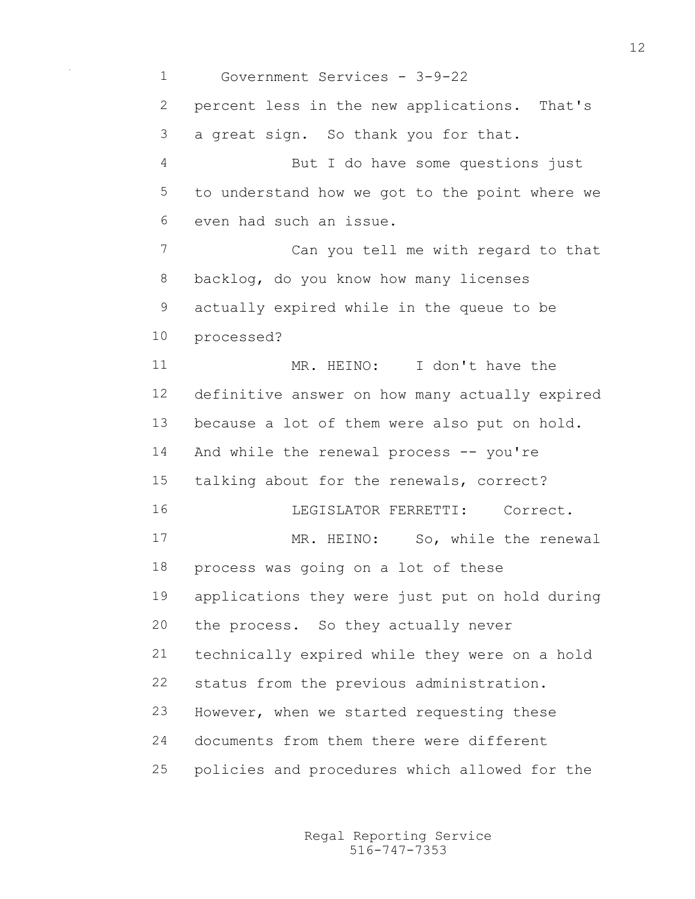percent less in the new applications. That's a great sign. So thank you for that.

But I do have some questions just to understand how we got to the point where we even had such an issue.

Can you tell me with regard to that backlog, do you know how many licenses actually expired while in the queue to be processed?

MR. HEINO: I don't have the definitive answer on how many actually expired because a lot of them were also put on hold. And while the renewal process -- you're talking about for the renewals, correct?

LEGISLATOR FERRETTI: Correct.

MR. HEINO: So, while the renewal process was going on a lot of these applications they were just put on hold during the process. So they actually never technically expired while they were on a hold status from the previous administration. However, when we started requesting these documents from them there were different policies and procedures which allowed for the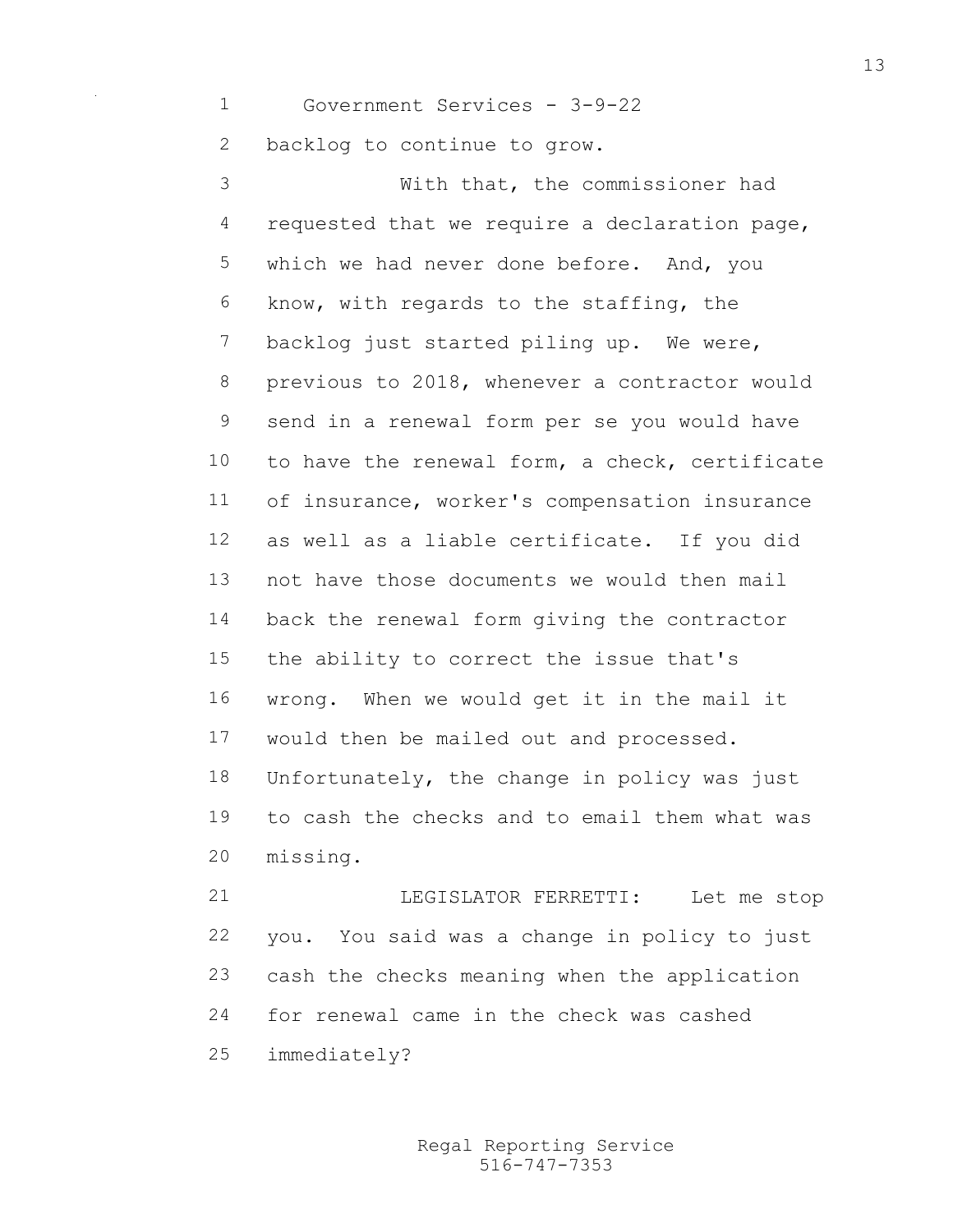backlog to continue to grow.

With that, the commissioner had requested that we require a declaration page, which we had never done before. And, you know, with regards to the staffing, the backlog just started piling up. We were, previous to 2018, whenever a contractor would send in a renewal form per se you would have to have the renewal form, a check, certificate of insurance, worker's compensation insurance as well as a liable certificate. If you did not have those documents we would then mail back the renewal form giving the contractor the ability to correct the issue that's wrong. When we would get it in the mail it would then be mailed out and processed. Unfortunately, the change in policy was just to cash the checks and to email them what was missing.

LEGISLATOR FERRETTI: Let me stop you. You said was a change in policy to just cash the checks meaning when the application for renewal came in the check was cashed immediately?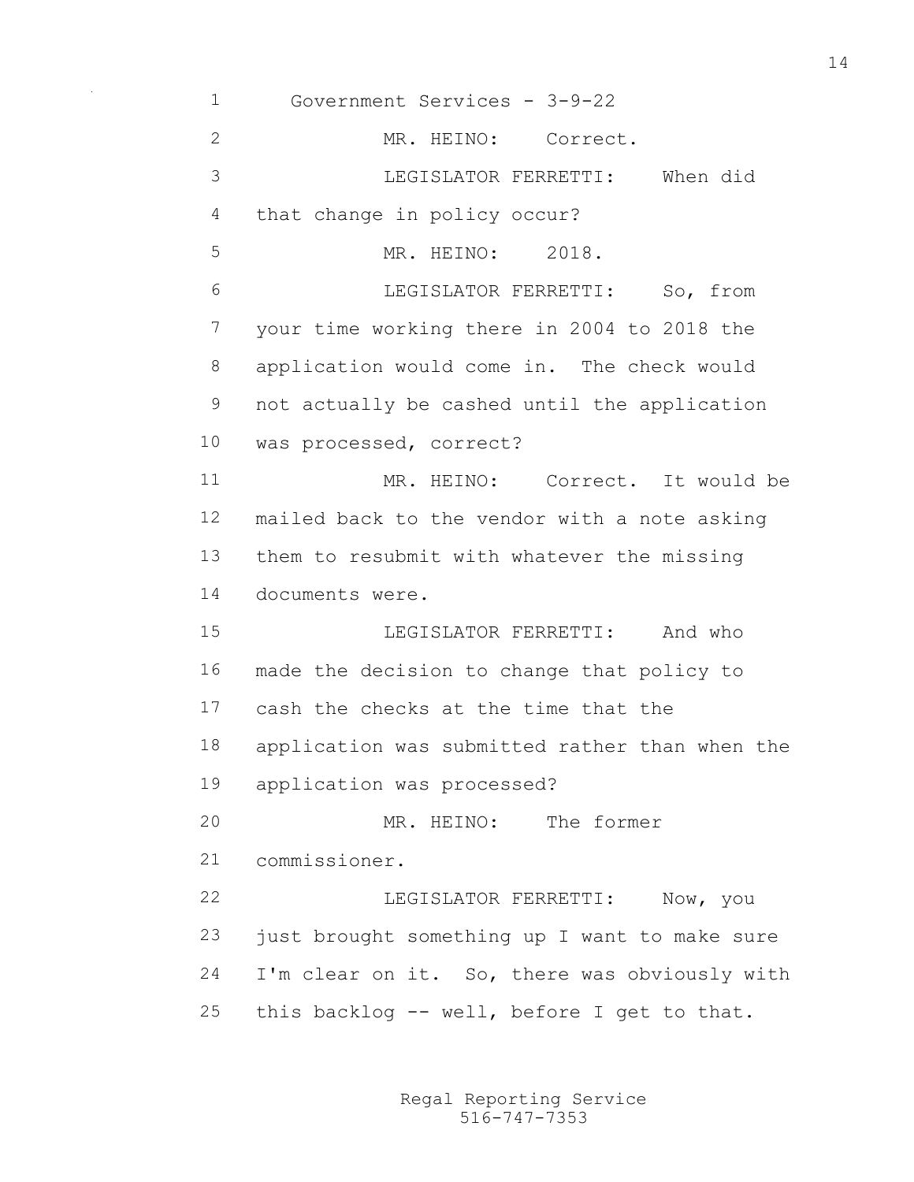Government Services - 3-9-22

MR. HEINO: Correct.

LEGISLATOR FERRETTI: When did that change in policy occur?

MR. HEINO: 2018.

LEGISLATOR FERRETTI: So, from your time working there in 2004 to 2018 the application would come in. The check would not actually be cashed until the application was processed, correct?

MR. HEINO: Correct. It would be mailed back to the vendor with a note asking them to resubmit with whatever the missing documents were.

LEGISLATOR FERRETTI: And who made the decision to change that policy to cash the checks at the time that the application was submitted rather than when the application was processed?

MR. HEINO: The former commissioner.

LEGISLATOR FERRETTI: Now, you just brought something up I want to make sure I'm clear on it. So, there was obviously with this backlog -- well, before I get to that.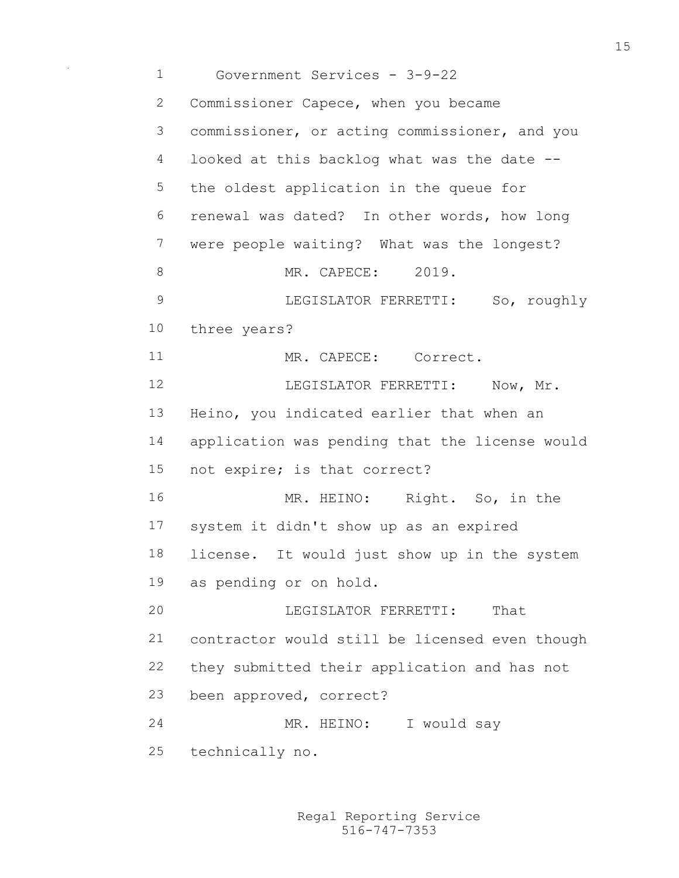Commissioner Capece, when you became commissioner, or acting commissioner, and you looked at this backlog what was the date -- the oldest application in the queue for renewal was dated? In other words, how long were people waiting? What was the longest?

MR. CAPECE: 2019.

LEGISLATOR FERRETTI: So, roughly three years?

MR. CAPECE: Correct.

LEGISLATOR FERRETTI: Now, Mr. Heino, you indicated earlier that when an application was pending that the license would not expire; is that correct?

MR. HEINO: Right. So, in the system it didn't show up as an expired license. It would just show up in the system as pending or on hold.

LEGISLATOR FERRETTI: That contractor would still be licensed even though they submitted their application and has not been approved, correct?

MR. HEINO: I would say technically no.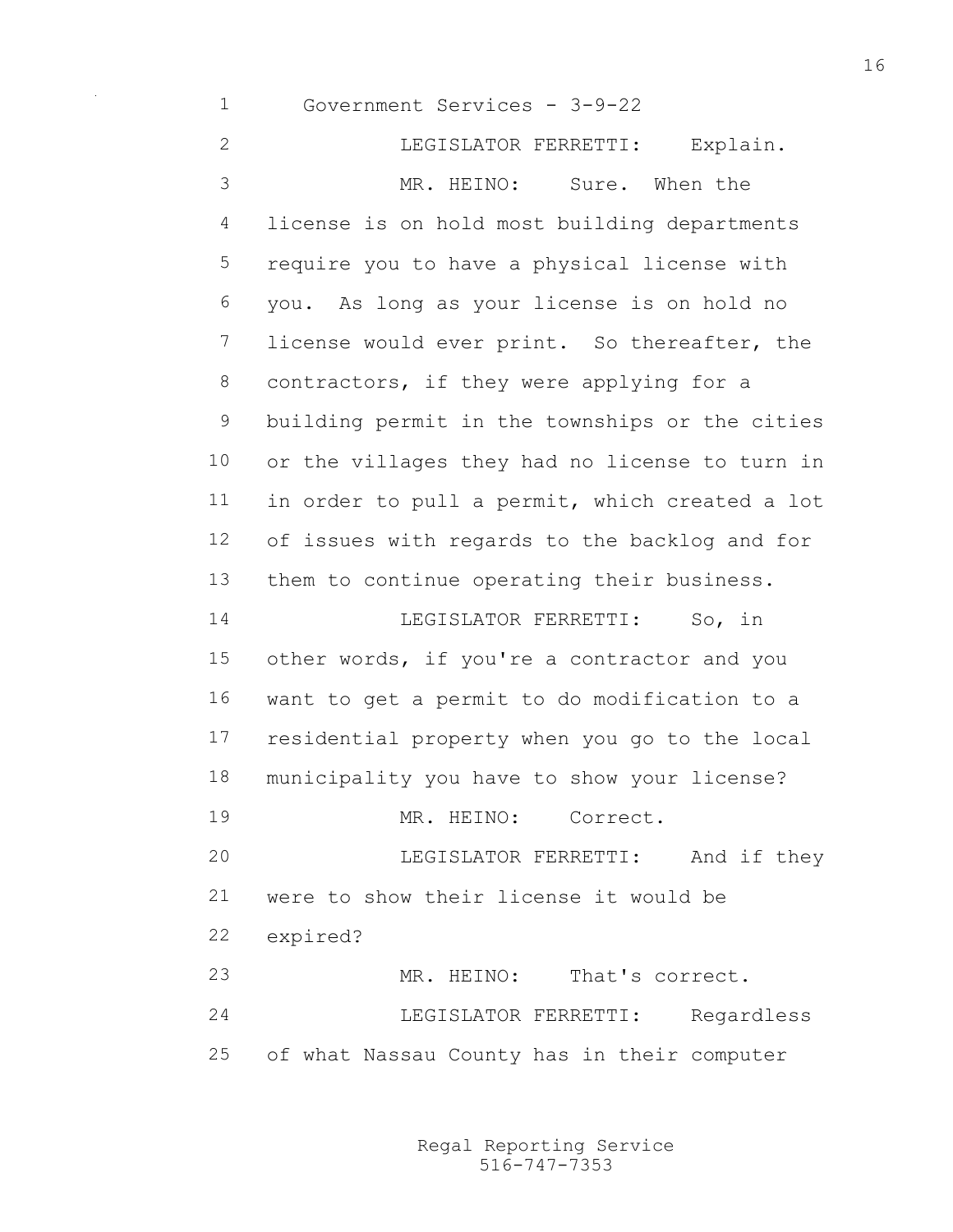LEGISLATOR FERRETTI: Explain.

MR. HEINO: Sure. When the license is on hold most building departments require you to have a physical license with you. As long as your license is on hold no license would ever print. So thereafter, the contractors, if they were applying for a building permit in the townships or the cities or the villages they had no license to turn in in order to pull a permit, which created a lot of issues with regards to the backlog and for them to continue operating their business.

LEGISLATOR FERRETTI: So, in other words, if you're a contractor and you want to get a permit to do modification to a residential property when you go to the local municipality you have to show your license?

MR. HEINO: Correct.

LEGISLATOR FERRETTI: And if they were to show their license it would be expired?

MR. HEINO: That's correct.

LEGISLATOR FERRETTI: Regardless of what Nassau County has in their computer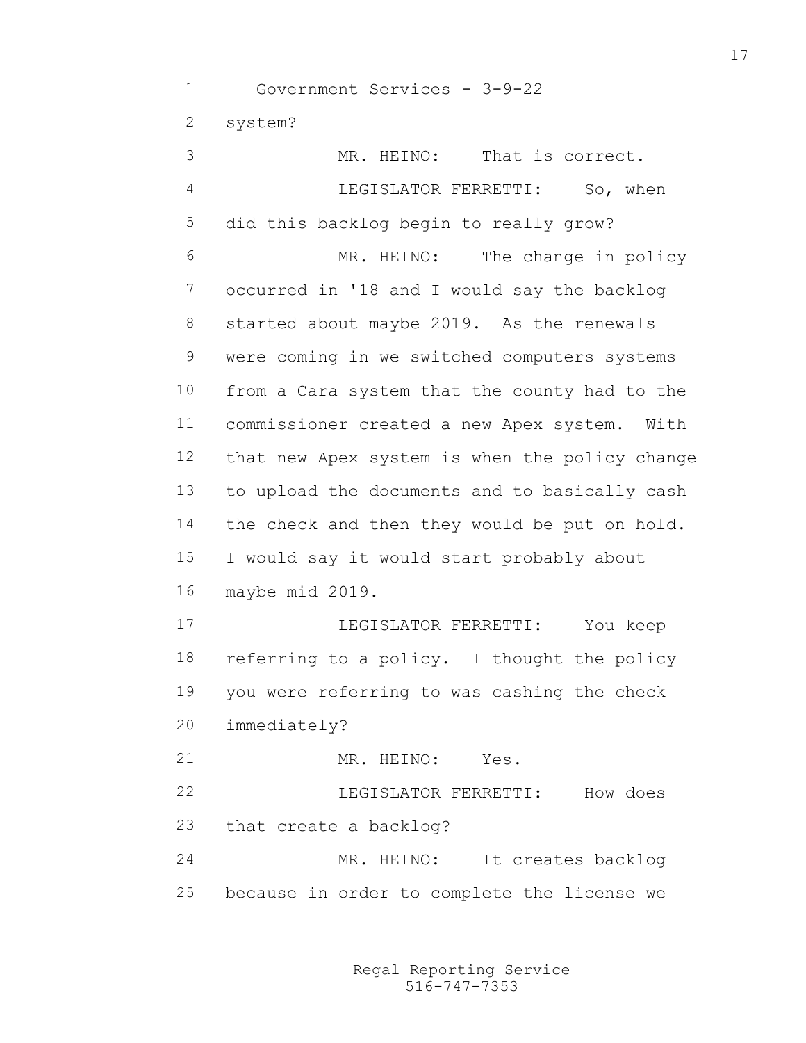system?

MR. HEINO: That is correct.

LEGISLATOR FERRETTI: So, when did this backlog begin to really grow?

MR. HEINO: The change in policy occurred in '18 and I would say the backlog started about maybe 2019. As the renewals were coming in we switched computers systems from a Cara system that the county had to the commissioner created a new Apex system. With that new Apex system is when the policy change to upload the documents and to basically cash the check and then they would be put on hold. I would say it would start probably about maybe mid 2019.

LEGISLATOR FERRETTI: You keep referring to a policy. I thought the policy you were referring to was cashing the check immediately?

MR. HEINO: Yes.

LEGISLATOR FERRETTI: How does that create a backlog?

MR. HEINO: It creates backlog because in order to complete the license we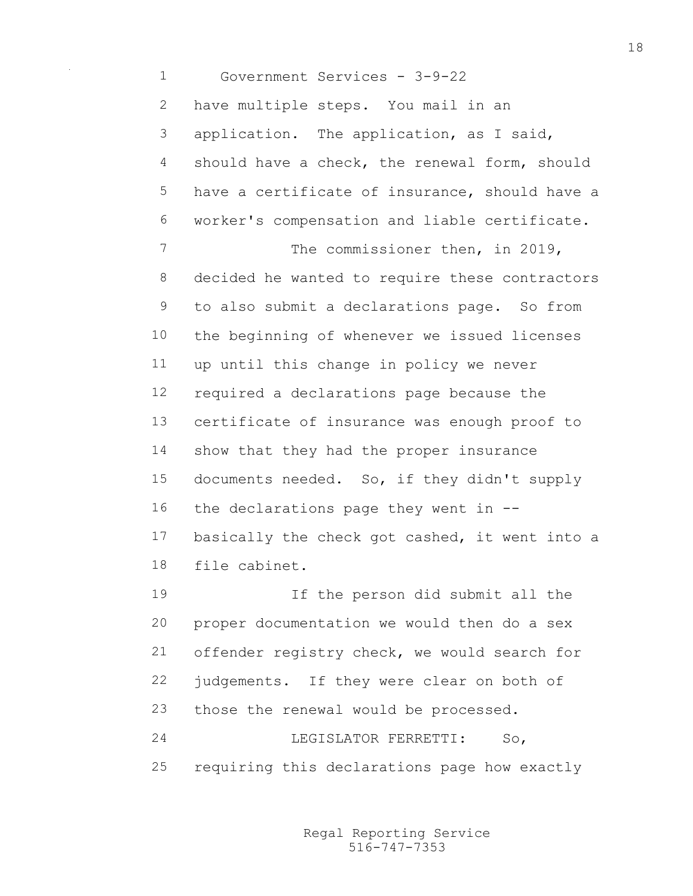have multiple steps. You mail in an application. The application, as I said, should have a check, the renewal form, should have a certificate of insurance, should have a worker's compensation and liable certificate.

The commissioner then, in 2019, decided he wanted to require these contractors to also submit a declarations page. So from the beginning of whenever we issued licenses up until this change in policy we never required a declarations page because the certificate of insurance was enough proof to show that they had the proper insurance documents needed. So, if they didn't supply the declarations page they went in -- basically the check got cashed, it went into a file cabinet.

If the person did submit all the proper documentation we would then do a sex offender registry check, we would search for judgements. If they were clear on both of those the renewal would be processed.

LEGISLATOR FERRETTI: So, requiring this declarations page how exactly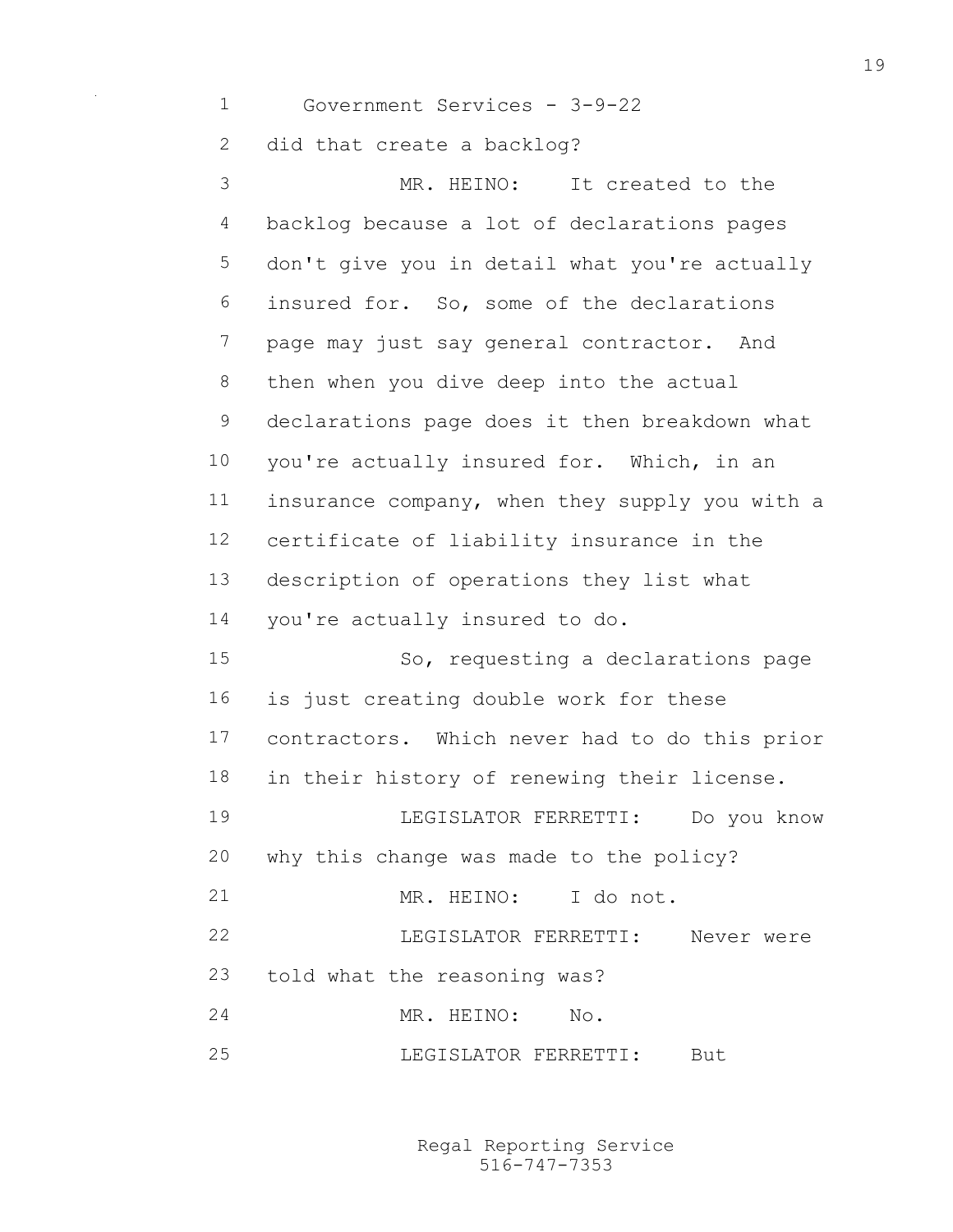did that create a backlog?

MR. HEINO: It created to the backlog because a lot of declarations pages don't give you in detail what you're actually insured for. So, some of the declarations page may just say general contractor. And then when you dive deep into the actual declarations page does it then breakdown what you're actually insured for. Which, in an insurance company, when they supply you with a certificate of liability insurance in the description of operations they list what you're actually insured to do.

So, requesting a declarations page is just creating double work for these contractors. Which never had to do this prior in their history of renewing their license.

LEGISLATOR FERRETTI: Do you know why this change was made to the policy?

MR. HEINO: I do not.

LEGISLATOR FERRETTI: Never were told what the reasoning was?

MR. HEINO: No.

LEGISLATOR FERRETTI: But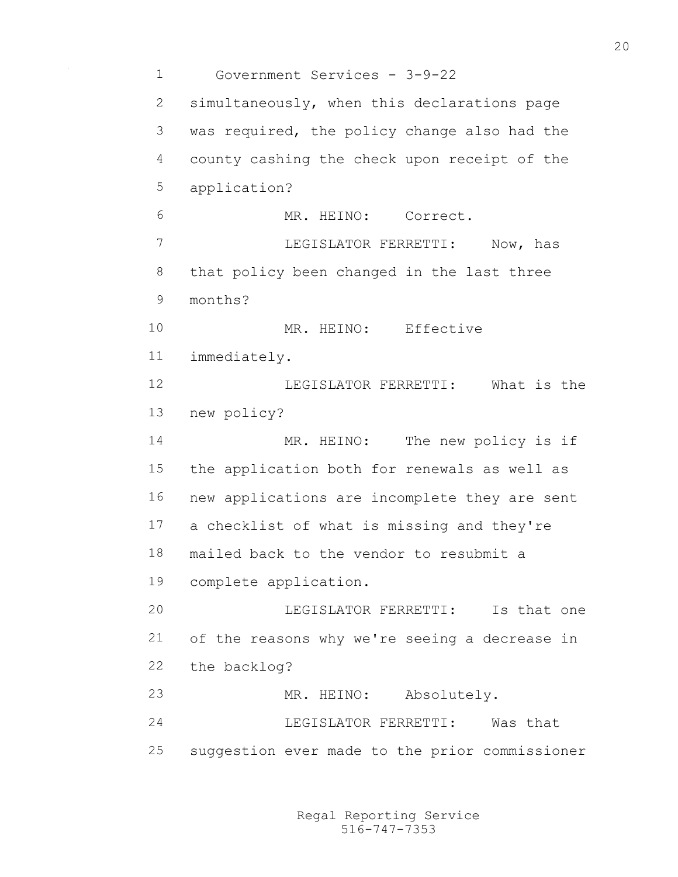simultaneously, when this declarations page was required, the policy change also had the county cashing the check upon receipt of the application?

MR. HEINO: Correct.

LEGISLATOR FERRETTI: Now, has that policy been changed in the last three months?

MR. HEINO: Effective immediately.

LEGISLATOR FERRETTI: What is the new policy?

MR. HEINO: The new policy is if the application both for renewals as well as new applications are incomplete they are sent a checklist of what is missing and they're mailed back to the vendor to resubmit a complete application.

LEGISLATOR FERRETTI: Is that one of the reasons why we're seeing a decrease in the backlog?

MR. HEINO: Absolutely.

LEGISLATOR FERRETTI: Was that suggestion ever made to the prior commissioner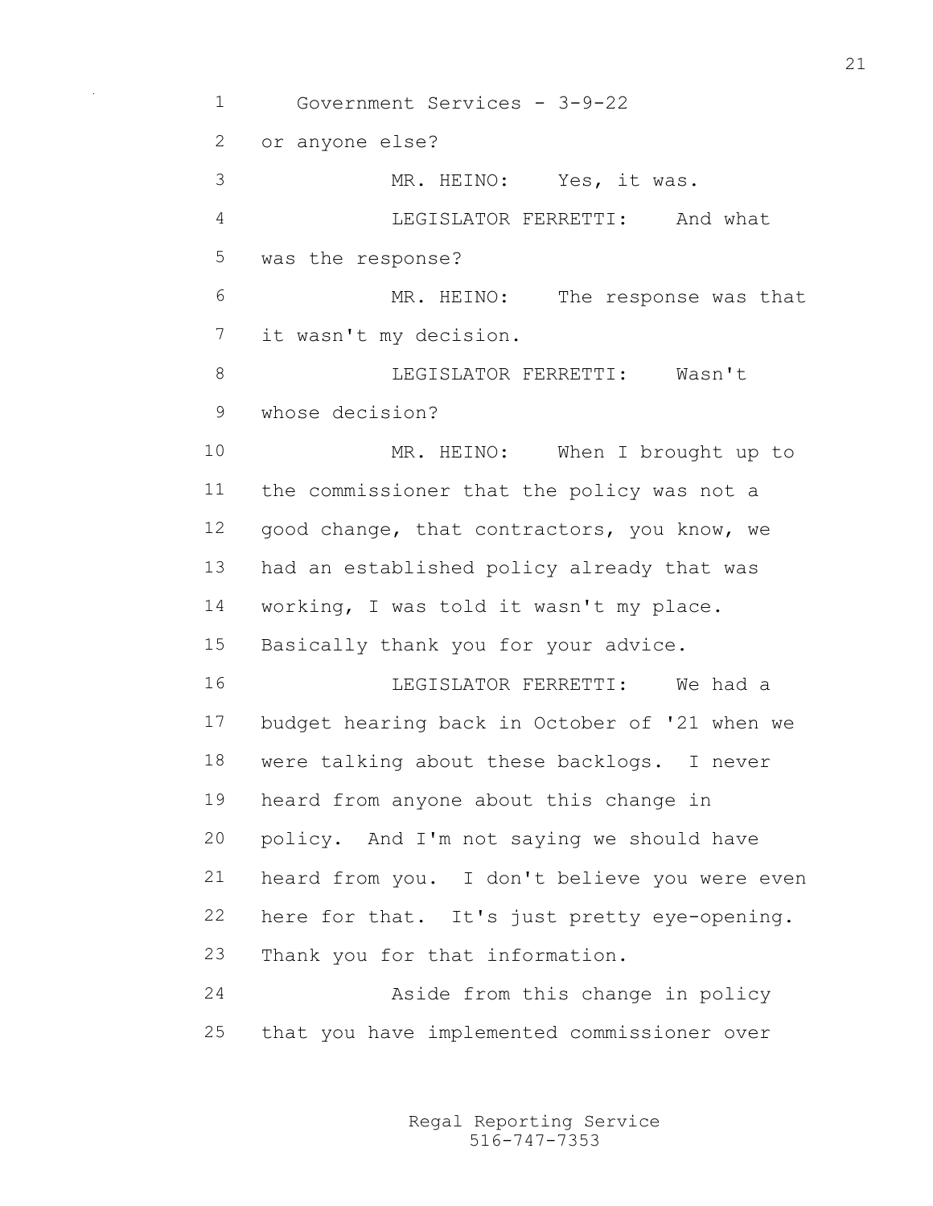Government Services - 3-9-22

or anyone else?

MR. HEINO: Yes, it was.

LEGISLATOR FERRETTI: And what was the response?

MR. HEINO: The response was that it wasn't my decision.

LEGISLATOR FERRETTI: Wasn't whose decision?

MR. HEINO: When I brought up to the commissioner that the policy was not a good change, that contractors, you know, we had an established policy already that was working, I was told it wasn't my place. Basically thank you for your advice.

LEGISLATOR FERRETTI: We had a budget hearing back in October of '21 when we were talking about these backlogs. I never heard from anyone about this change in policy. And I'm not saying we should have heard from you. I don't believe you were even here for that. It's just pretty eye-opening. Thank you for that information.

Aside from this change in policy that you have implemented commissioner over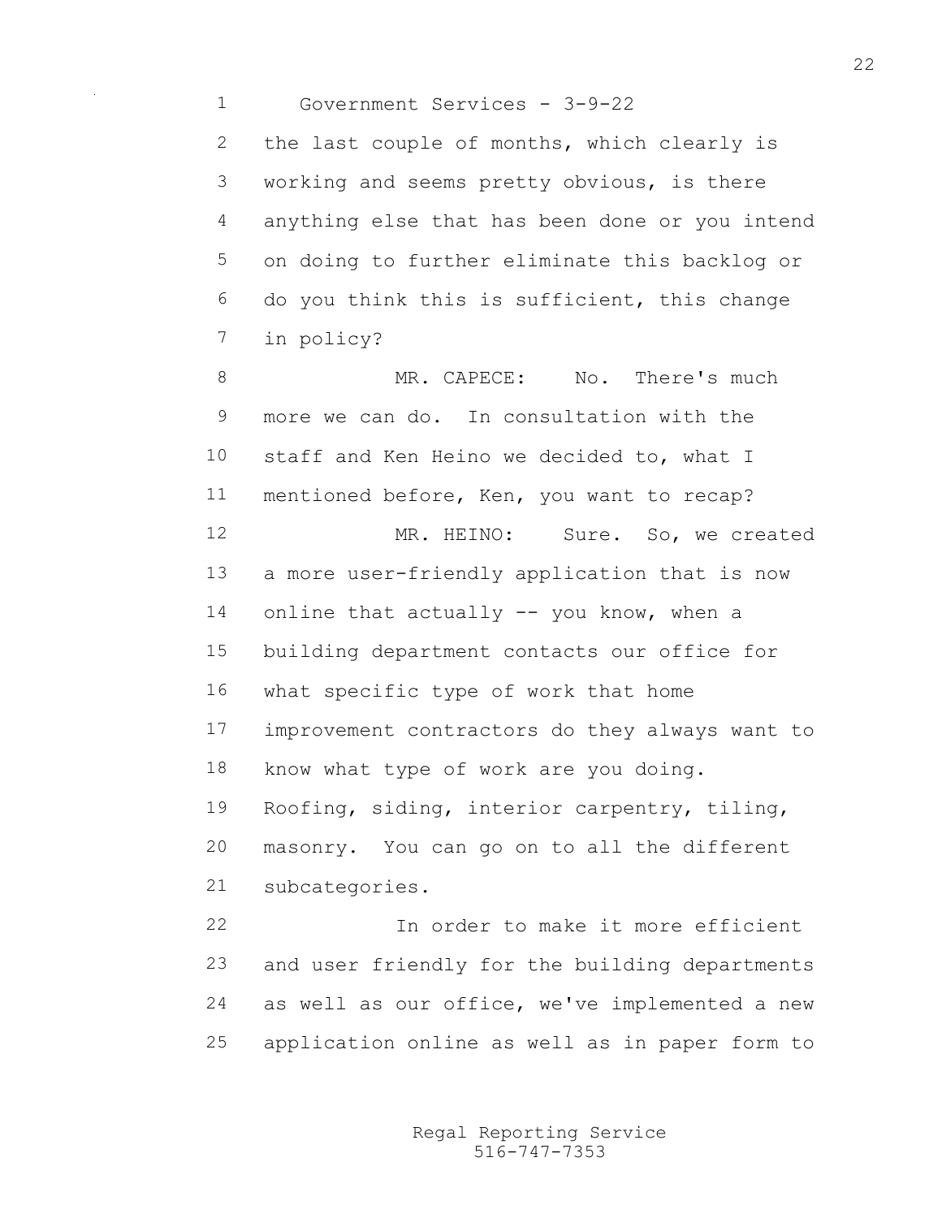the last couple of months, which clearly is working and seems pretty obvious, is there anything else that has been done or you intend on doing to further eliminate this backlog or do you think this is sufficient, this change in policy?

MR. CAPECE: No. There's much more we can do. In consultation with the staff and Ken Heino we decided to, what I mentioned before, Ken, you want to recap?

MR. HEINO: Sure. So, we created a more user-friendly application that is now online that actually -- you know, when a building department contacts our office for what specific type of work that home improvement contractors do they always want to know what type of work are you doing. Roofing, siding, interior carpentry, tiling, masonry. You can go on to all the different subcategories.

In order to make it more efficient and user friendly for the building departments as well as our office, we've implemented a new application online as well as in paper form to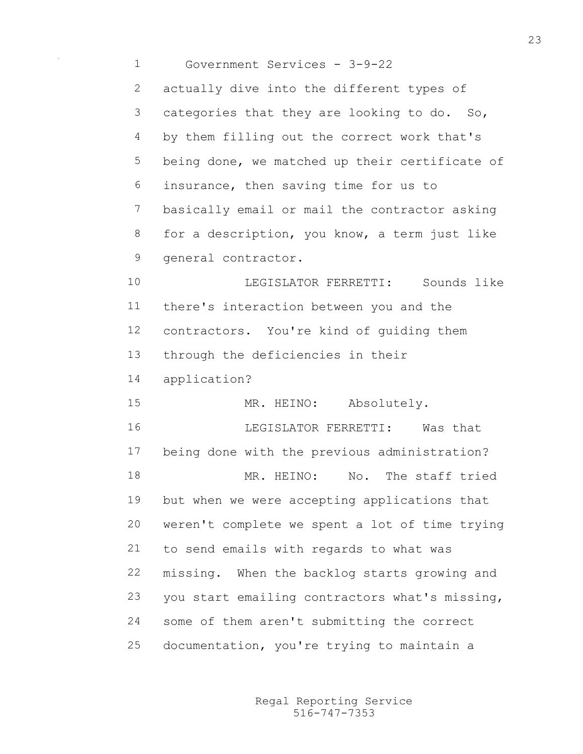actually dive into the different types of categories that they are looking to do. So, by them filling out the correct work that's being done, we matched up their certificate of insurance, then saving time for us to basically email or mail the contractor asking for a description, you know, a term just like general contractor.

LEGISLATOR FERRETTI: Sounds like there's interaction between you and the contractors. You're kind of guiding them through the deficiencies in their application?

MR. HEINO: Absolutely.

LEGISLATOR FERRETTI: Was that being done with the previous administration?

MR. HEINO: No. The staff tried but when we were accepting applications that weren't complete we spent a lot of time trying to send emails with regards to what was missing. When the backlog starts growing and you start emailing contractors what's missing, some of them aren't submitting the correct documentation, you're trying to maintain a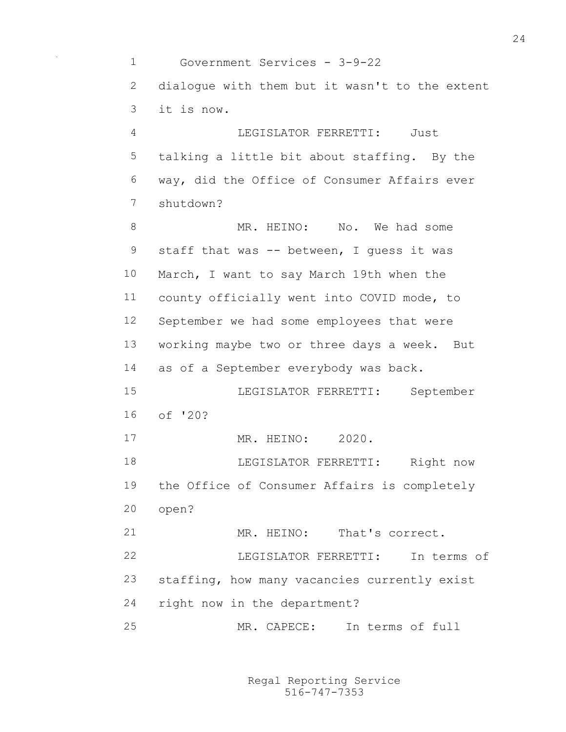dialogue with them but it wasn't to the extent it is now.

LEGISLATOR FERRETTI: Just talking a little bit about staffing. By the way, did the Office of Consumer Affairs ever shutdown?

MR. HEINO: No. We had some staff that was -- between, I guess it was March, I want to say March 19th when the county officially went into COVID mode, to September we had some employees that were working maybe two or three days a week. But as of a September everybody was back.

LEGISLATOR FERRETTI: September of '20?

MR. HEINO: 2020.

LEGISLATOR FERRETTI: Right now the Office of Consumer Affairs is completely open?

MR. HEINO: That's correct.

LEGISLATOR FERRETTI: In terms of staffing, how many vacancies currently exist right now in the department?

MR. CAPECE: In terms of full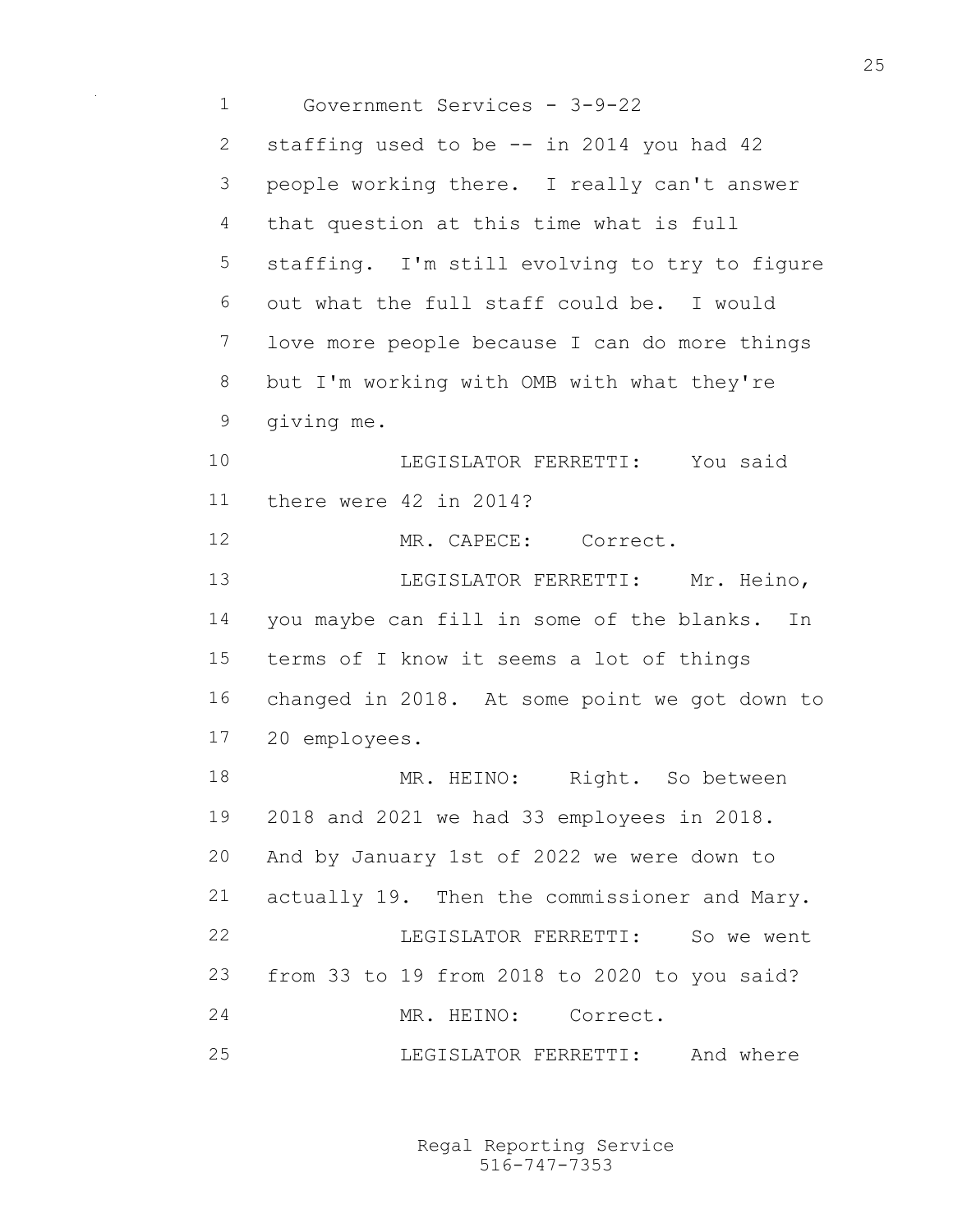staffing used to be -- in 2014 you had 42 people working there. I really can't answer that question at this time what is full staffing. I'm still evolving to try to figure out what the full staff could be. I would love more people because I can do more things but I'm working with OMB with what they're giving me.

LEGISLATOR FERRETTI: You said there were 42 in 2014?

MR. CAPECE: Correct.

LEGISLATOR FERRETTI: Mr. Heino, you maybe can fill in some of the blanks. In terms of I know it seems a lot of things changed in 2018. At some point we got down to 20 employees.

MR. HEINO: Right. So between 2018 and 2021 we had 33 employees in 2018. And by January 1st of 2022 we were down to actually 19. Then the commissioner and Mary.

LEGISLATOR FERRETTI: So we went from 33 to 19 from 2018 to 2020 to you said?

MR. HEINO: Correct.

LEGISLATOR FERRETTI: And where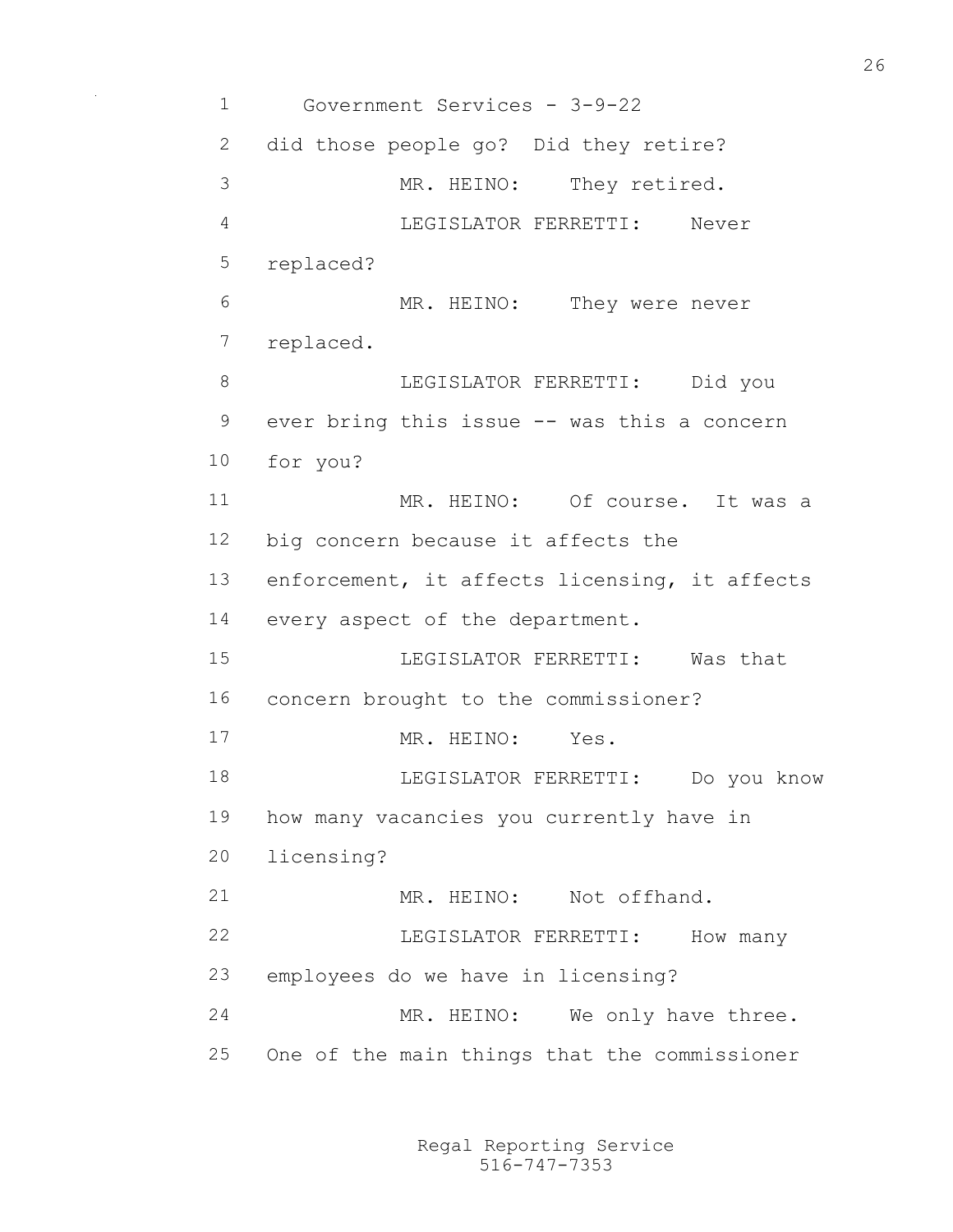did those people go? Did they retire?

MR. HEINO: They retired.

LEGISLATOR FERRETTI: Never replaced?

MR. HEINO: They were never replaced.

LEGISLATOR FERRETTI: Did you ever bring this issue -- was this a concern for you?

MR. HEINO: Of course. It was a big concern because it affects the enforcement, it affects licensing, it affects every aspect of the department.

LEGISLATOR FERRETTI: Was that concern brought to the commissioner?

MR. HEINO: Yes.

LEGISLATOR FERRETTI: Do you know how many vacancies you currently have in licensing?

MR. HEINO: Not offhand.

LEGISLATOR FERRETTI: How many employees do we have in licensing?

MR. HEINO: We only have three. One of the main things that the commissioner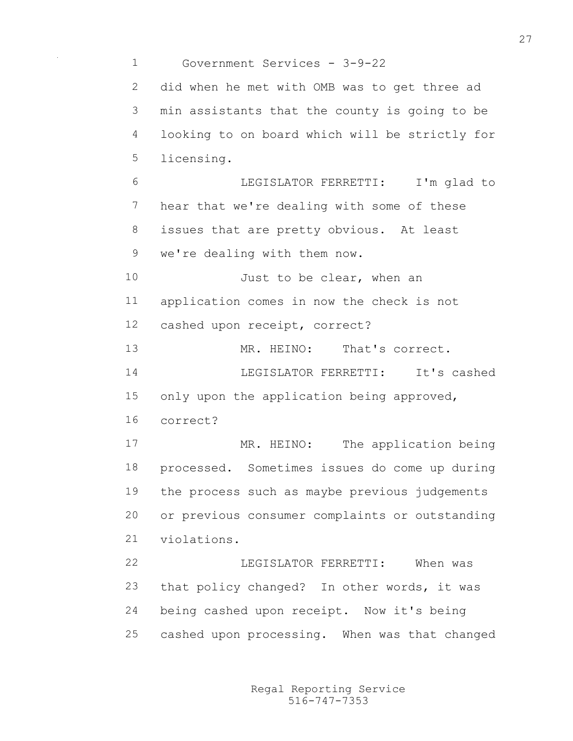did when he met with OMB was to get three ad min assistants that the county is going to be looking to on board which will be strictly for licensing.

LEGISLATOR FERRETTI: I'm glad to hear that we're dealing with some of these issues that are pretty obvious. At least we're dealing with them now.

Just to be clear, when an application comes in now the check is not cashed upon receipt, correct?

MR. HEINO: That's correct.

LEGISLATOR FERRETTI: It's cashed only upon the application being approved, correct?

MR. HEINO: The application being processed. Sometimes issues do come up during the process such as maybe previous judgements or previous consumer complaints or outstanding violations.

LEGISLATOR FERRETTI: When was that policy changed? In other words, it was being cashed upon receipt. Now it's being cashed upon processing. When was that changed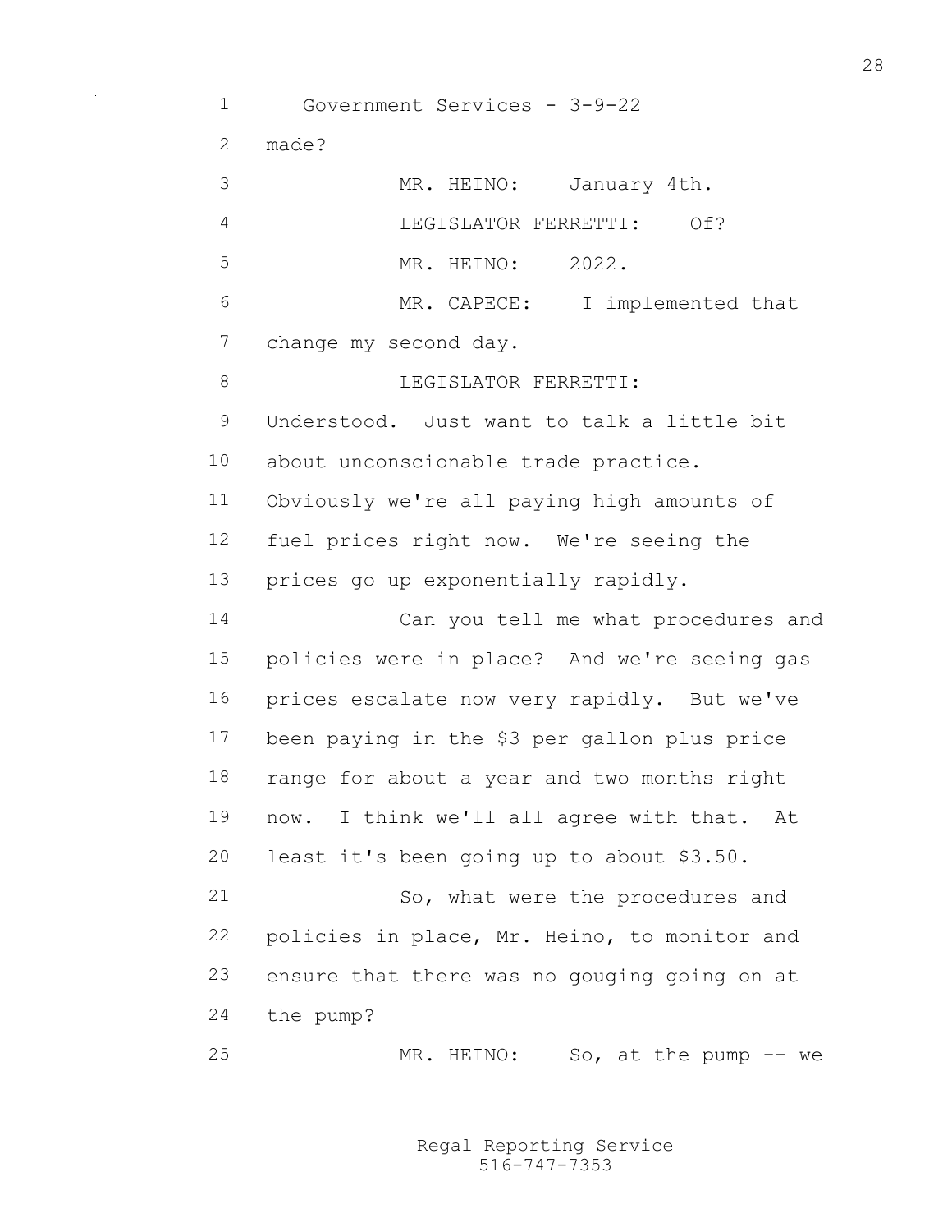made?

MR. HEINO: January 4th.

LEGISLATOR FERRETTI: Of?

MR. HEINO: 2022.

MR. CAPECE: I implemented that change my second day.

LEGISLATOR FERRETTI: Understood. Just want to talk a little bit about unconscionable trade practice. Obviously we're all paying high amounts of fuel prices right now. We're seeing the prices go up exponentially rapidly.

Can you tell me what procedures and policies were in place? And we're seeing gas prices escalate now very rapidly. But we've been paying in the $3 per gallon plus price range for about a year and two months right now. I think we'll all agree with that. At least it's been going up to about $3.50.

So, what were the procedures and policies in place, Mr. Heino, to monitor and ensure that there was no gouging going on at the pump?

MR. HEINO: So, at the pump -- we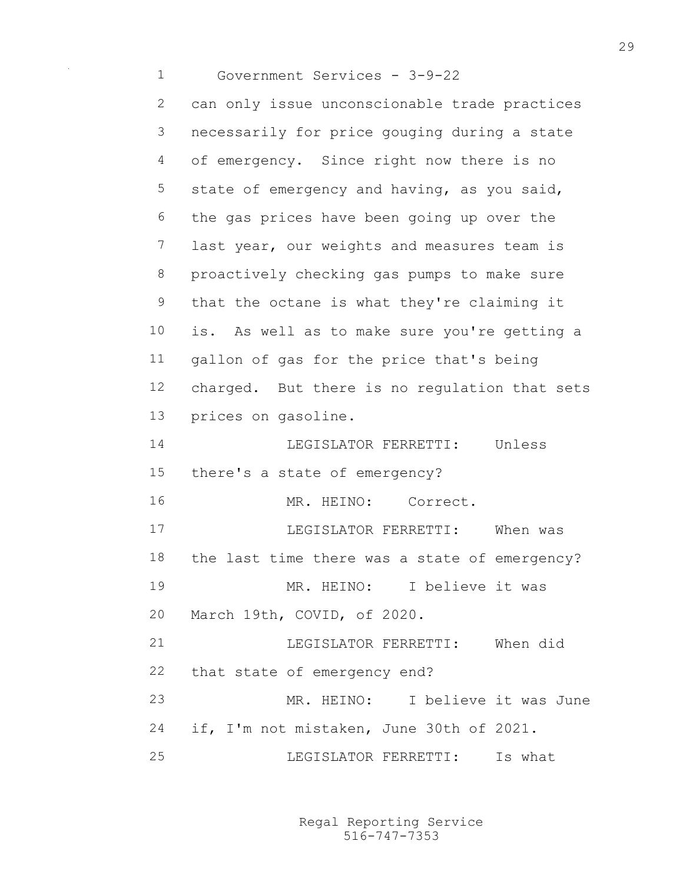can only issue unconscionable trade practices necessarily for price gouging during a state of emergency. Since right now there is no state of emergency and having, as you said, the gas prices have been going up over the last year, our weights and measures team is proactively checking gas pumps to make sure that the octane is what they're claiming it is. As well as to make sure you're getting a gallon of gas for the price that's being charged. But there is no regulation that sets prices on gasoline.

LEGISLATOR FERRETTI: Unless there's a state of emergency?

MR. HEINO: Correct.

LEGISLATOR FERRETTI: When was the last time there was a state of emergency?

MR. HEINO: I believe it was March 19th, COVID, of 2020.

LEGISLATOR FERRETTI: When did that state of emergency end?

MR. HEINO: I believe it was June if, I'm not mistaken, June 30th of 2021.

LEGISLATOR FERRETTI: Is what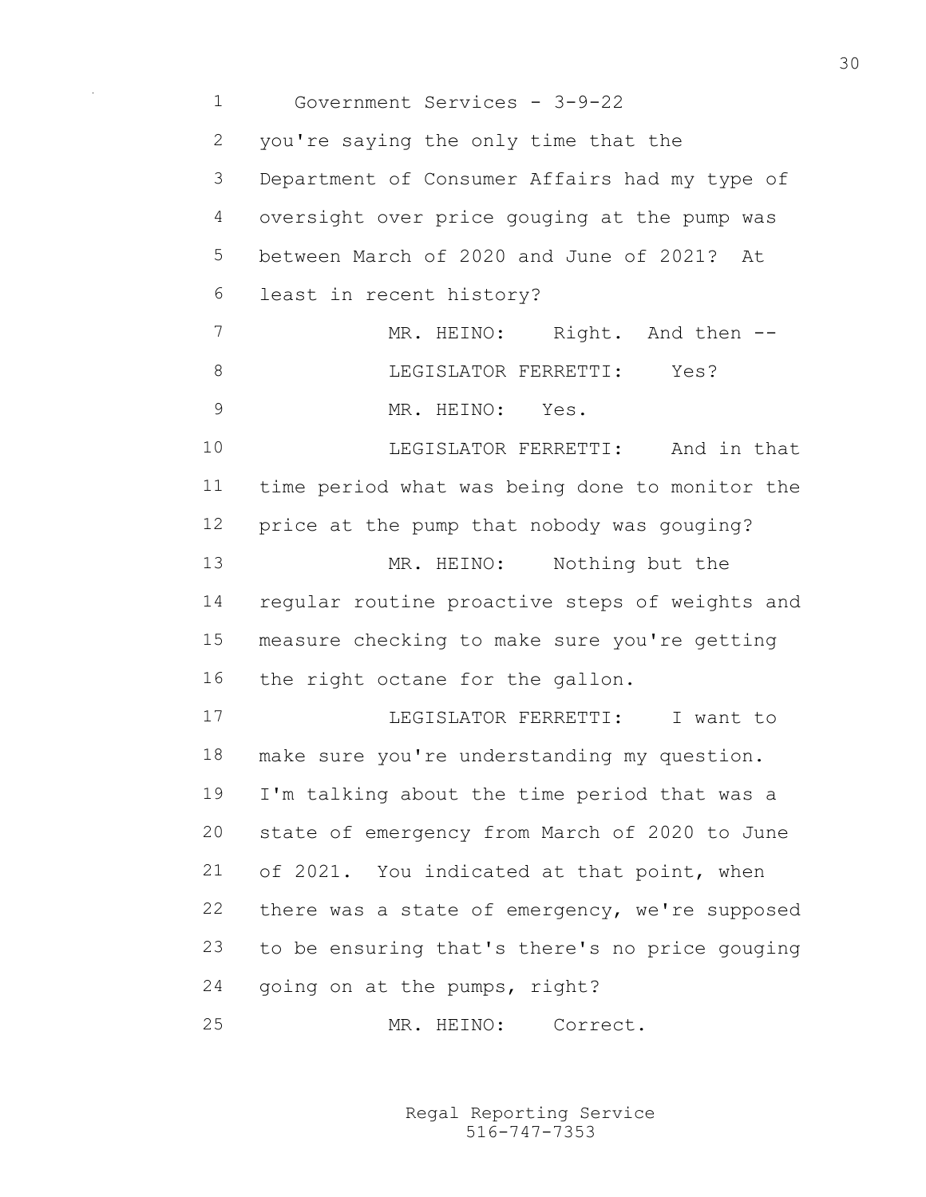Government Services - 3-9-22

you're saying the only time that the Department of Consumer Affairs had my type of oversight over price gouging at the pump was between March of 2020 and June of 2021? At least in recent history?

MR. HEINO: Right. And then --

LEGISLATOR FERRETTI: Yes?

MR. HEINO: Yes.

LEGISLATOR FERRETTI: And in that time period what was being done to monitor the price at the pump that nobody was gouging?

MR. HEINO: Nothing but the regular routine proactive steps of weights and measure checking to make sure you're getting the right octane for the gallon.

LEGISLATOR FERRETTI: I want to make sure you're understanding my question. I'm talking about the time period that was a state of emergency from March of 2020 to June of 2021. You indicated at that point, when there was a state of emergency, we're supposed to be ensuring that's there's no price gouging going on at the pumps, right?

MR. HEINO: Correct.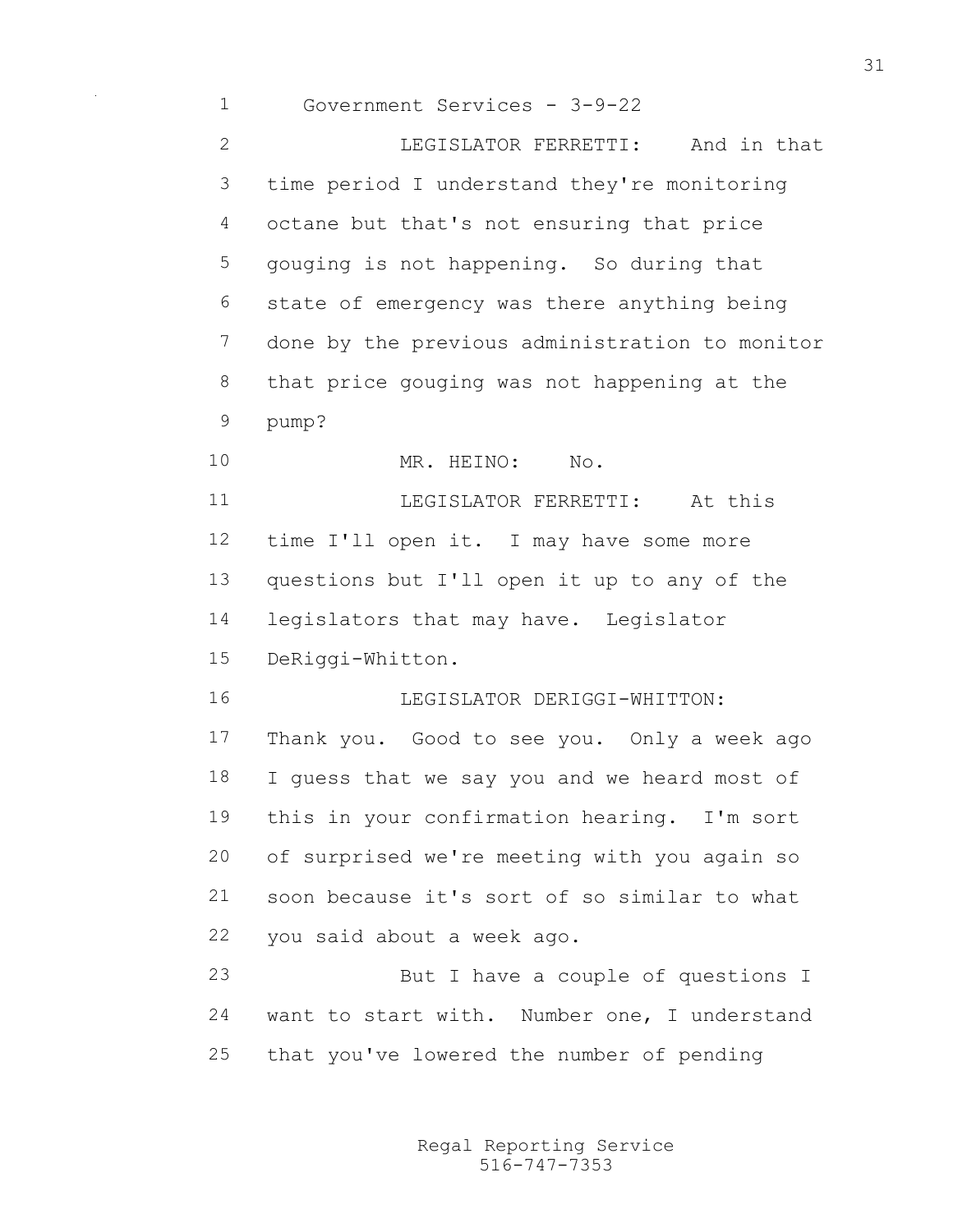LEGISLATOR FERRETTI: And in that time period I understand they're monitoring octane but that's not ensuring that price gouging is not happening. So during that state of emergency was there anything being done by the previous administration to monitor that price gouging was not happening at the pump?

MR. HEINO: No.

LEGISLATOR FERRETTI: At this time I'll open it. I may have some more questions but I'll open it up to any of the legislators that may have. Legislator DeRiggi-Whitton.

LEGISLATOR DERIGGI-WHITTON: Thank you. Good to see you. Only a week ago I guess that we say you and we heard most of this in your confirmation hearing. I'm sort of surprised we're meeting with you again so soon because it's sort of so similar to what you said about a week ago.

But I have a couple of questions I want to start with. Number one, I understand that you've lowered the number of pending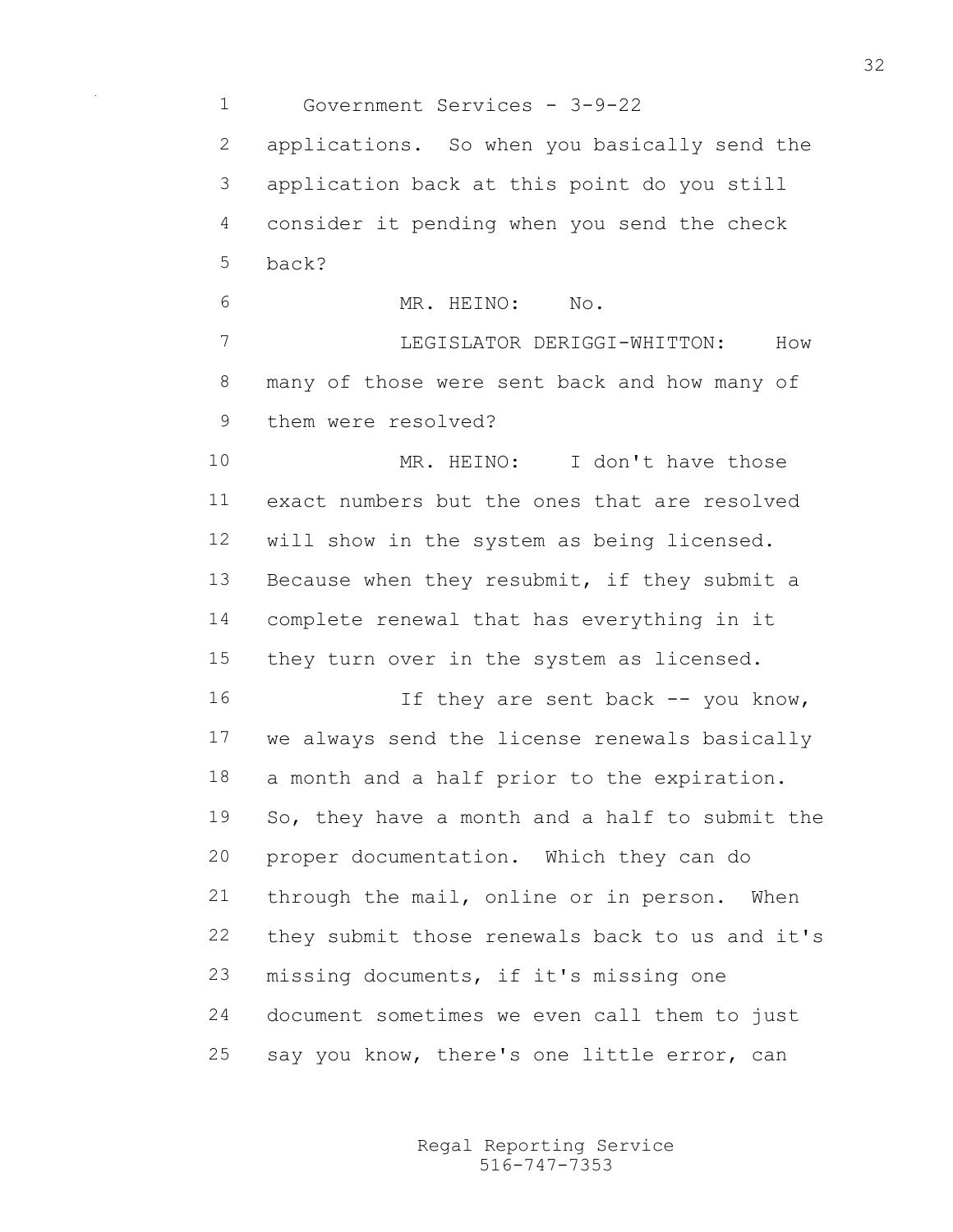applications. So when you basically send the application back at this point do you still consider it pending when you send the check back?

MR. HEINO: No.

LEGISLATOR DERIGGI-WHITTON: How many of those were sent back and how many of them were resolved?

MR. HEINO: I don't have those exact numbers but the ones that are resolved will show in the system as being licensed. Because when they resubmit, if they submit a complete renewal that has everything in it they turn over in the system as licensed.

If they are sent back -- you know, we always send the license renewals basically a month and a half prior to the expiration. So, they have a month and a half to submit the proper documentation. Which they can do through the mail, online or in person. When they submit those renewals back to us and it's missing documents, if it's missing one document sometimes we even call them to just say you know, there's one little error, can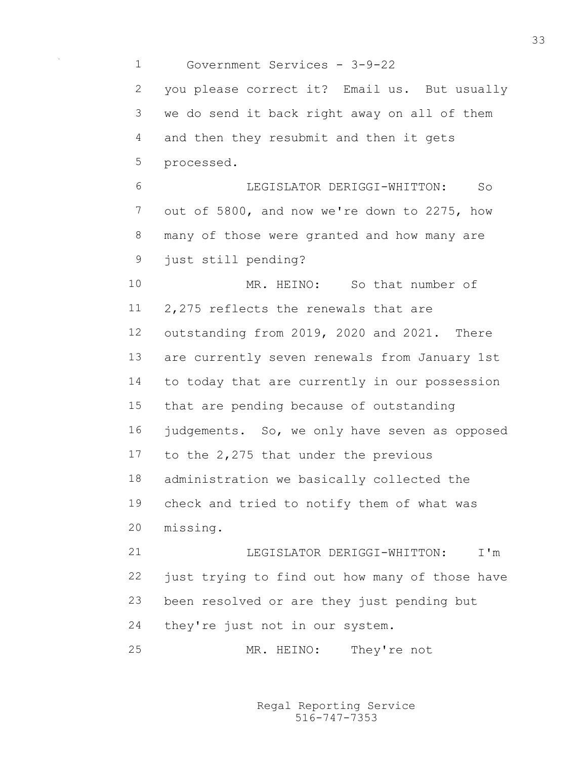you please correct it? Email us. But usually we do send it back right away on all of them and then they resubmit and then it gets processed.

LEGISLATOR DERIGGI-WHITTON: So out of 5800, and now we're down to 2275, how many of those were granted and how many are just still pending?

MR. HEINO: So that number of 2,275 reflects the renewals that are outstanding from 2019, 2020 and 2021. There are currently seven renewals from January 1st to today that are currently in our possession that are pending because of outstanding judgements. So, we only have seven as opposed to the 2,275 that under the previous administration we basically collected the check and tried to notify them of what was missing.

LEGISLATOR DERIGGI-WHITTON: I'm just trying to find out how many of those have been resolved or are they just pending but they're just not in our system.

MR. HEINO: They're not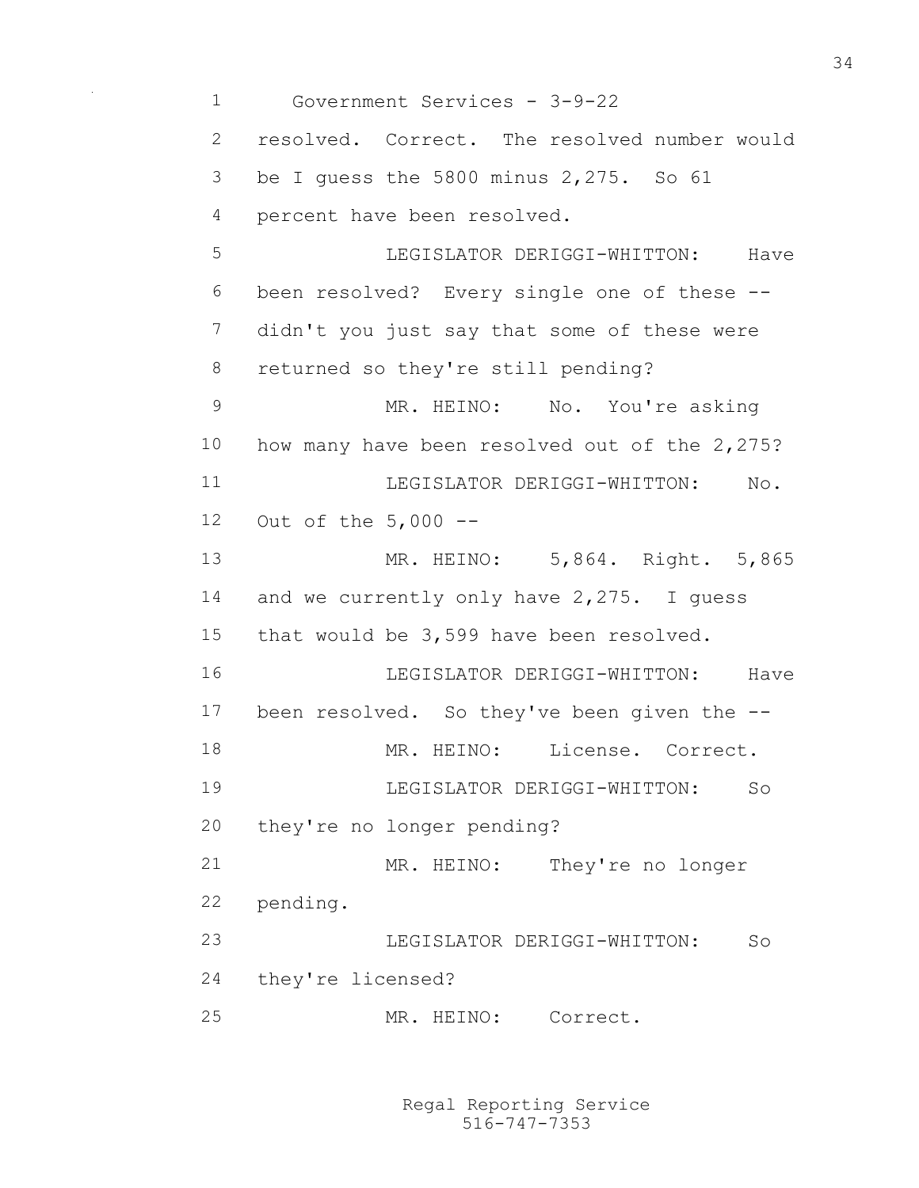Government Services - 3-9-22

resolved. Correct. The resolved number would be I guess the 5800 minus 2,275. So 61 percent have been resolved.

LEGISLATOR DERIGGI-WHITTON: Have been resolved? Every single one of these -- didn't you just say that some of these were returned so they're still pending?

MR. HEINO: No. You're asking how many have been resolved out of the 2,275?

LEGISLATOR DERIGGI-WHITTON: No. Out of the 5,000 --

MR. HEINO: 5,864. Right. 5,865 and we currently only have 2,275. I guess that would be 3,599 have been resolved.

LEGISLATOR DERIGGI-WHITTON: Have been resolved. So they've been given the --

MR. HEINO: License. Correct.

LEGISLATOR DERIGGI-WHITTON: So they're no longer pending?

MR. HEINO: They're no longer pending.

LEGISLATOR DERIGGI-WHITTON: So they're licensed?

MR. HEINO: Correct.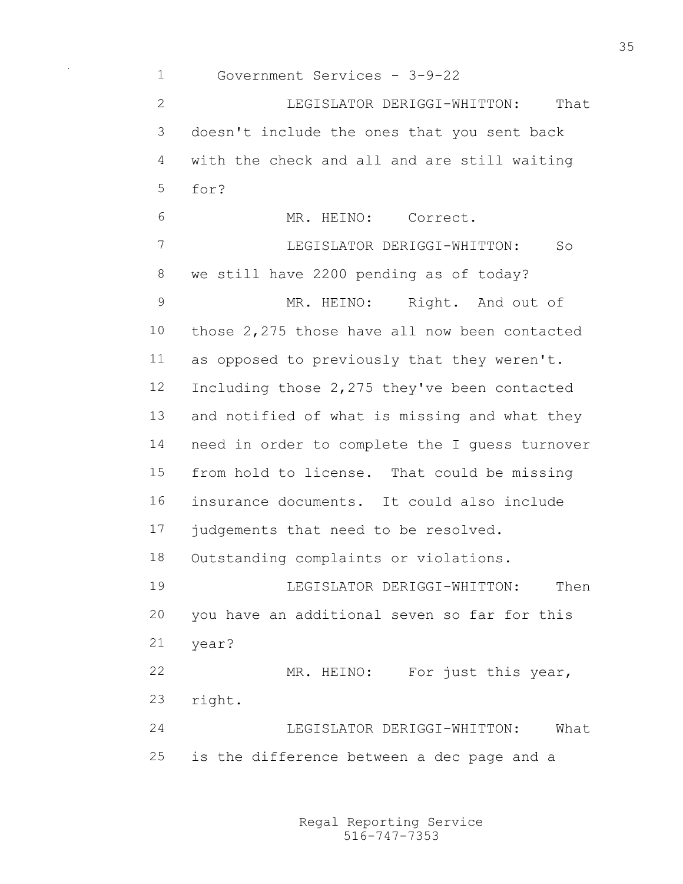Government Services - 3-9-22

LEGISLATOR DERIGGI-WHITTON: That doesn't include the ones that you sent back with the check and all and are still waiting for?

MR. HEINO: Correct.

LEGISLATOR DERIGGI-WHITTON: So we still have 2200 pending as of today?

MR. HEINO: Right. And out of those 2,275 those have all now been contacted as opposed to previously that they weren't. Including those 2,275 they've been contacted and notified of what is missing and what they need in order to complete the I guess turnover from hold to license. That could be missing insurance documents. It could also include judgements that need to be resolved. Outstanding complaints or violations.

LEGISLATOR DERIGGI-WHITTON: Then you have an additional seven so far for this year?

MR. HEINO: For just this year, right.

LEGISLATOR DERIGGI-WHITTON: What is the difference between a dec page and a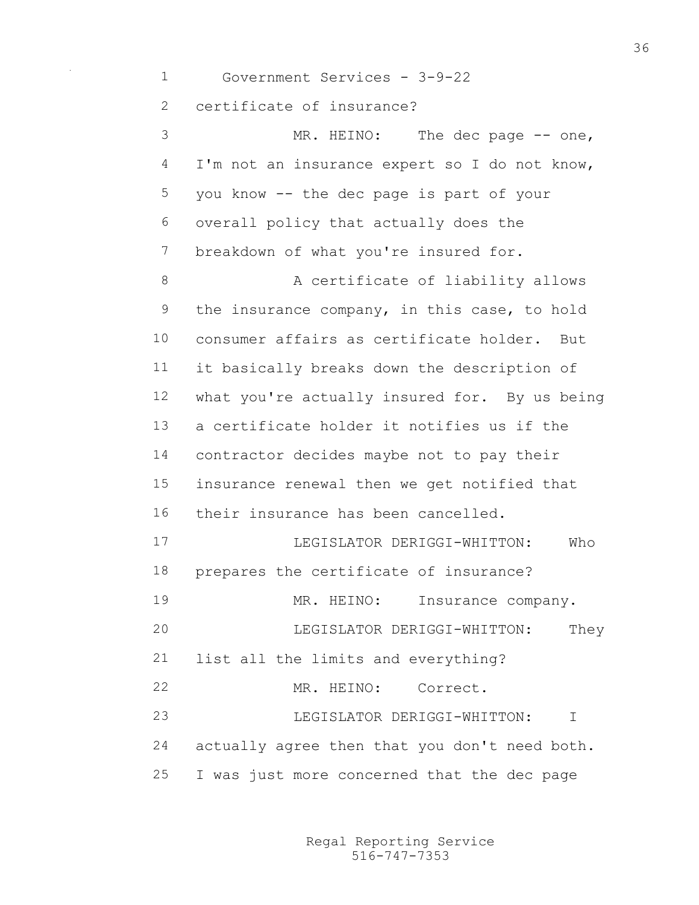certificate of insurance?

MR. HEINO: The dec page -- one, I'm not an insurance expert so I do not know, you know -- the dec page is part of your overall policy that actually does the breakdown of what you're insured for.

A certificate of liability allows the insurance company, in this case, to hold consumer affairs as certificate holder. But it basically breaks down the description of what you're actually insured for. By us being a certificate holder it notifies us if the contractor decides maybe not to pay their insurance renewal then we get notified that their insurance has been cancelled.

LEGISLATOR DERIGGI-WHITTON: Who prepares the certificate of insurance?

MR. HEINO: Insurance company.

LEGISLATOR DERIGGI-WHITTON: They list all the limits and everything?

MR. HEINO: Correct.

LEGISLATOR DERIGGI-WHITTON: I actually agree then that you don't need both. I was just more concerned that the dec page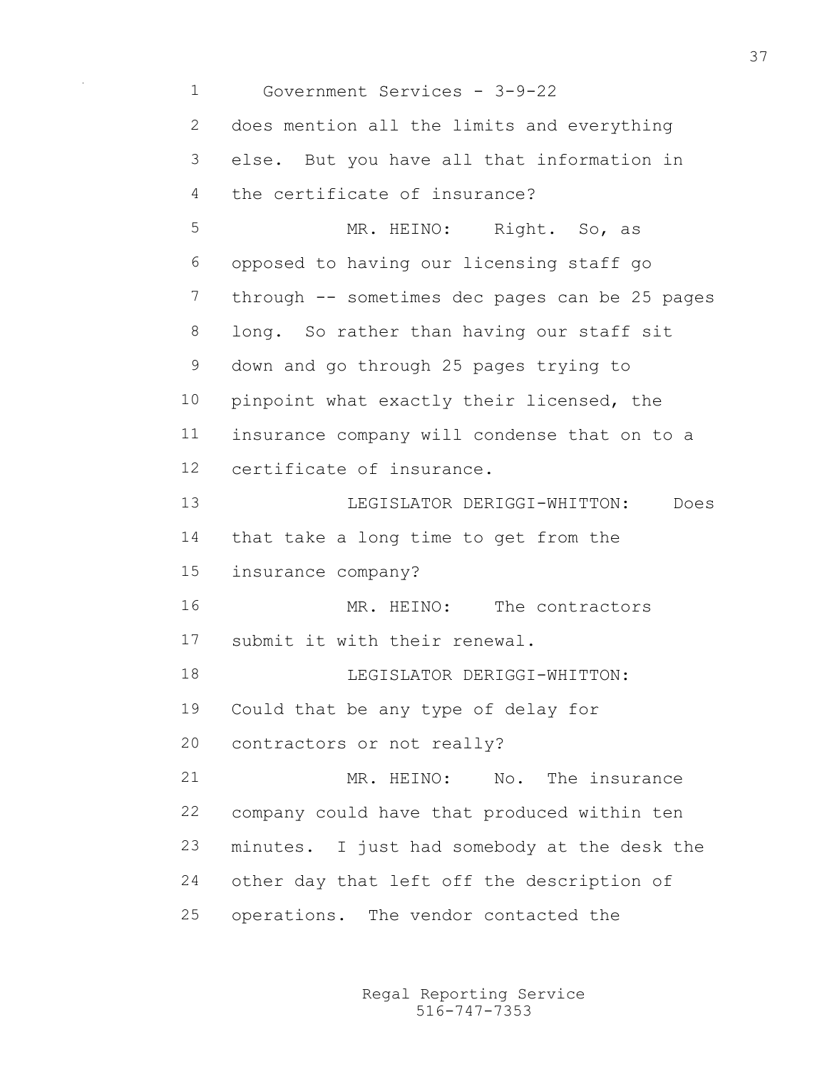does mention all the limits and everything else. But you have all that information in the certificate of insurance?

MR. HEINO: Right. So, as opposed to having our licensing staff go through -- sometimes dec pages can be 25 pages long. So rather than having our staff sit down and go through 25 pages trying to pinpoint what exactly their licensed, the insurance company will condense that on to a certificate of insurance.

LEGISLATOR DERIGGI-WHITTON: Does that take a long time to get from the insurance company?

MR. HEINO: The contractors submit it with their renewal.

LEGISLATOR DERIGGI-WHITTON: Could that be any type of delay for contractors or not really?

MR. HEINO: No. The insurance company could have that produced within ten minutes. I just had somebody at the desk the other day that left off the description of operations. The vendor contacted the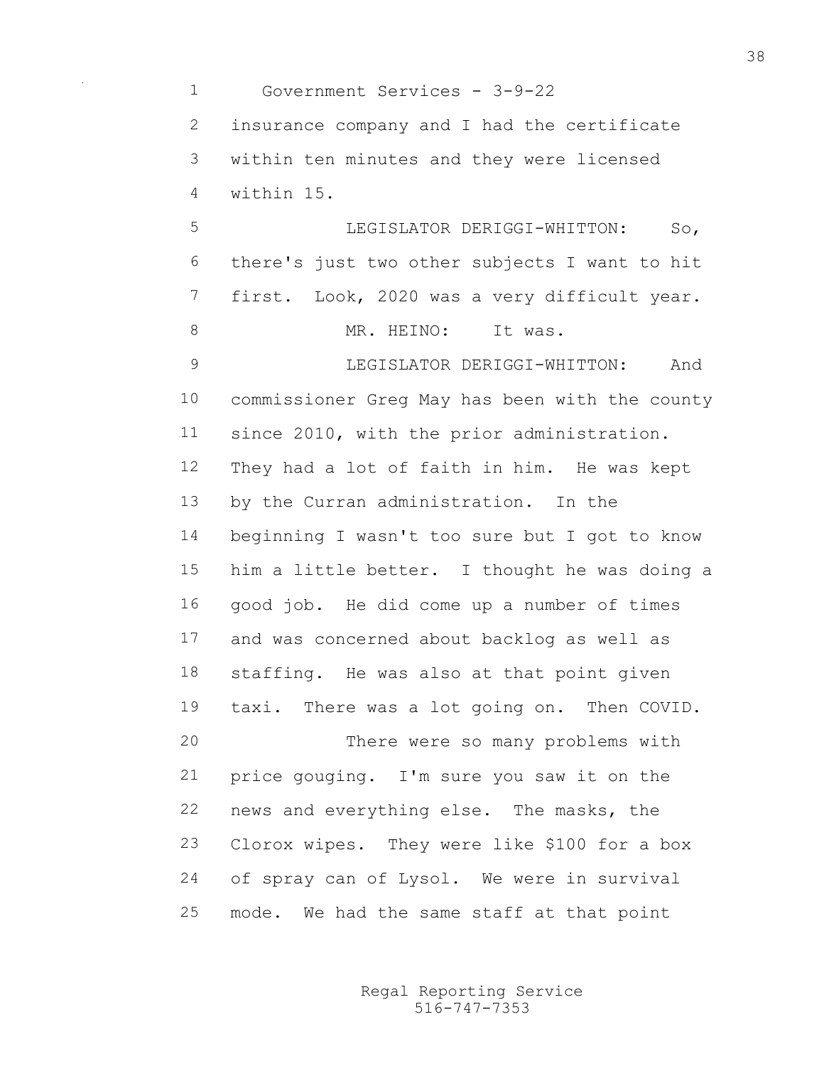insurance company and I had the certificate within ten minutes and they were licensed within 15.

LEGISLATOR DERIGGI-WHITTON: So, there's just two other subjects I want to hit first. Look, 2020 was a very difficult year.

MR. HEINO: It was.

LEGISLATOR DERIGGI-WHITTON: And commissioner Greg May has been with the county since 2010, with the prior administration. They had a lot of faith in him. He was kept by the Curran administration. In the beginning I wasn't too sure but I got to know him a little better. I thought he was doing a good job. He did come up a number of times and was concerned about backlog as well as staffing. He was also at that point given taxi. There was a lot going on. Then COVID.

There were so many problems with price gouging. I'm sure you saw it on the news and everything else. The masks, the Clorox wipes. They were like $100 for a box of spray can of Lysol. We were in survival mode. We had the same staff at that point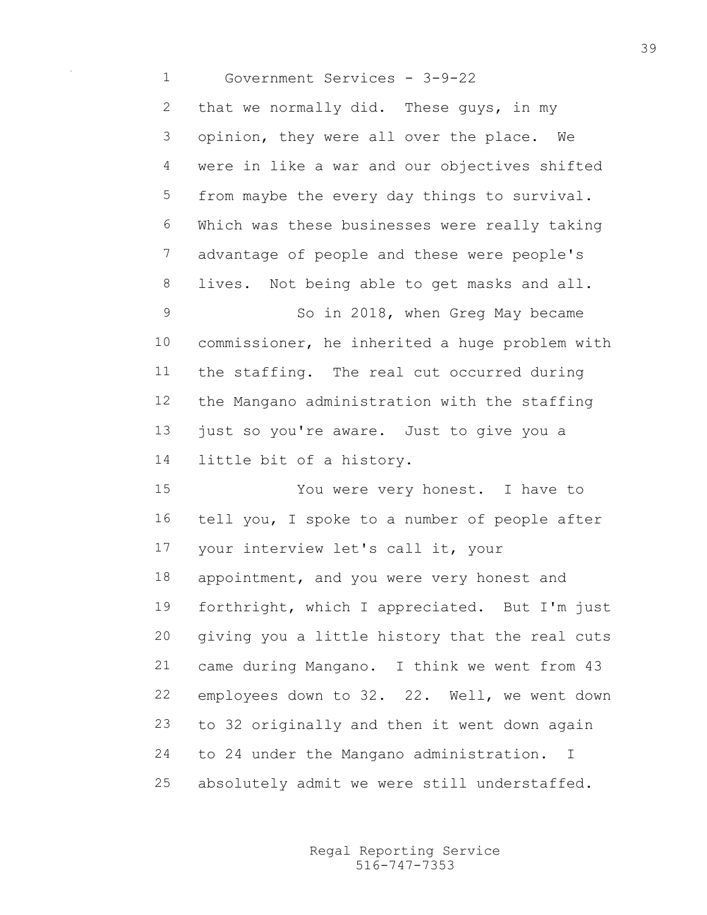that we normally did. These guys, in my opinion, they were all over the place. We were in like a war and our objectives shifted from maybe the every day things to survival. Which was these businesses were really taking advantage of people and these were people's lives. Not being able to get masks and all.

So in 2018, when Greg May became commissioner, he inherited a huge problem with the staffing. The real cut occurred during the Mangano administration with the staffing just so you're aware. Just to give you a little bit of a history.

You were very honest. I have to tell you, I spoke to a number of people after your interview let's call it, your appointment, and you were very honest and forthright, which I appreciated. But I'm just giving you a little history that the real cuts came during Mangano. I think we went from 43 employees down to 32. 22. Well, we went down to 32 originally and then it went down again to 24 under the Mangano administration. I absolutely admit we were still understaffed.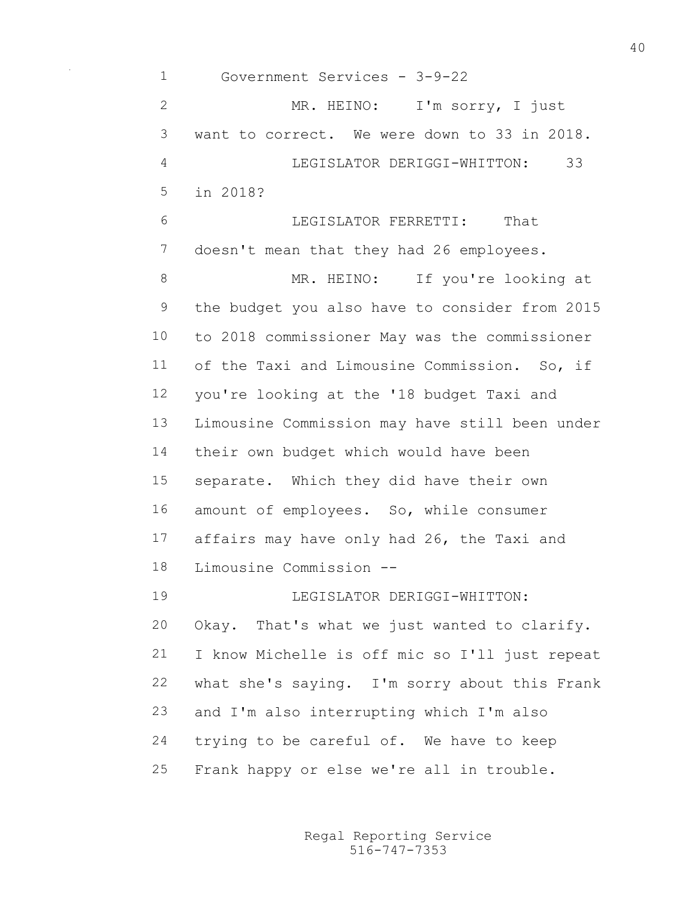Government Services - 3-9-22

MR. HEINO: I'm sorry, I just want to correct. We were down to 33 in 2018.

LEGISLATOR DERIGGI-WHITTON: 33 in 2018?

LEGISLATOR FERRETTI: That doesn't mean that they had 26 employees.

MR. HEINO: If you're looking at the budget you also have to consider from 2015 to 2018 commissioner May was the commissioner of the Taxi and Limousine Commission. So, if you're looking at the '18 budget Taxi and Limousine Commission may have still been under their own budget which would have been separate. Which they did have their own amount of employees. So, while consumer affairs may have only had 26, the Taxi and Limousine Commission --

LEGISLATOR DERIGGI-WHITTON: Okay. That's what we just wanted to clarify. I know Michelle is off mic so I'll just repeat what she's saying. I'm sorry about this Frank and I'm also interrupting which I'm also trying to be careful of. We have to keep Frank happy or else we're all in trouble.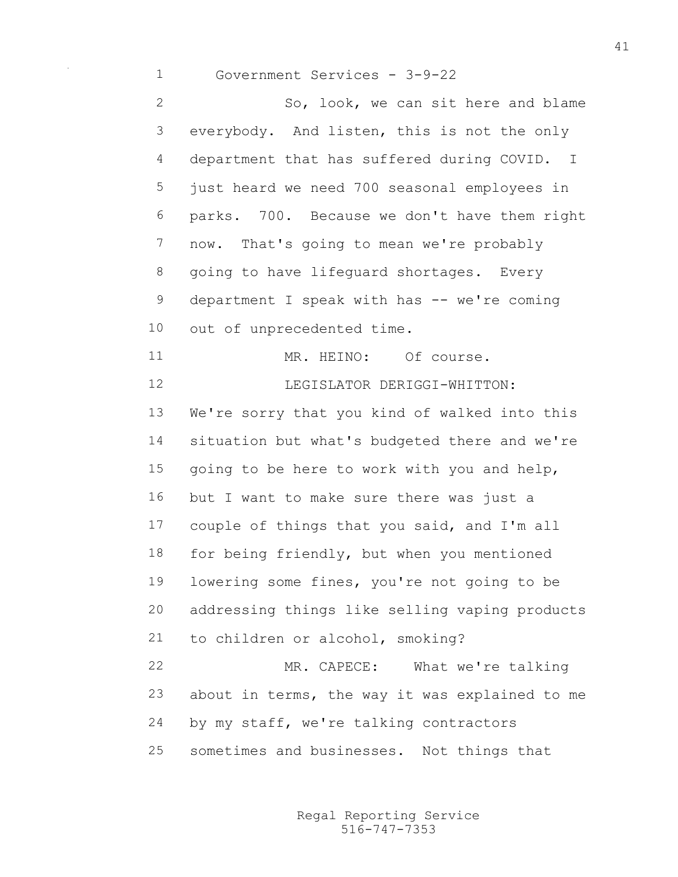So, look, we can sit here and blame everybody. And listen, this is not the only department that has suffered during COVID. I just heard we need 700 seasonal employees in parks. 700. Because we don't have them right now. That's going to mean we're probably going to have lifeguard shortages. Every department I speak with has -- we're coming out of unprecedented time.

MR. HEINO: Of course.

LEGISLATOR DERIGGI-WHITTON: We're sorry that you kind of walked into this situation but what's budgeted there and we're going to be here to work with you and help, but I want to make sure there was just a couple of things that you said, and I'm all for being friendly, but when you mentioned lowering some fines, you're not going to be addressing things like selling vaping products to children or alcohol, smoking?

MR. CAPECE: What we're talking about in terms, the way it was explained to me by my staff, we're talking contractors sometimes and businesses. Not things that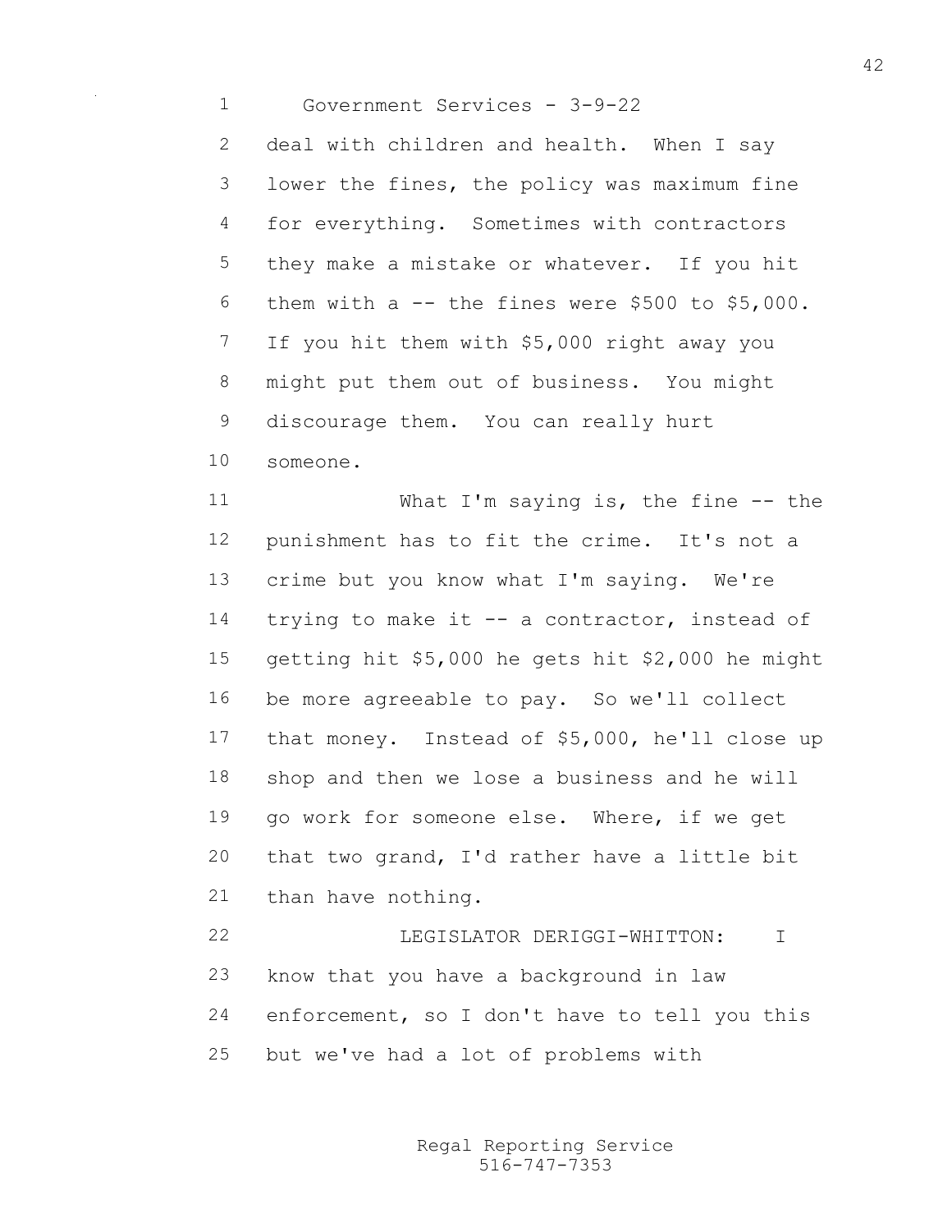deal with children and health. When I say lower the fines, the policy was maximum fine for everything. Sometimes with contractors they make a mistake or whatever. If you hit them with a -- the fines were $500 to $5,000. If you hit them with $5,000 right away you might put them out of business. You might discourage them. You can really hurt someone.

What I'm saying is, the fine -- the punishment has to fit the crime. It's not a crime but you know what I'm saying. We're trying to make it -- a contractor, instead of getting hit $5,000 he gets hit $2,000 he might be more agreeable to pay. So we'll collect that money. Instead of $5,000, he'll close up shop and then we lose a business and he will go work for someone else. Where, if we get that two grand, I'd rather have a little bit than have nothing.

LEGISLATOR DERIGGI-WHITTON: I know that you have a background in law enforcement, so I don't have to tell you this but we've had a lot of problems with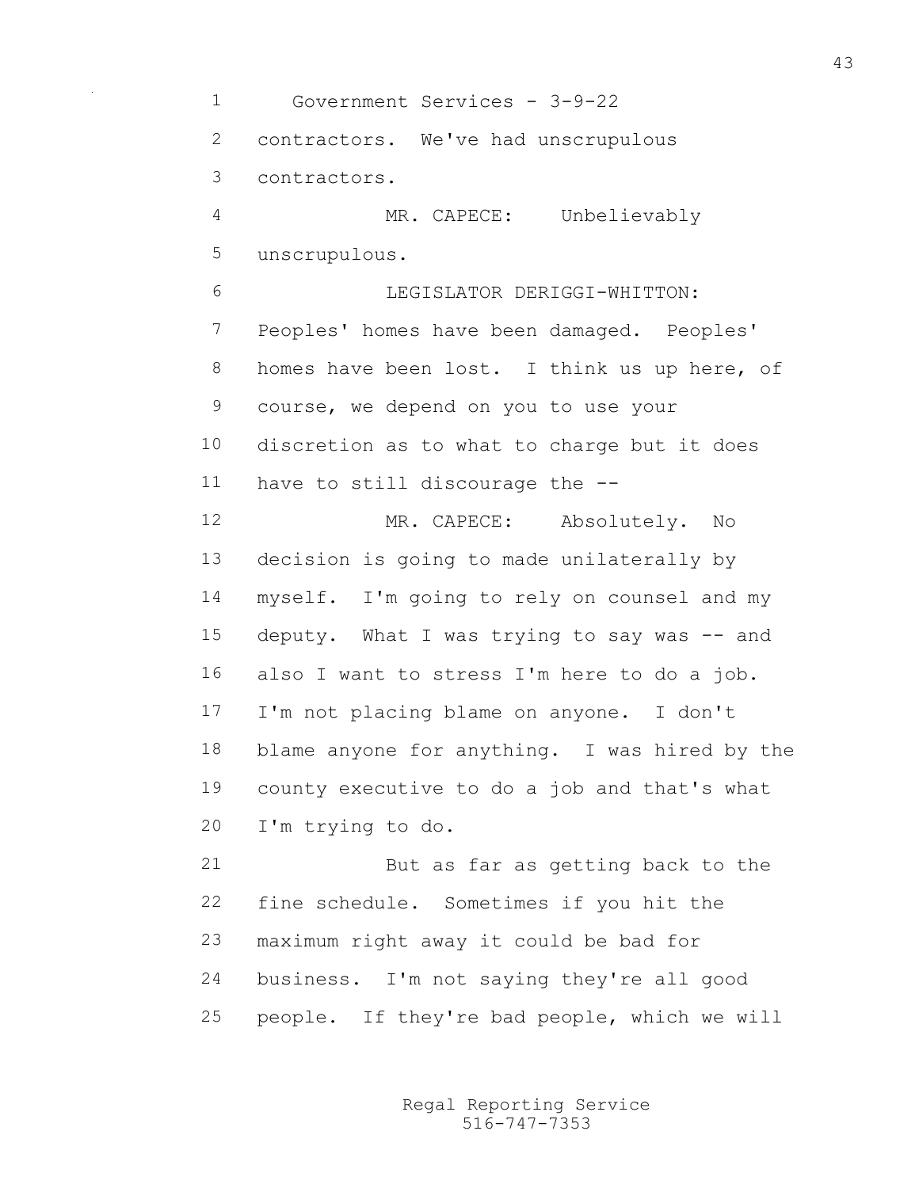contractors. We've had unscrupulous contractors.

MR. CAPECE: Unbelievably unscrupulous.

LEGISLATOR DERIGGI-WHITTON: Peoples' homes have been damaged. Peoples' homes have been lost. I think us up here, of course, we depend on you to use your discretion as to what to charge but it does have to still discourage the --

MR. CAPECE: Absolutely. No decision is going to made unilaterally by myself. I'm going to rely on counsel and my deputy. What I was trying to say was -- and also I want to stress I'm here to do a job. I'm not placing blame on anyone. I don't blame anyone for anything. I was hired by the county executive to do a job and that's what I'm trying to do.

But as far as getting back to the fine schedule. Sometimes if you hit the maximum right away it could be bad for business. I'm not saying they're all good people. If they're bad people, which we will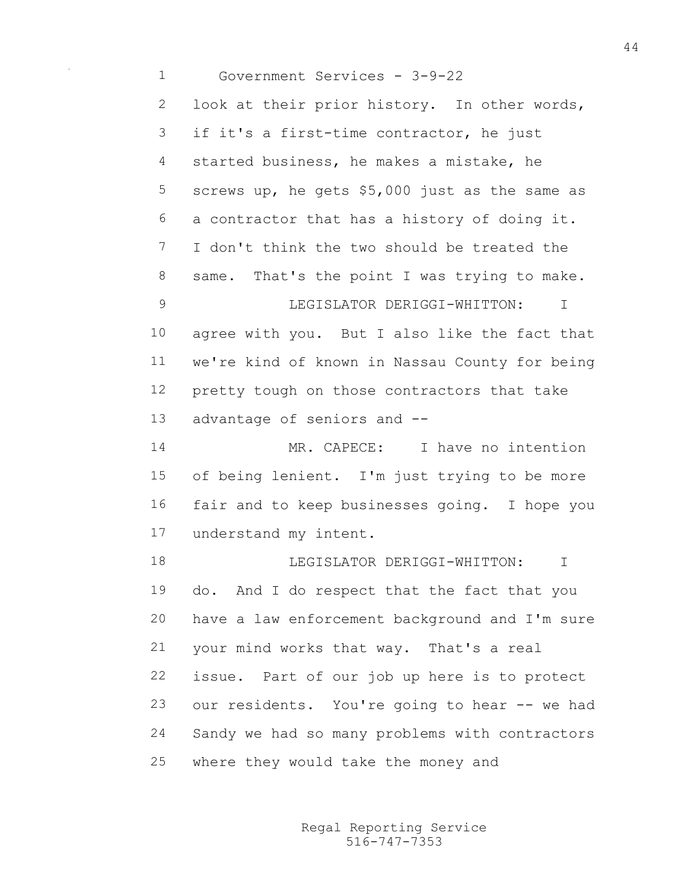look at their prior history. In other words, if it's a first-time contractor, he just started business, he makes a mistake, he screws up, he gets $5,000 just as the same as a contractor that has a history of doing it. I don't think the two should be treated the same. That's the point I was trying to make.

LEGISLATOR DERIGGI-WHITTON: I agree with you. But I also like the fact that we're kind of known in Nassau County for being pretty tough on those contractors that take advantage of seniors and --

MR. CAPECE: I have no intention of being lenient. I'm just trying to be more fair and to keep businesses going. I hope you understand my intent.

LEGISLATOR DERIGGI-WHITTON: I do. And I do respect that the fact that you have a law enforcement background and I'm sure your mind works that way. That's a real issue. Part of our job up here is to protect our residents. You're going to hear -- we had Sandy we had so many problems with contractors where they would take the money and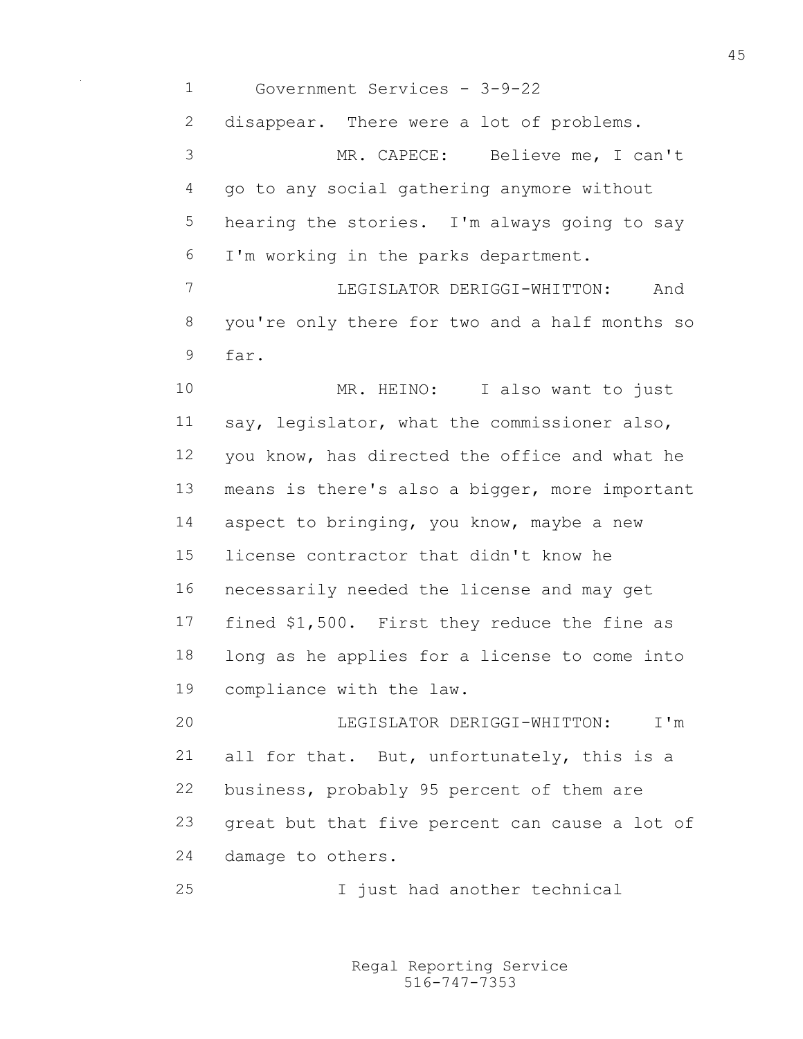disappear. There were a lot of problems.

MR. CAPECE: Believe me, I can't go to any social gathering anymore without hearing the stories. I'm always going to say I'm working in the parks department.

LEGISLATOR DERIGGI-WHITTON: And you're only there for two and a half months so far.

MR. HEINO: I also want to just say, legislator, what the commissioner also, you know, has directed the office and what he means is there's also a bigger, more important aspect to bringing, you know, maybe a new license contractor that didn't know he necessarily needed the license and may get fined $1,500. First they reduce the fine as long as he applies for a license to come into compliance with the law.

LEGISLATOR DERIGGI-WHITTON: I'm all for that. But, unfortunately, this is a business, probably 95 percent of them are great but that five percent can cause a lot of damage to others.

I just had another technical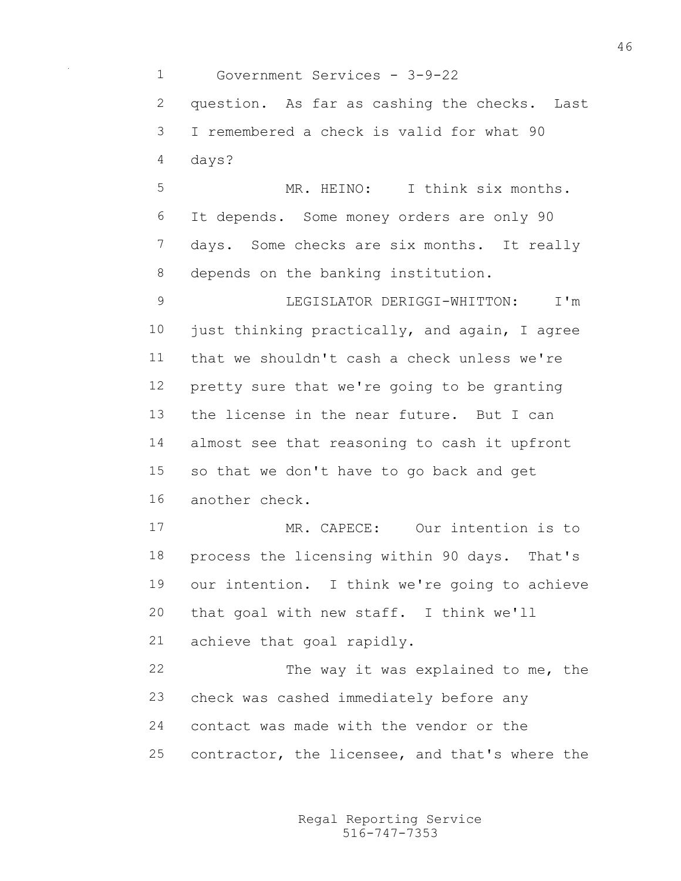question. As far as cashing the checks. Last I remembered a check is valid for what 90 days?

MR. HEINO: I think six months. It depends. Some money orders are only 90 days. Some checks are six months. It really depends on the banking institution.

LEGISLATOR DERIGGI-WHITTON: I'm just thinking practically, and again, I agree that we shouldn't cash a check unless we're pretty sure that we're going to be granting the license in the near future. But I can almost see that reasoning to cash it upfront so that we don't have to go back and get another check.

MR. CAPECE: Our intention is to process the licensing within 90 days. That's our intention. I think we're going to achieve that goal with new staff. I think we'll achieve that goal rapidly.

The way it was explained to me, the check was cashed immediately before any contact was made with the vendor or the contractor, the licensee, and that's where the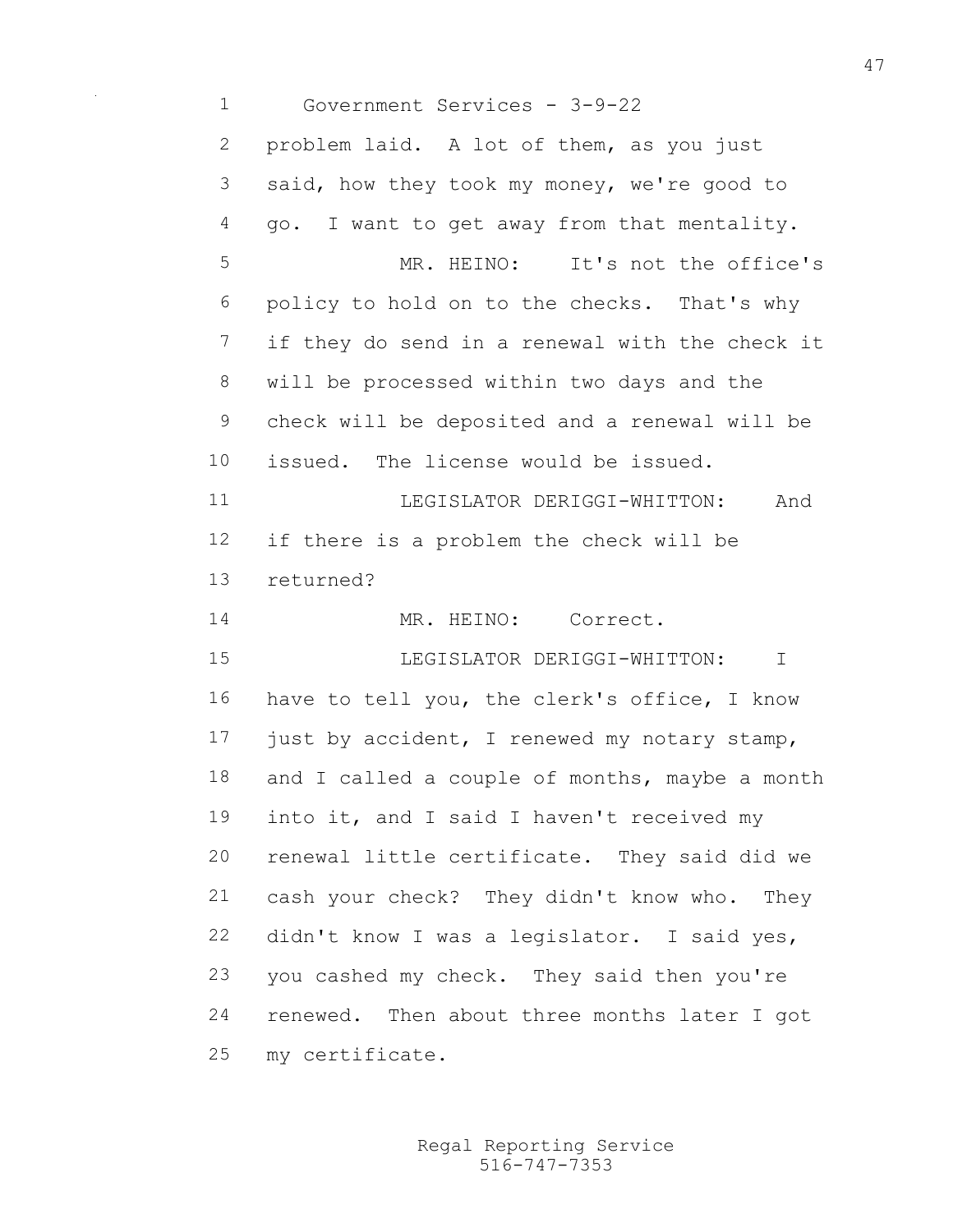problem laid. A lot of them, as you just said, how they took my money, we're good to go. I want to get away from that mentality.

MR. HEINO: It's not the office's policy to hold on to the checks. That's why if they do send in a renewal with the check it will be processed within two days and the check will be deposited and a renewal will be issued. The license would be issued.

LEGISLATOR DERIGGI-WHITTON: And if there is a problem the check will be returned?

MR. HEINO: Correct.

LEGISLATOR DERIGGI-WHITTON: I have to tell you, the clerk's office, I know just by accident, I renewed my notary stamp, and I called a couple of months, maybe a month into it, and I said I haven't received my renewal little certificate. They said did we cash your check? They didn't know who. They didn't know I was a legislator. I said yes, you cashed my check. They said then you're renewed. Then about three months later I got my certificate.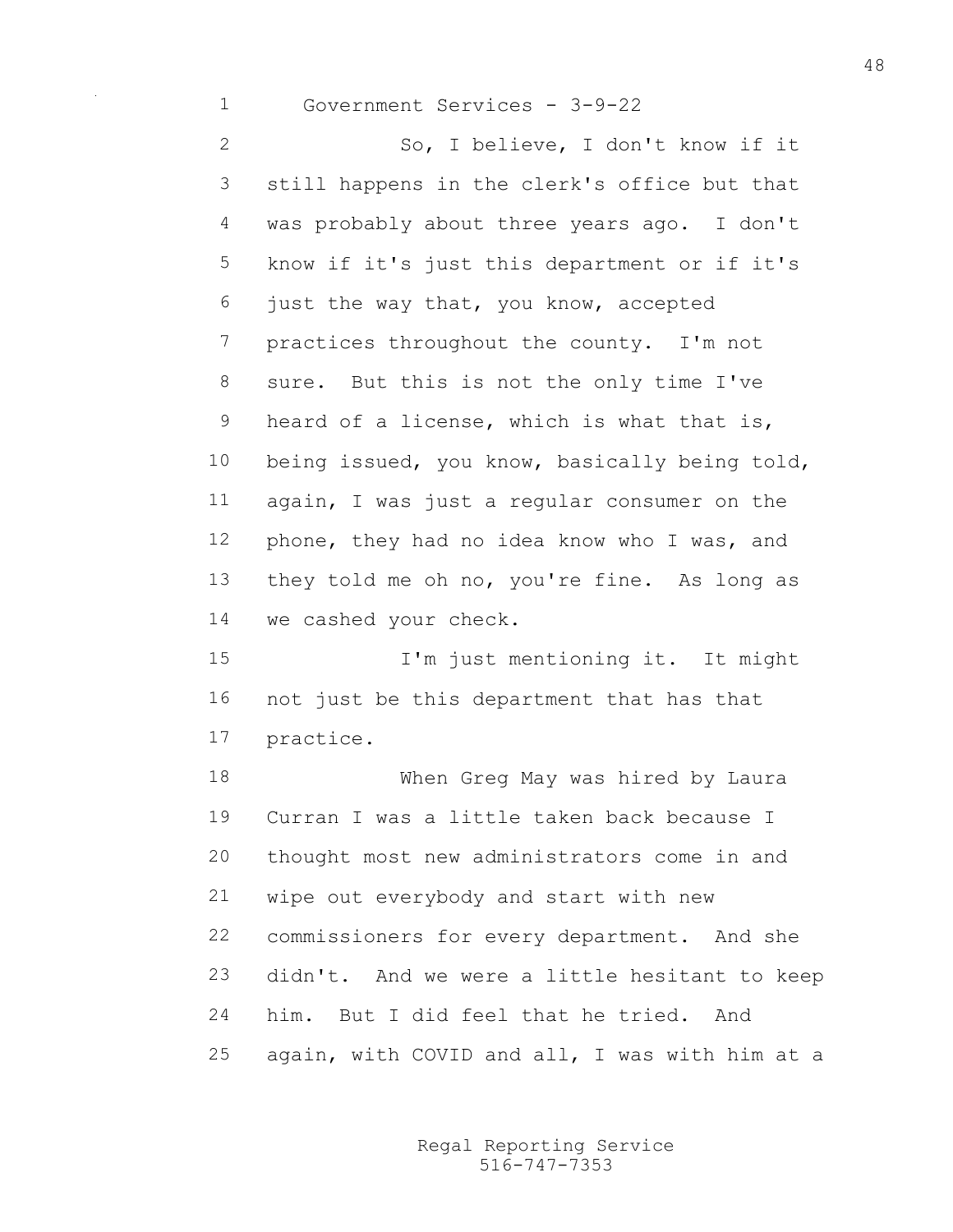So, I believe, I don't know if it still happens in the clerk's office but that was probably about three years ago. I don't know if it's just this department or if it's just the way that, you know, accepted practices throughout the county. I'm not sure. But this is not the only time I've heard of a license, which is what that is, being issued, you know, basically being told, again, I was just a regular consumer on the phone, they had no idea know who I was, and they told me oh no, you're fine. As long as we cashed your check.

I'm just mentioning it. It might not just be this department that has that practice.

When Greg May was hired by Laura Curran I was a little taken back because I thought most new administrators come in and wipe out everybody and start with new commissioners for every department. And she didn't. And we were a little hesitant to keep him. But I did feel that he tried. And again, with COVID and all, I was with him at a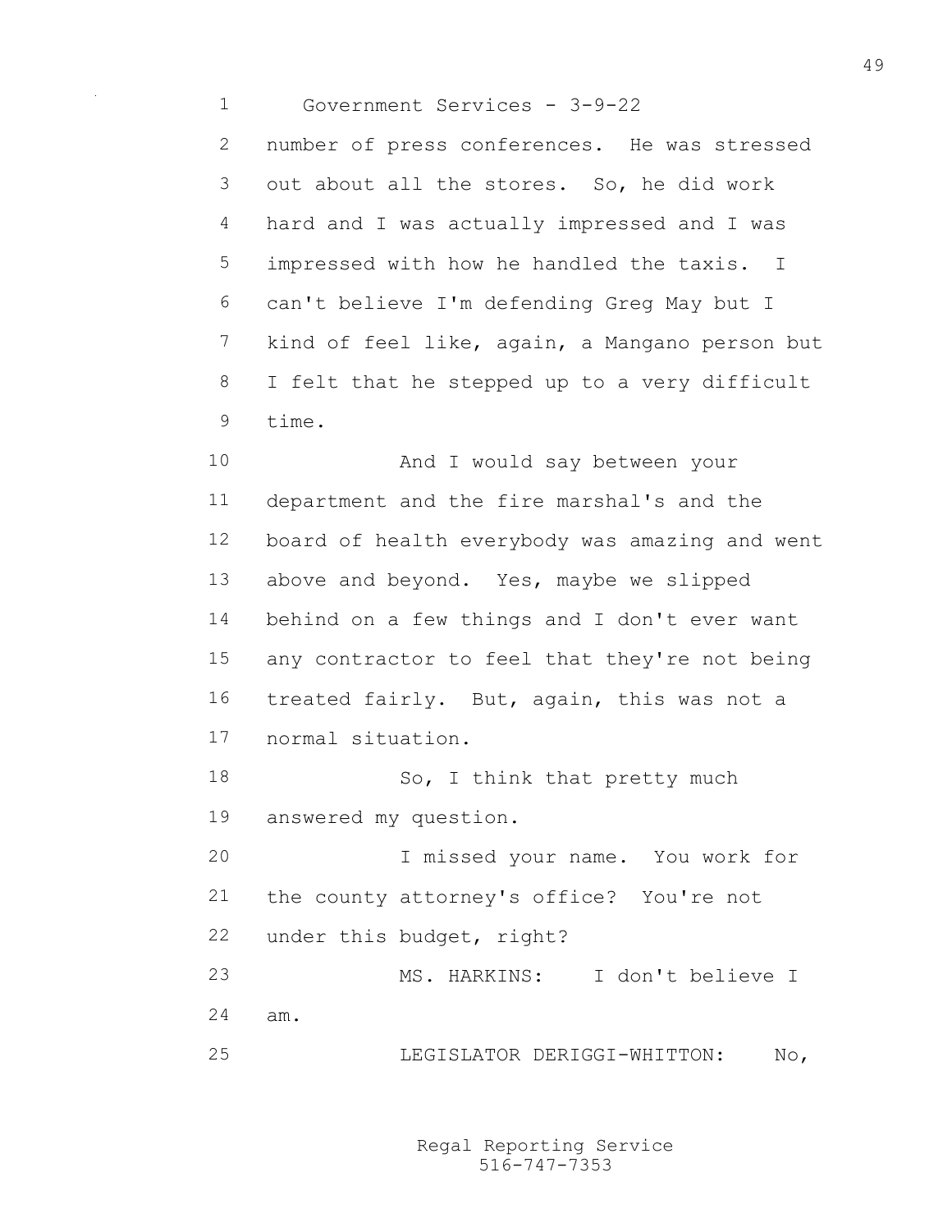number of press conferences. He was stressed out about all the stores. So, he did work hard and I was actually impressed and I was impressed with how he handled the taxis. I can't believe I'm defending Greg May but I kind of feel like, again, a Mangano person but I felt that he stepped up to a very difficult time.

And I would say between your department and the fire marshal's and the board of health everybody was amazing and went above and beyond. Yes, maybe we slipped behind on a few things and I don't ever want any contractor to feel that they're not being treated fairly. But, again, this was not a normal situation.

So, I think that pretty much answered my question.

I missed your name. You work for the county attorney's office? You're not under this budget, right?

MS. HARKINS: I don't believe I am.

LEGISLATOR DERIGGI-WHITTON: No,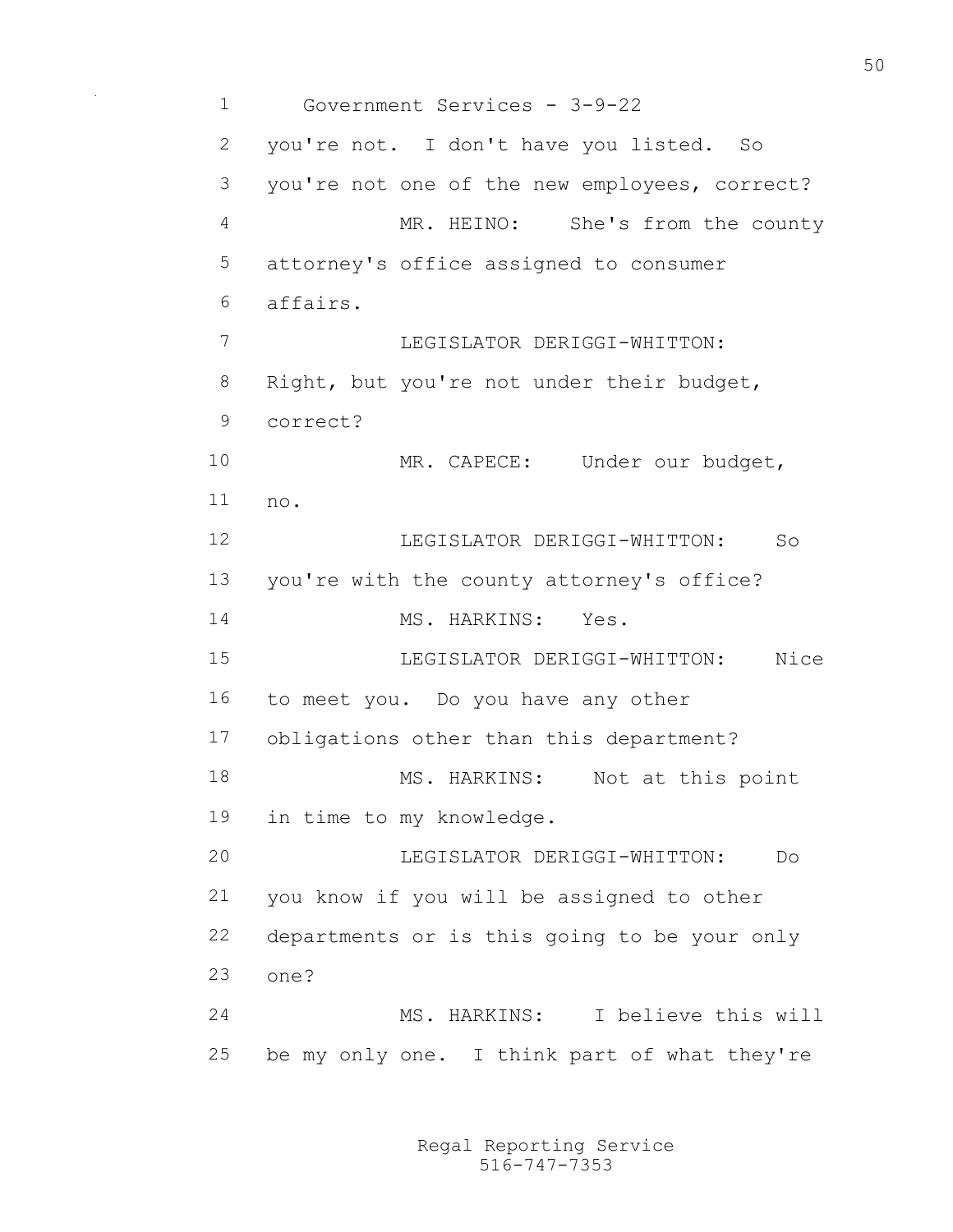you're not. I don't have you listed. So you're not one of the new employees, correct?

MR. HEINO: She's from the county attorney's office assigned to consumer affairs.

LEGISLATOR DERIGGI-WHITTON: Right, but you're not under their budget, correct?

MR. CAPECE: Under our budget, no.

LEGISLATOR DERIGGI-WHITTON: So you're with the county attorney's office?

MS. HARKINS: Yes.

LEGISLATOR DERIGGI-WHITTON: Nice to meet you. Do you have any other obligations other than this department?

MS. HARKINS: Not at this point in time to my knowledge.

LEGISLATOR DERIGGI-WHITTON: Do you know if you will be assigned to other departments or is this going to be your only one?

MS. HARKINS: I believe this will be my only one. I think part of what they're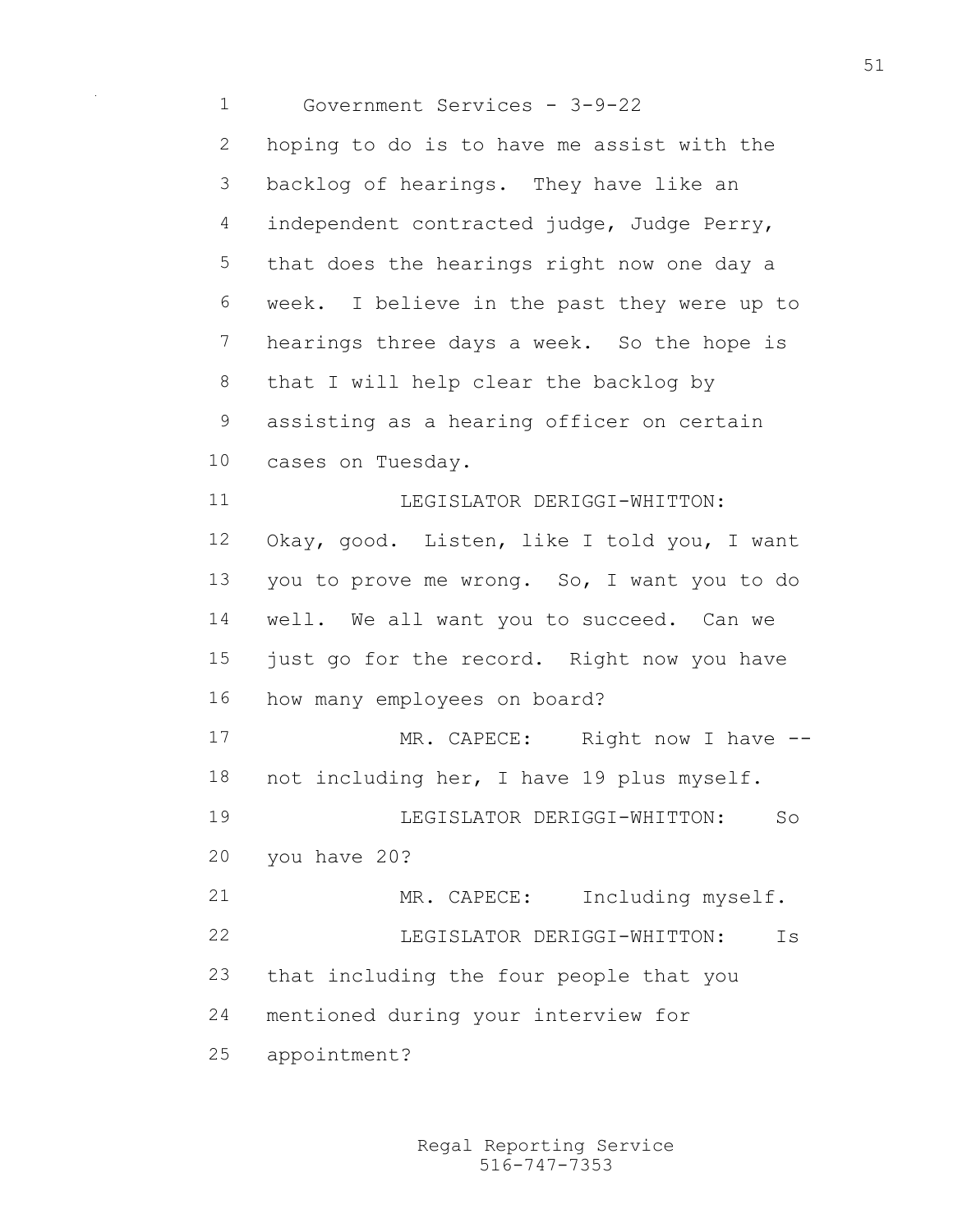hoping to do is to have me assist with the backlog of hearings. They have like an independent contracted judge, Judge Perry, that does the hearings right now one day a week. I believe in the past they were up to hearings three days a week. So the hope is that I will help clear the backlog by assisting as a hearing officer on certain cases on Tuesday.

LEGISLATOR DERIGGI-WHITTON: Okay, good. Listen, like I told you, I want you to prove me wrong. So, I want you to do well. We all want you to succeed. Can we just go for the record. Right now you have how many employees on board?

MR. CAPECE: Right now I have -- not including her, I have 19 plus myself.

LEGISLATOR DERIGGI-WHITTON: So you have 20?

MR. CAPECE: Including myself.

LEGISLATOR DERIGGI-WHITTON: Is that including the four people that you mentioned during your interview for appointment?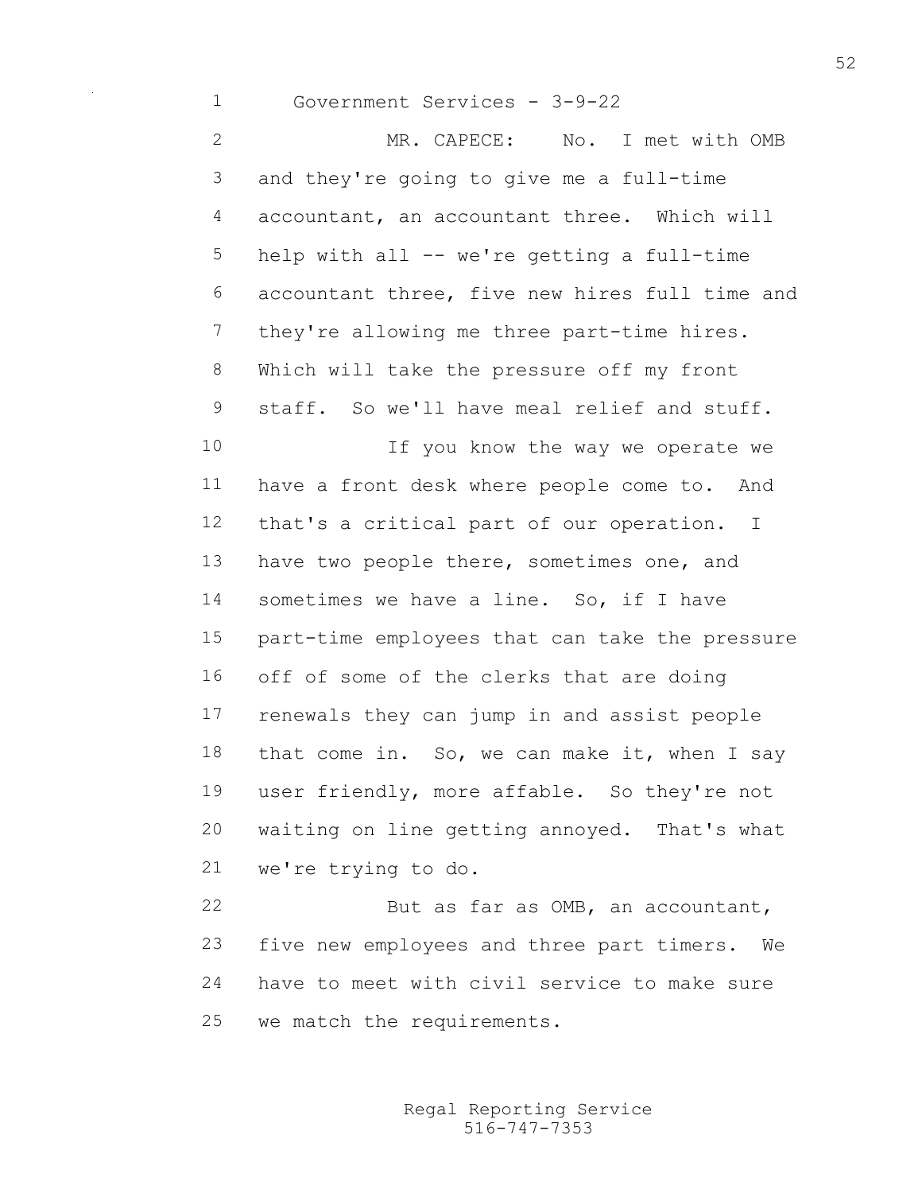MR. CAPECE: No. I met with OMB and they're going to give me a full-time accountant, an accountant three. Which will help with all -- we're getting a full-time accountant three, five new hires full time and they're allowing me three part-time hires. Which will take the pressure off my front staff. So we'll have meal relief and stuff.

If you know the way we operate we have a front desk where people come to. And that's a critical part of our operation. I have two people there, sometimes one, and sometimes we have a line. So, if I have part-time employees that can take the pressure off of some of the clerks that are doing renewals they can jump in and assist people that come in. So, we can make it, when I say user friendly, more affable. So they're not waiting on line getting annoyed. That's what we're trying to do.

But as far as OMB, an accountant, five new employees and three part timers. We have to meet with civil service to make sure we match the requirements.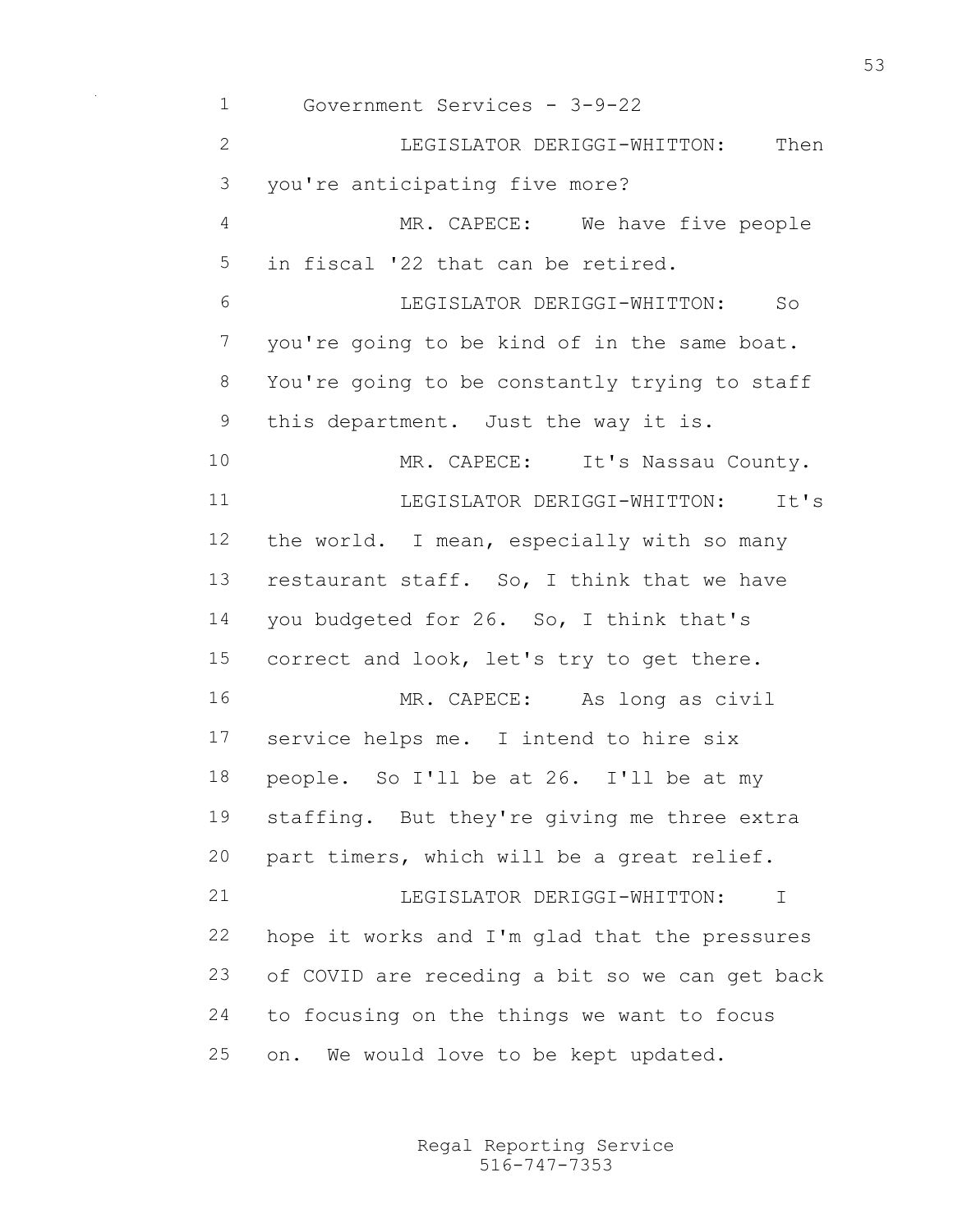LEGISLATOR DERIGGI-WHITTON: Then you're anticipating five more?

MR. CAPECE: We have five people in fiscal '22 that can be retired.

LEGISLATOR DERIGGI-WHITTON: So you're going to be kind of in the same boat. You're going to be constantly trying to staff this department. Just the way it is.

MR. CAPECE: It's Nassau County.

LEGISLATOR DERIGGI-WHITTON: It's the world. I mean, especially with so many restaurant staff. So, I think that we have you budgeted for 26. So, I think that's correct and look, let's try to get there.

MR. CAPECE: As long as civil service helps me. I intend to hire six people. So I'll be at 26. I'll be at my staffing. But they're giving me three extra part timers, which will be a great relief.

LEGISLATOR DERIGGI-WHITTON: I hope it works and I'm glad that the pressures of COVID are receding a bit so we can get back to focusing on the things we want to focus on. We would love to be kept updated.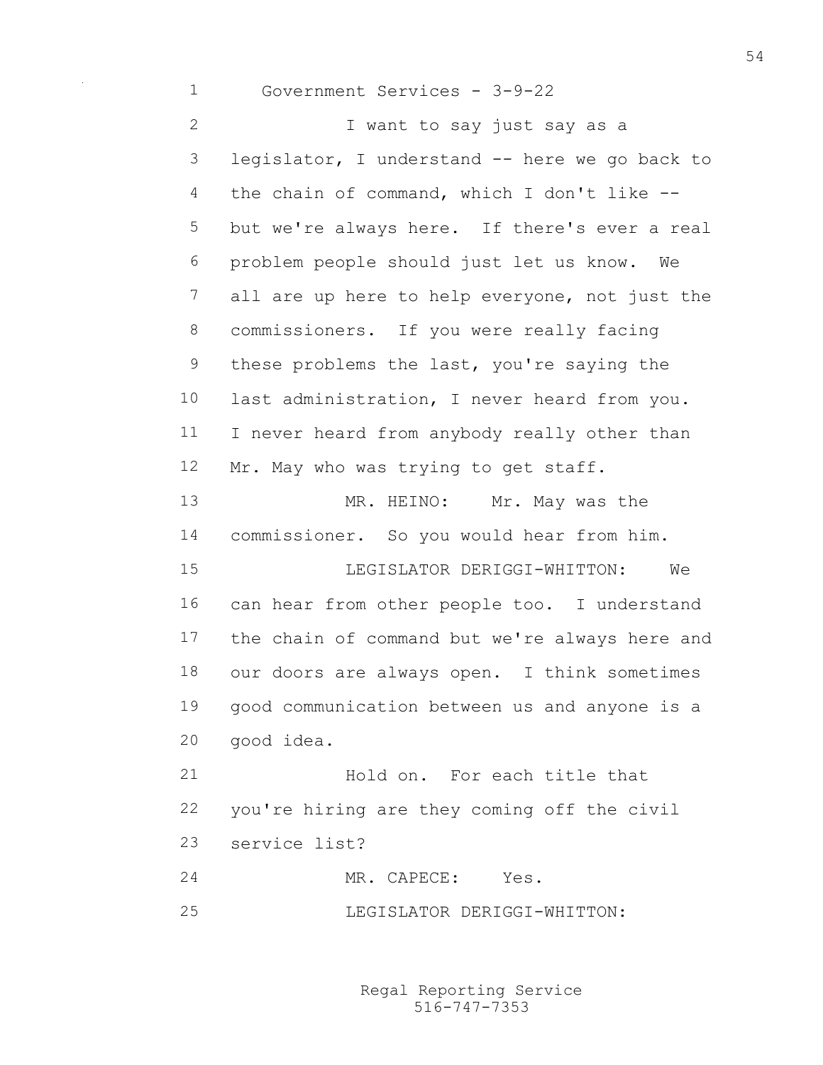I want to say just say as a legislator, I understand -- here we go back to the chain of command, which I don't like -- but we're always here. If there's ever a real problem people should just let us know. We all are up here to help everyone, not just the commissioners. If you were really facing these problems the last, you're saying the last administration, I never heard from you. I never heard from anybody really other than Mr. May who was trying to get staff.

MR. HEINO: Mr. May was the commissioner. So you would hear from him.

LEGISLATOR DERIGGI-WHITTON: We can hear from other people too. I understand the chain of command but we're always here and our doors are always open. I think sometimes good communication between us and anyone is a good idea.

Hold on. For each title that you're hiring are they coming off the civil service list?

MR. CAPECE: Yes.

LEGISLATOR DERIGGI-WHITTON: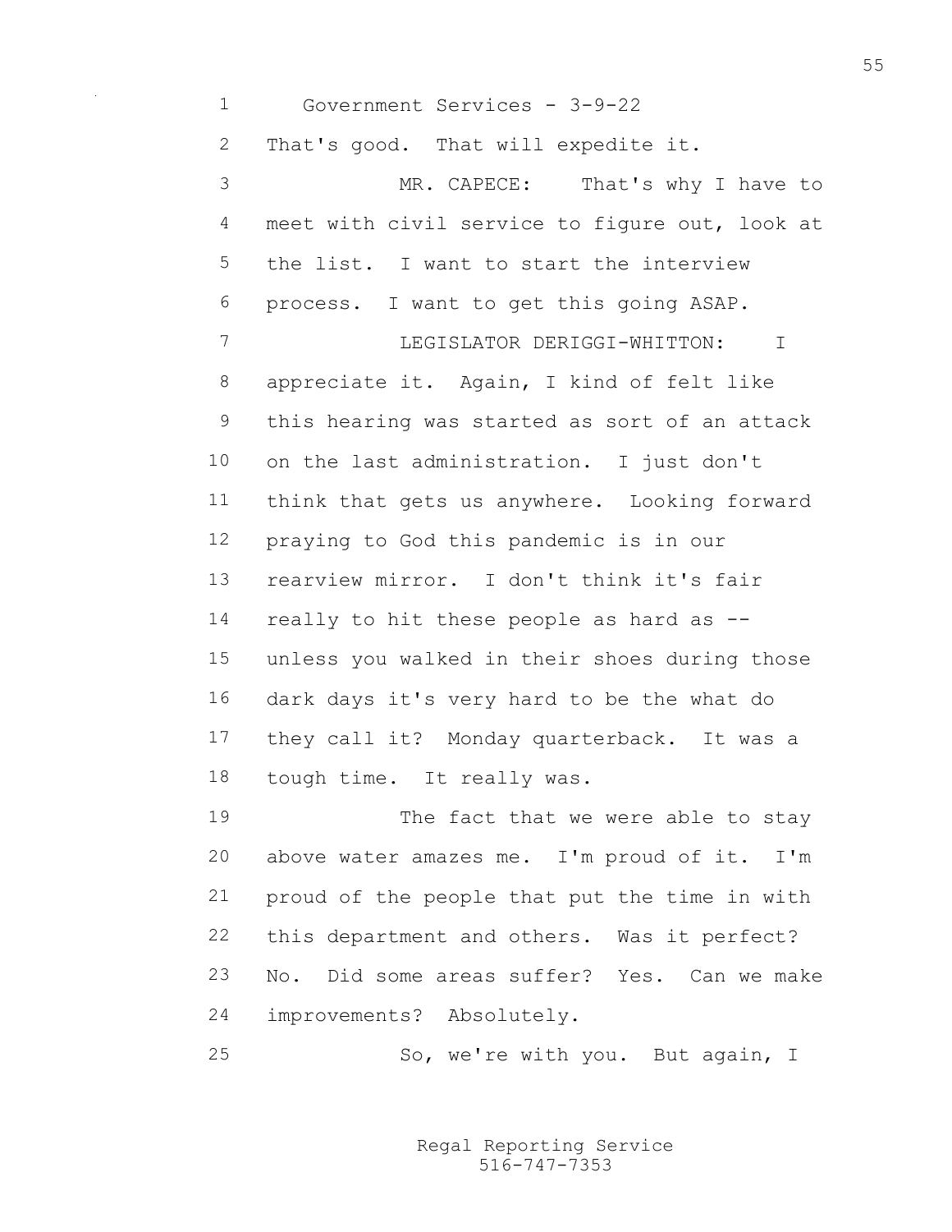That's good. That will expedite it.

MR. CAPECE: That's why I have to meet with civil service to figure out, look at the list. I want to start the interview process. I want to get this going ASAP.

LEGISLATOR DERIGGI-WHITTON: I appreciate it. Again, I kind of felt like this hearing was started as sort of an attack on the last administration. I just don't think that gets us anywhere. Looking forward praying to God this pandemic is in our rearview mirror. I don't think it's fair really to hit these people as hard as -- unless you walked in their shoes during those dark days it's very hard to be the what do they call it? Monday quarterback. It was a tough time. It really was.

The fact that we were able to stay above water amazes me. I'm proud of it. I'm proud of the people that put the time in with this department and others. Was it perfect? No. Did some areas suffer? Yes. Can we make improvements? Absolutely.

So, we're with you. But again, I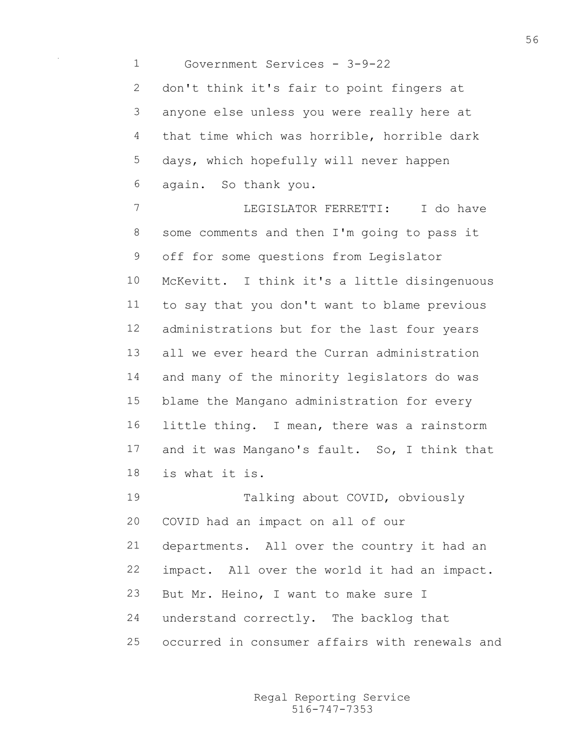don't think it's fair to point fingers at anyone else unless you were really here at that time which was horrible, horrible dark days, which hopefully will never happen again. So thank you.

LEGISLATOR FERRETTI: I do have some comments and then I'm going to pass it off for some questions from Legislator McKevitt. I think it's a little disingenuous to say that you don't want to blame previous administrations but for the last four years all we ever heard the Curran administration and many of the minority legislators do was blame the Mangano administration for every little thing. I mean, there was a rainstorm and it was Mangano's fault. So, I think that is what it is.

Talking about COVID, obviously COVID had an impact on all of our departments. All over the country it had an impact. All over the world it had an impact. But Mr. Heino, I want to make sure I understand correctly. The backlog that occurred in consumer affairs with renewals and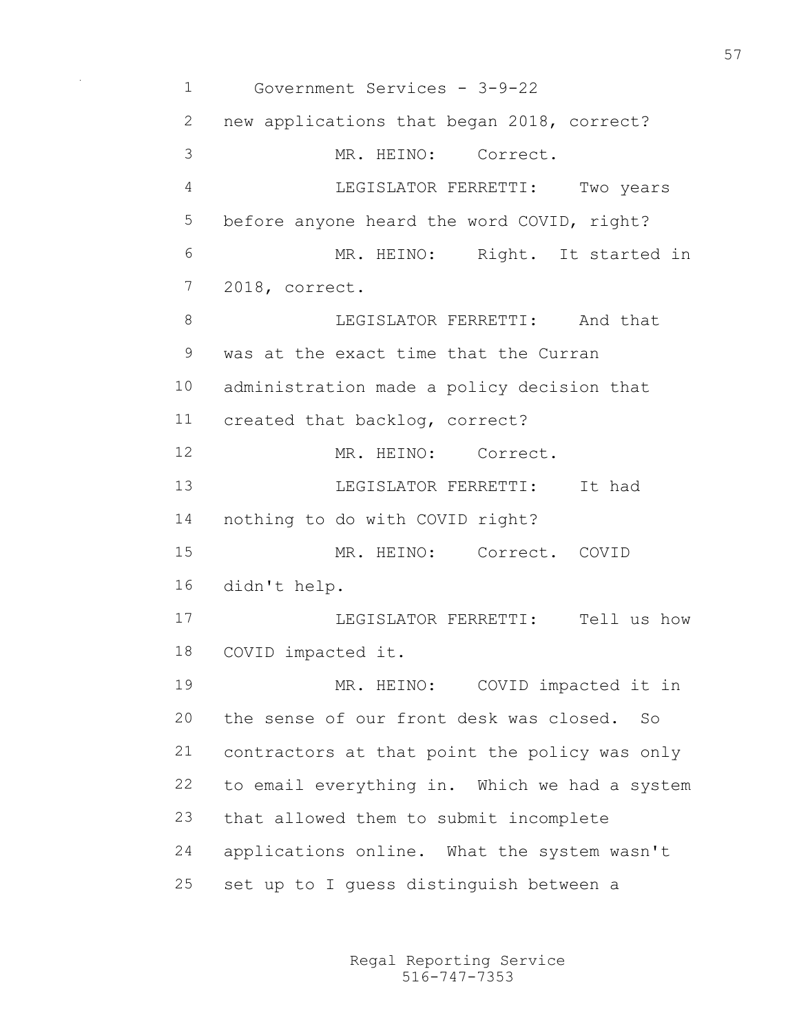new applications that began 2018, correct?

MR. HEINO: Correct.

LEGISLATOR FERRETTI: Two years before anyone heard the word COVID, right?

MR. HEINO: Right. It started in 2018, correct.

LEGISLATOR FERRETTI: And that was at the exact time that the Curran administration made a policy decision that created that backlog, correct?

MR. HEINO: Correct.

LEGISLATOR FERRETTI: It had nothing to do with COVID right?

MR. HEINO: Correct. COVID didn't help.

LEGISLATOR FERRETTI: Tell us how COVID impacted it.

MR. HEINO: COVID impacted it in the sense of our front desk was closed. So contractors at that point the policy was only to email everything in. Which we had a system that allowed them to submit incomplete applications online. What the system wasn't set up to I guess distinguish between a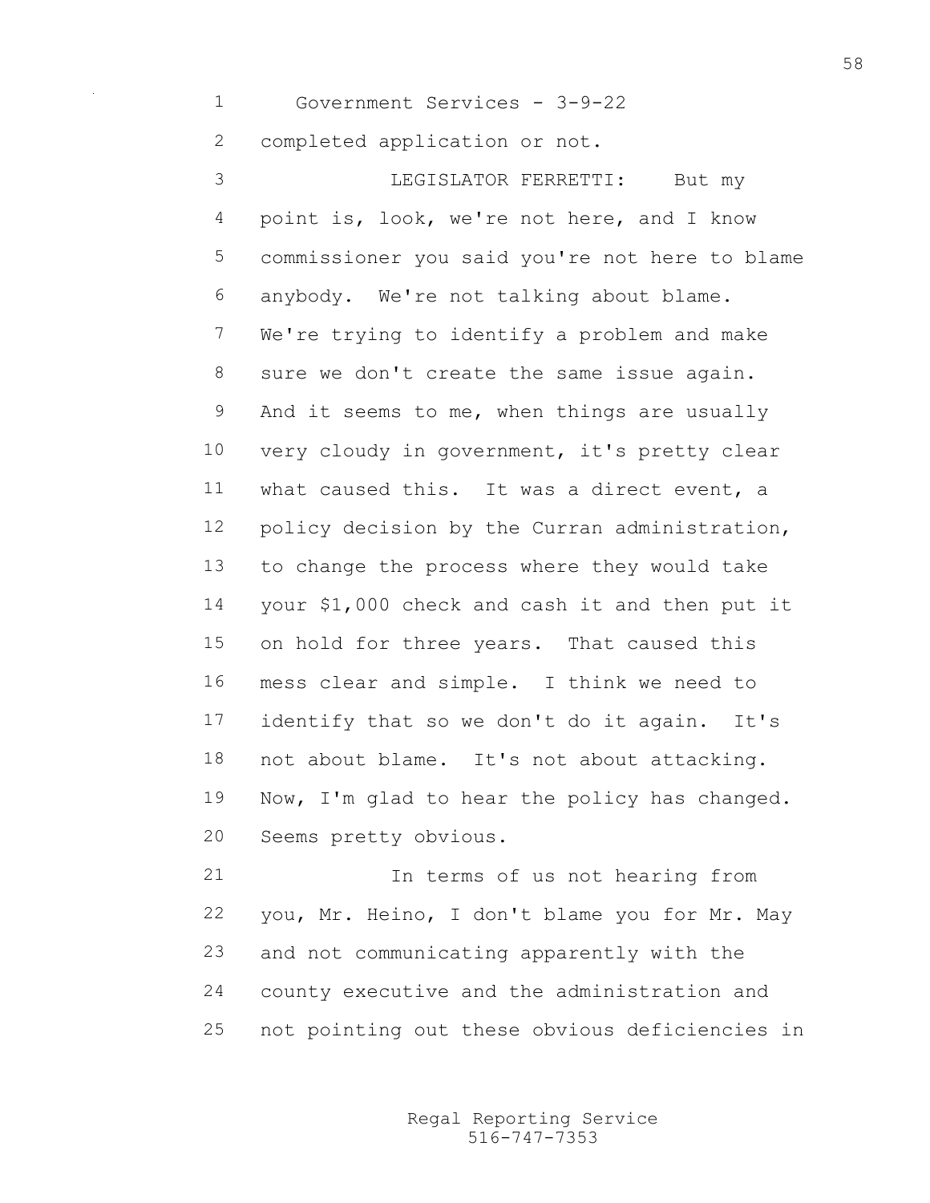completed application or not.

LEGISLATOR FERRETTI: But my point is, look, we're not here, and I know commissioner you said you're not here to blame anybody. We're not talking about blame. We're trying to identify a problem and make sure we don't create the same issue again. And it seems to me, when things are usually very cloudy in government, it's pretty clear what caused this. It was a direct event, a policy decision by the Curran administration, to change the process where they would take your $1,000 check and cash it and then put it on hold for three years. That caused this mess clear and simple. I think we need to identify that so we don't do it again. It's not about blame. It's not about attacking. Now, I'm glad to hear the policy has changed. Seems pretty obvious.

In terms of us not hearing from you, Mr. Heino, I don't blame you for Mr. May and not communicating apparently with the county executive and the administration and not pointing out these obvious deficiencies in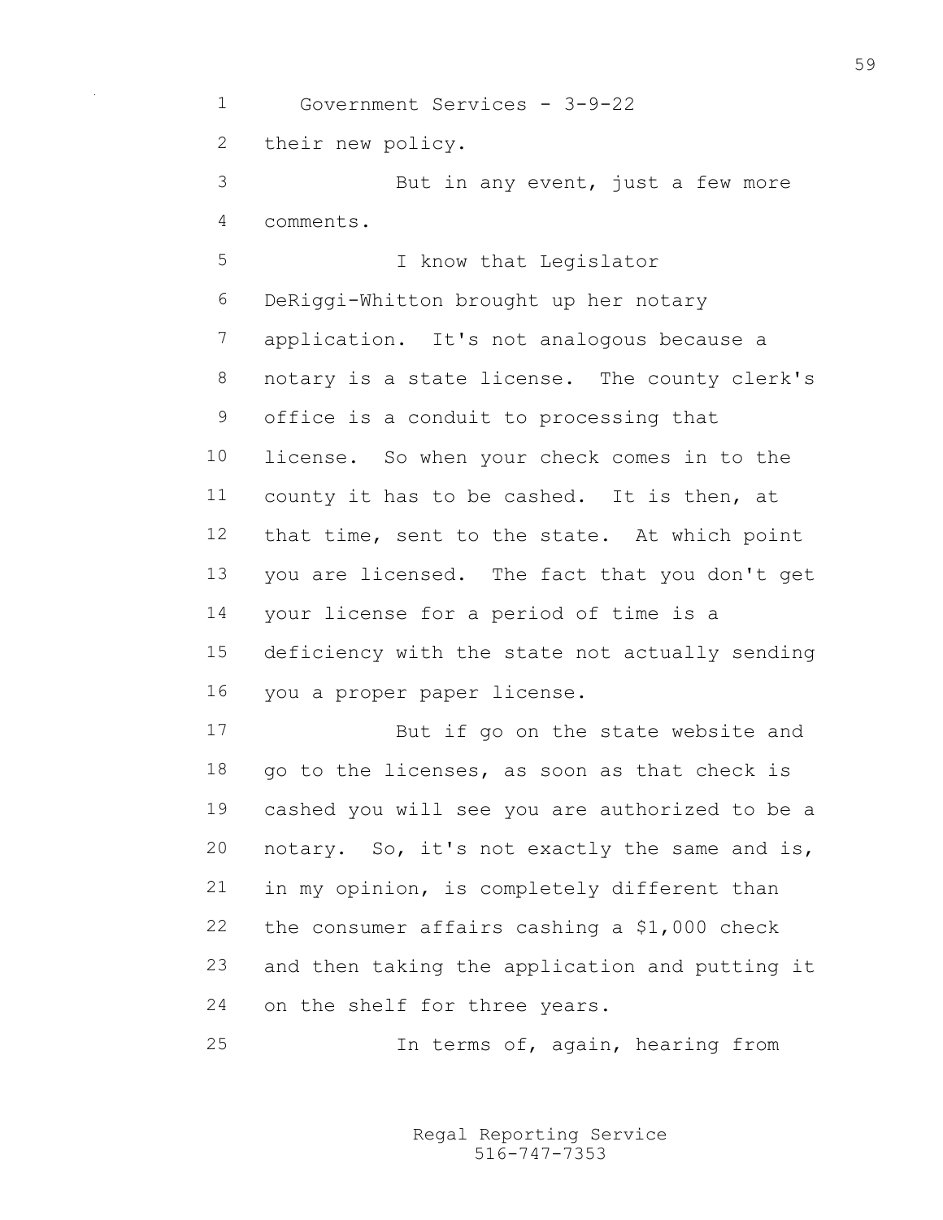their new policy.

But in any event, just a few more comments.

I know that Legislator DeRiggi-Whitton brought up her notary application. It's not analogous because a notary is a state license. The county clerk's office is a conduit to processing that license. So when your check comes in to the county it has to be cashed. It is then, at that time, sent to the state. At which point you are licensed. The fact that you don't get your license for a period of time is a deficiency with the state not actually sending you a proper paper license.

But if go on the state website and go to the licenses, as soon as that check is cashed you will see you are authorized to be a notary. So, it's not exactly the same and is, in my opinion, is completely different than the consumer affairs cashing a $1,000 check and then taking the application and putting it on the shelf for three years.

In terms of, again, hearing from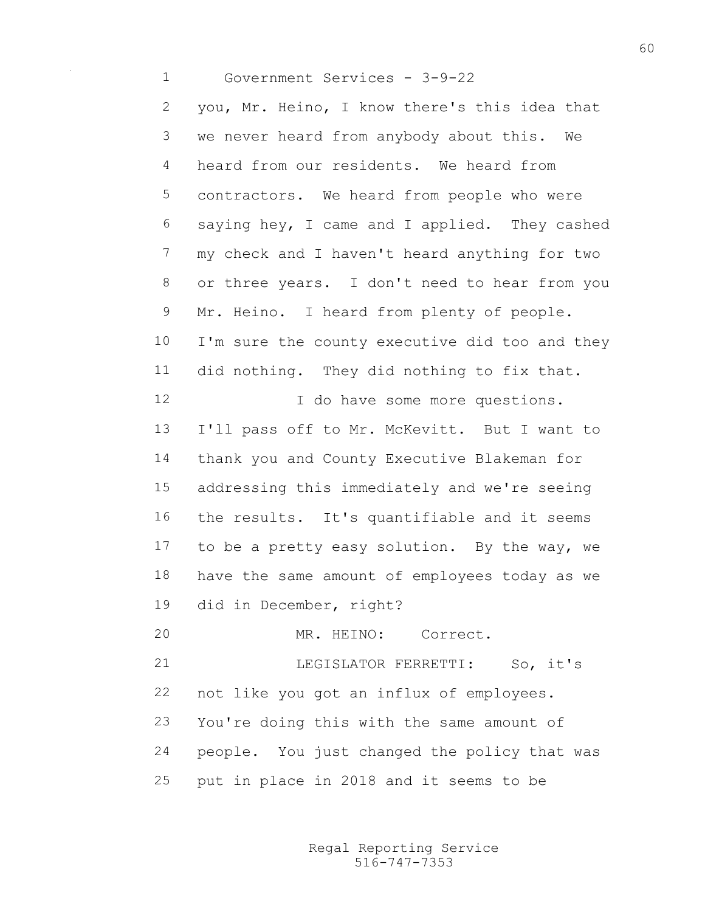you, Mr. Heino, I know there's this idea that we never heard from anybody about this. We heard from our residents. We heard from contractors. We heard from people who were saying hey, I came and I applied. They cashed my check and I haven't heard anything for two or three years. I don't need to hear from you Mr. Heino. I heard from plenty of people. I'm sure the county executive did too and they did nothing. They did nothing to fix that.

I do have some more questions. I'll pass off to Mr. McKevitt. But I want to thank you and County Executive Blakeman for addressing this immediately and we're seeing the results. It's quantifiable and it seems to be a pretty easy solution. By the way, we have the same amount of employees today as we did in December, right?

MR. HEINO: Correct.

LEGISLATOR FERRETTI: So, it's not like you got an influx of employees. You're doing this with the same amount of people. You just changed the policy that was put in place in 2018 and it seems to be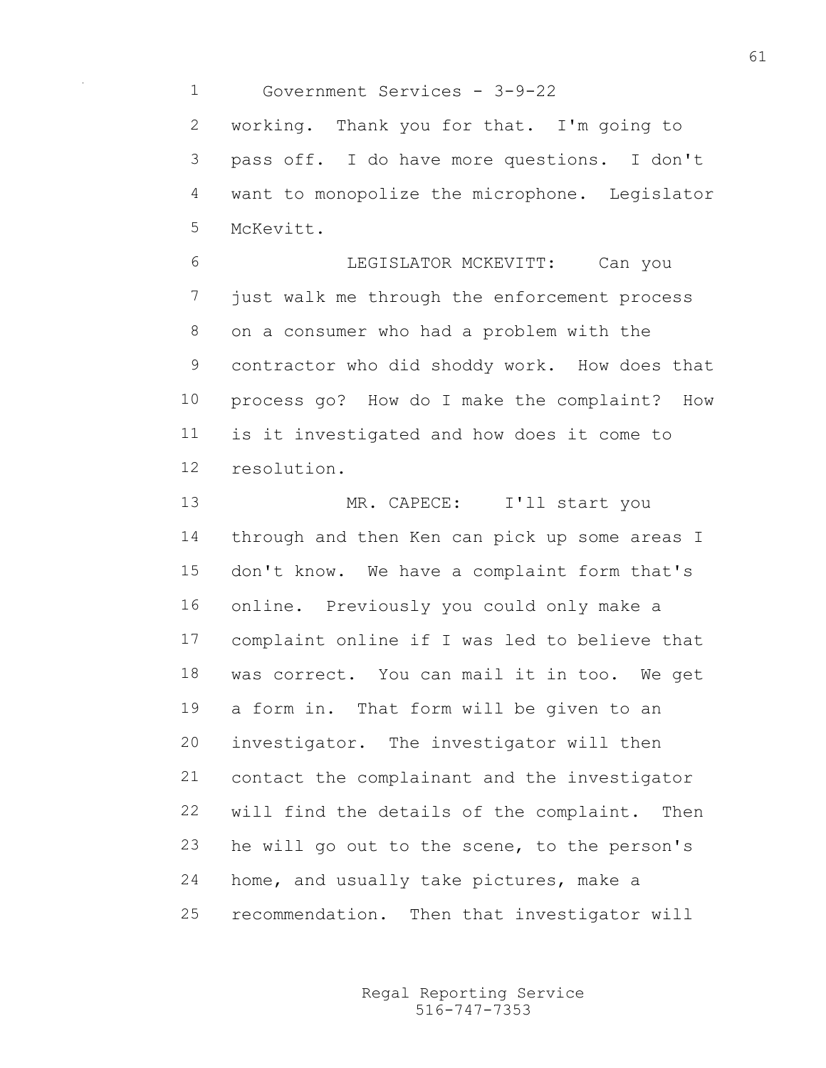working. Thank you for that. I'm going to pass off. I do have more questions. I don't want to monopolize the microphone. Legislator McKevitt.

LEGISLATOR MCKEVITT: Can you just walk me through the enforcement process on a consumer who had a problem with the contractor who did shoddy work. How does that process go? How do I make the complaint? How is it investigated and how does it come to resolution.

MR. CAPECE: I'll start you through and then Ken can pick up some areas I don't know. We have a complaint form that's online. Previously you could only make a complaint online if I was led to believe that was correct. You can mail it in too. We get a form in. That form will be given to an investigator. The investigator will then contact the complainant and the investigator will find the details of the complaint. Then he will go out to the scene, to the person's home, and usually take pictures, make a recommendation. Then that investigator will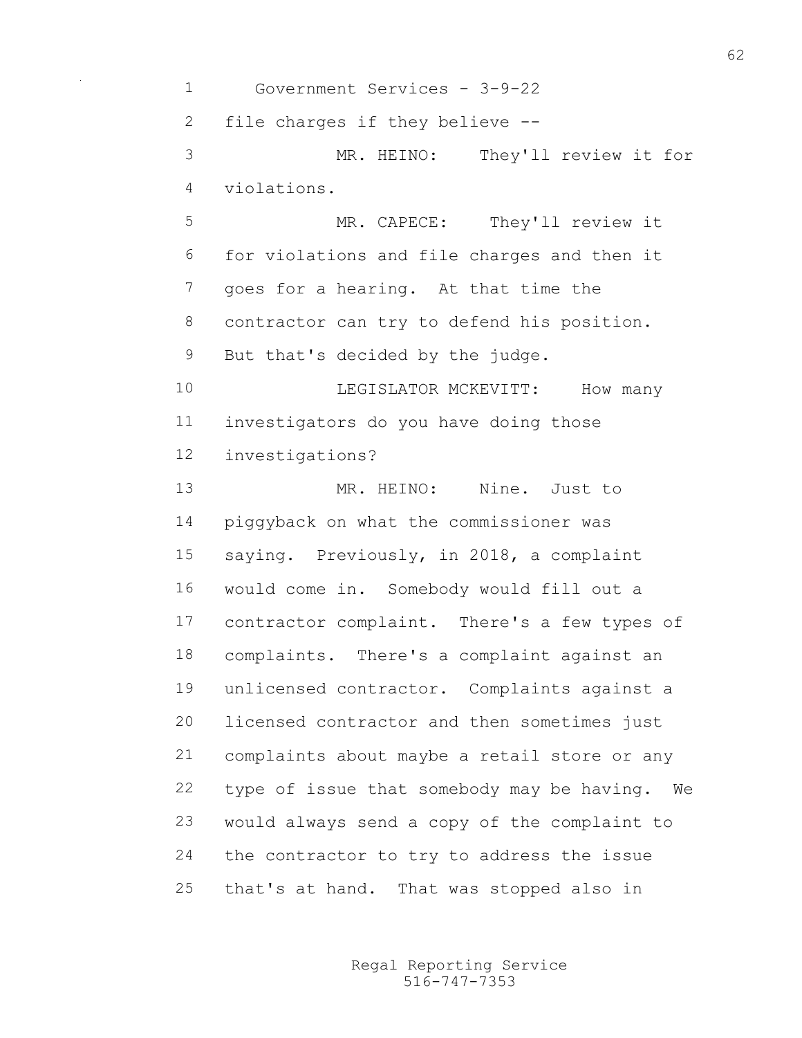Government Services - 3-9-22

file charges if they believe --

MR. HEINO: They'll review it for violations.

MR. CAPECE: They'll review it for violations and file charges and then it goes for a hearing. At that time the contractor can try to defend his position. But that's decided by the judge.

LEGISLATOR MCKEVITT: How many investigators do you have doing those investigations?

MR. HEINO: Nine. Just to piggyback on what the commissioner was saying. Previously, in 2018, a complaint would come in. Somebody would fill out a contractor complaint. There's a few types of complaints. There's a complaint against an unlicensed contractor. Complaints against a licensed contractor and then sometimes just complaints about maybe a retail store or any type of issue that somebody may be having. We would always send a copy of the complaint to the contractor to try to address the issue that's at hand. That was stopped also in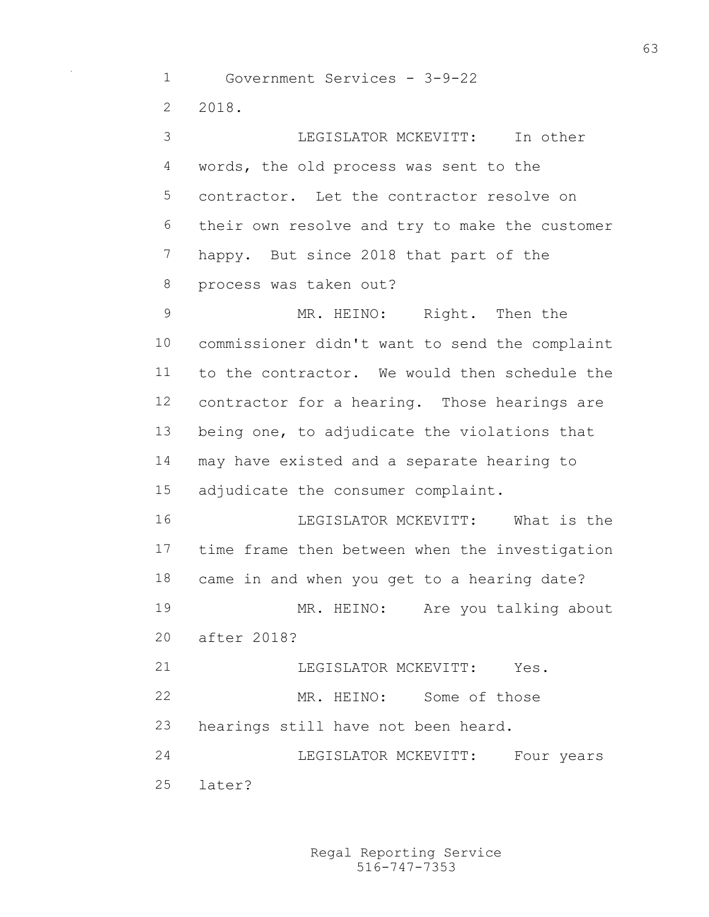2018.

LEGISLATOR MCKEVITT: In other words, the old process was sent to the contractor. Let the contractor resolve on their own resolve and try to make the customer happy. But since 2018 that part of the process was taken out?

MR. HEINO: Right. Then the commissioner didn't want to send the complaint to the contractor. We would then schedule the contractor for a hearing. Those hearings are being one, to adjudicate the violations that may have existed and a separate hearing to adjudicate the consumer complaint.

LEGISLATOR MCKEVITT: What is the time frame then between when the investigation came in and when you get to a hearing date?

MR. HEINO: Are you talking about after 2018?

LEGISLATOR MCKEVITT: Yes.

MR. HEINO: Some of those hearings still have not been heard.

LEGISLATOR MCKEVITT: Four years later?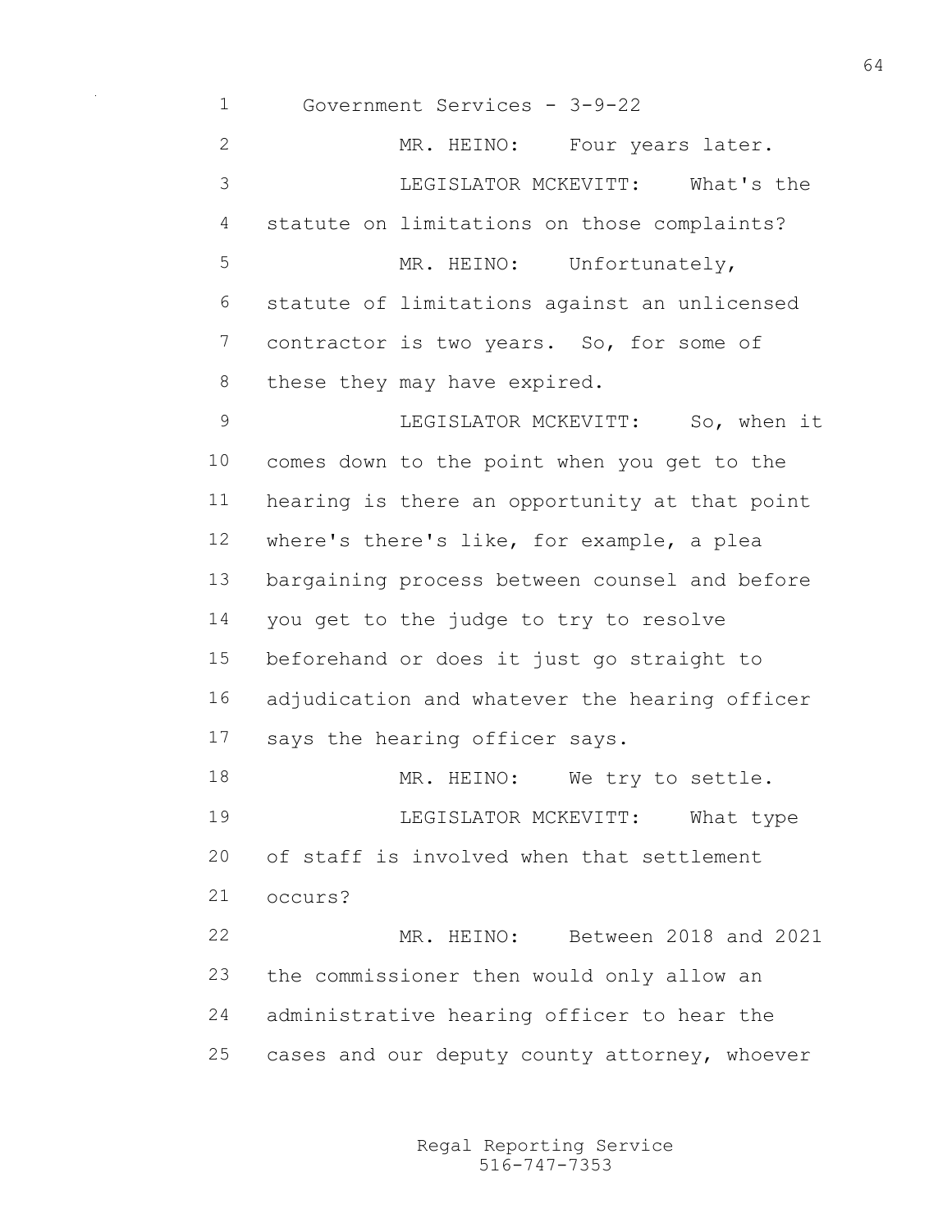MR. HEINO: Four years later.

LEGISLATOR MCKEVITT: What's the statute on limitations on those complaints?

MR. HEINO: Unfortunately, statute of limitations against an unlicensed contractor is two years. So, for some of these they may have expired.

LEGISLATOR MCKEVITT: So, when it comes down to the point when you get to the hearing is there an opportunity at that point where's there's like, for example, a plea bargaining process between counsel and before you get to the judge to try to resolve beforehand or does it just go straight to adjudication and whatever the hearing officer says the hearing officer says.

MR. HEINO: We try to settle.

LEGISLATOR MCKEVITT: What type of staff is involved when that settlement occurs?

MR. HEINO: Between 2018 and 2021 the commissioner then would only allow an administrative hearing officer to hear the cases and our deputy county attorney, whoever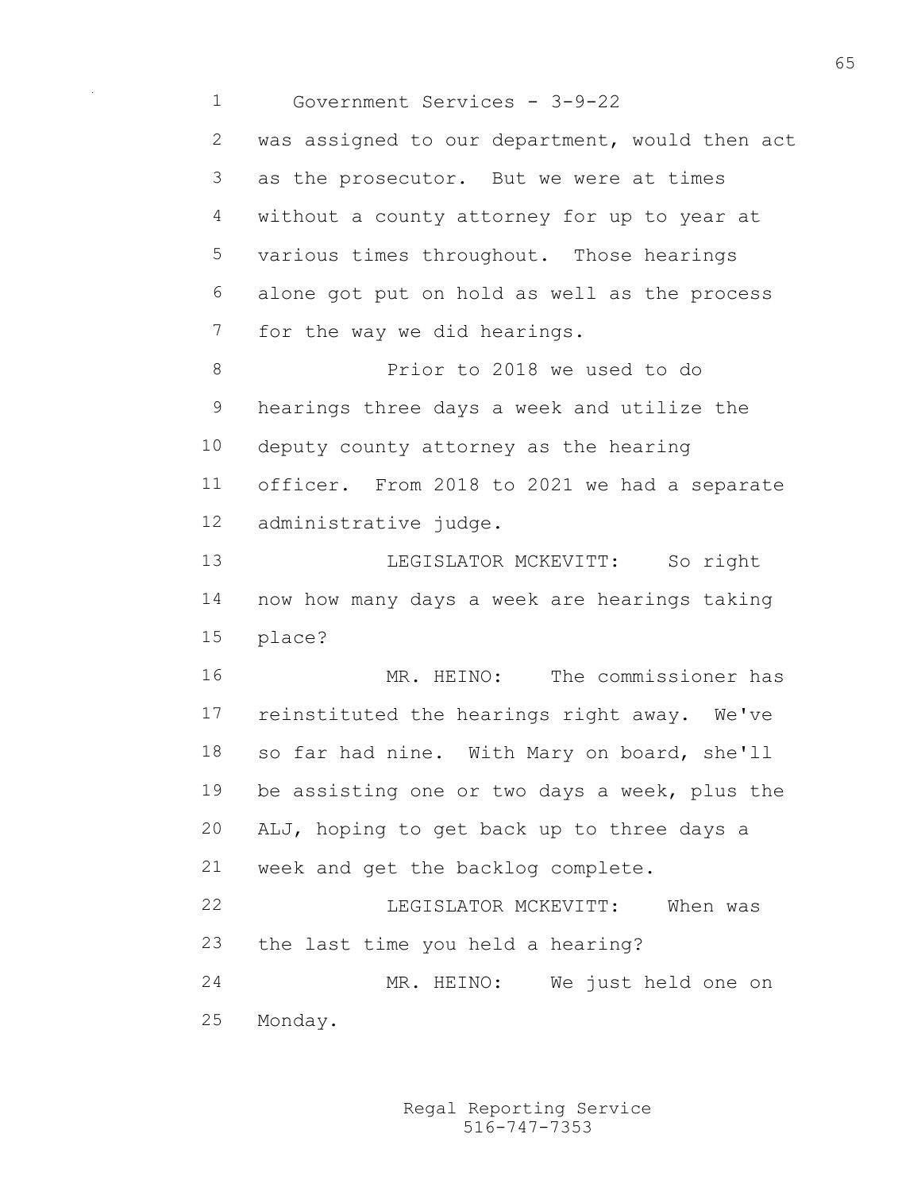was assigned to our department, would then act as the prosecutor. But we were at times without a county attorney for up to year at various times throughout. Those hearings alone got put on hold as well as the process for the way we did hearings.

Prior to 2018 we used to do hearings three days a week and utilize the deputy county attorney as the hearing officer. From 2018 to 2021 we had a separate administrative judge.

LEGISLATOR MCKEVITT: So right now how many days a week are hearings taking place?

MR. HEINO: The commissioner has reinstituted the hearings right away. We've so far had nine. With Mary on board, she'll be assisting one or two days a week, plus the ALJ, hoping to get back up to three days a week and get the backlog complete.

LEGISLATOR MCKEVITT: When was the last time you held a hearing?

MR. HEINO: We just held one on Monday.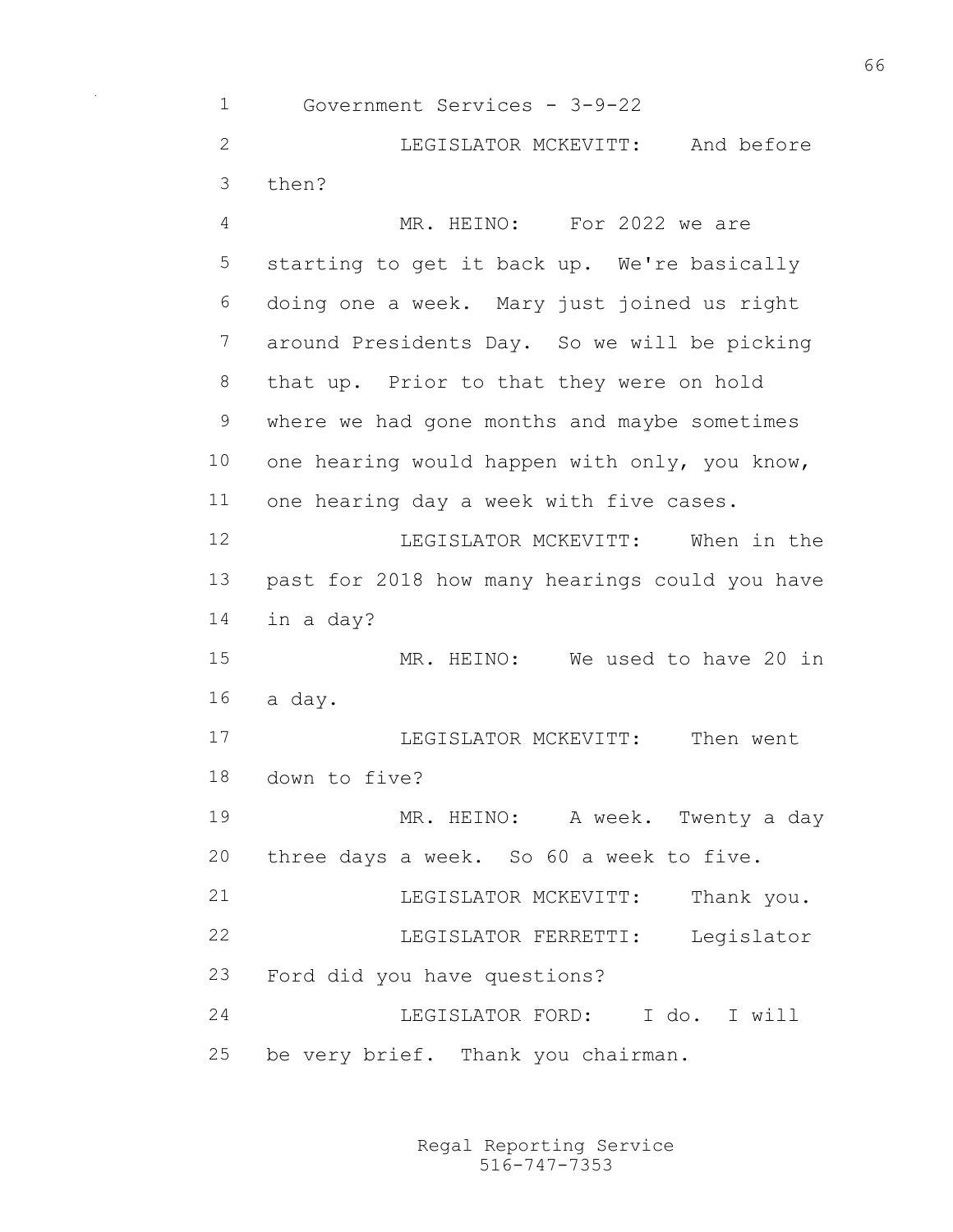Government Services - 3-9-22

LEGISLATOR MCKEVITT: And before then?

MR. HEINO: For 2022 we are starting to get it back up. We're basically doing one a week. Mary just joined us right around Presidents Day. So we will be picking that up. Prior to that they were on hold where we had gone months and maybe sometimes one hearing would happen with only, you know, one hearing day a week with five cases.

LEGISLATOR MCKEVITT: When in the past for 2018 how many hearings could you have in a day?

MR. HEINO: We used to have 20 in a day.

LEGISLATOR MCKEVITT: Then went down to five?

MR. HEINO: A week. Twenty a day three days a week. So 60 a week to five.

LEGISLATOR MCKEVITT: Thank you.

LEGISLATOR FERRETTI: Legislator Ford did you have questions?

LEGISLATOR FORD: I do. I will be very brief. Thank you chairman.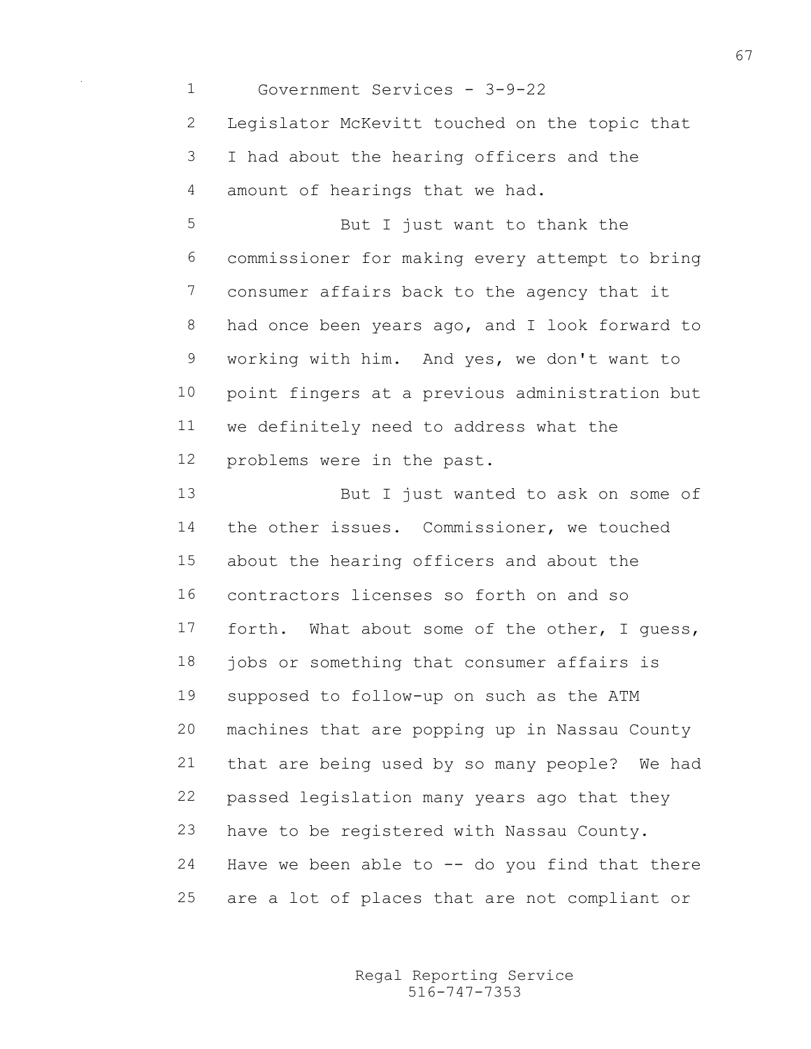Legislator McKevitt touched on the topic that I had about the hearing officers and the amount of hearings that we had.

But I just want to thank the commissioner for making every attempt to bring consumer affairs back to the agency that it had once been years ago, and I look forward to working with him. And yes, we don't want to point fingers at a previous administration but we definitely need to address what the problems were in the past.

But I just wanted to ask on some of the other issues. Commissioner, we touched about the hearing officers and about the contractors licenses so forth on and so forth. What about some of the other, I guess, jobs or something that consumer affairs is supposed to follow-up on such as the ATM machines that are popping up in Nassau County that are being used by so many people? We had passed legislation many years ago that they have to be registered with Nassau County. Have we been able to -- do you find that there are a lot of places that are not compliant or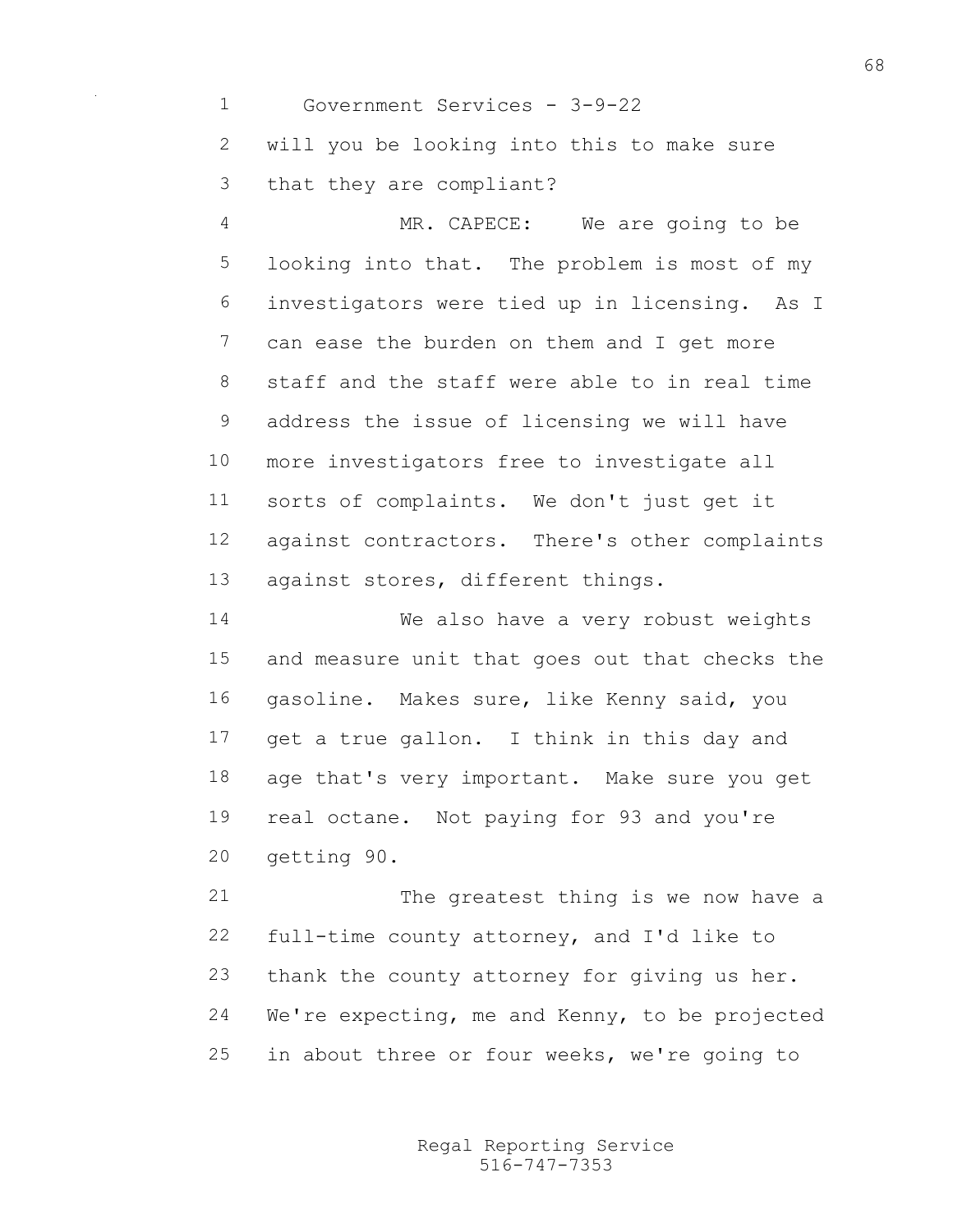will you be looking into this to make sure that they are compliant?

MR. CAPECE: We are going to be looking into that. The problem is most of my investigators were tied up in licensing. As I can ease the burden on them and I get more staff and the staff were able to in real time address the issue of licensing we will have more investigators free to investigate all sorts of complaints. We don't just get it against contractors. There's other complaints against stores, different things.

We also have a very robust weights and measure unit that goes out that checks the gasoline. Makes sure, like Kenny said, you get a true gallon. I think in this day and age that's very important. Make sure you get real octane. Not paying for 93 and you're getting 90.

The greatest thing is we now have a full-time county attorney, and I'd like to thank the county attorney for giving us her. We're expecting, me and Kenny, to be projected in about three or four weeks, we're going to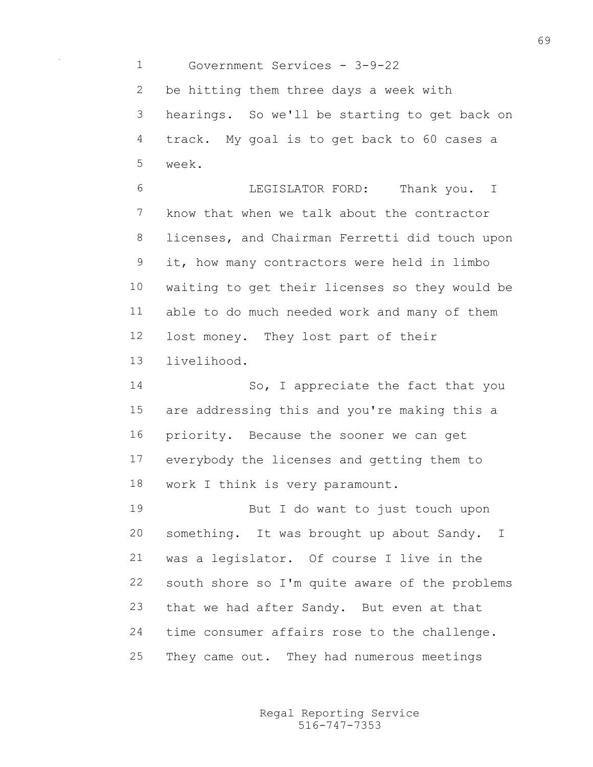be hitting them three days a week with hearings. So we'll be starting to get back on track. My goal is to get back to 60 cases a week.

LEGISLATOR FORD: Thank you. I know that when we talk about the contractor licenses, and Chairman Ferretti did touch upon it, how many contractors were held in limbo waiting to get their licenses so they would be able to do much needed work and many of them lost money. They lost part of their livelihood.

So, I appreciate the fact that you are addressing this and you're making this a priority. Because the sooner we can get everybody the licenses and getting them to work I think is very paramount.

But I do want to just touch upon something. It was brought up about Sandy. I was a legislator. Of course I live in the south shore so I'm quite aware of the problems that we had after Sandy. But even at that time consumer affairs rose to the challenge. They came out. They had numerous meetings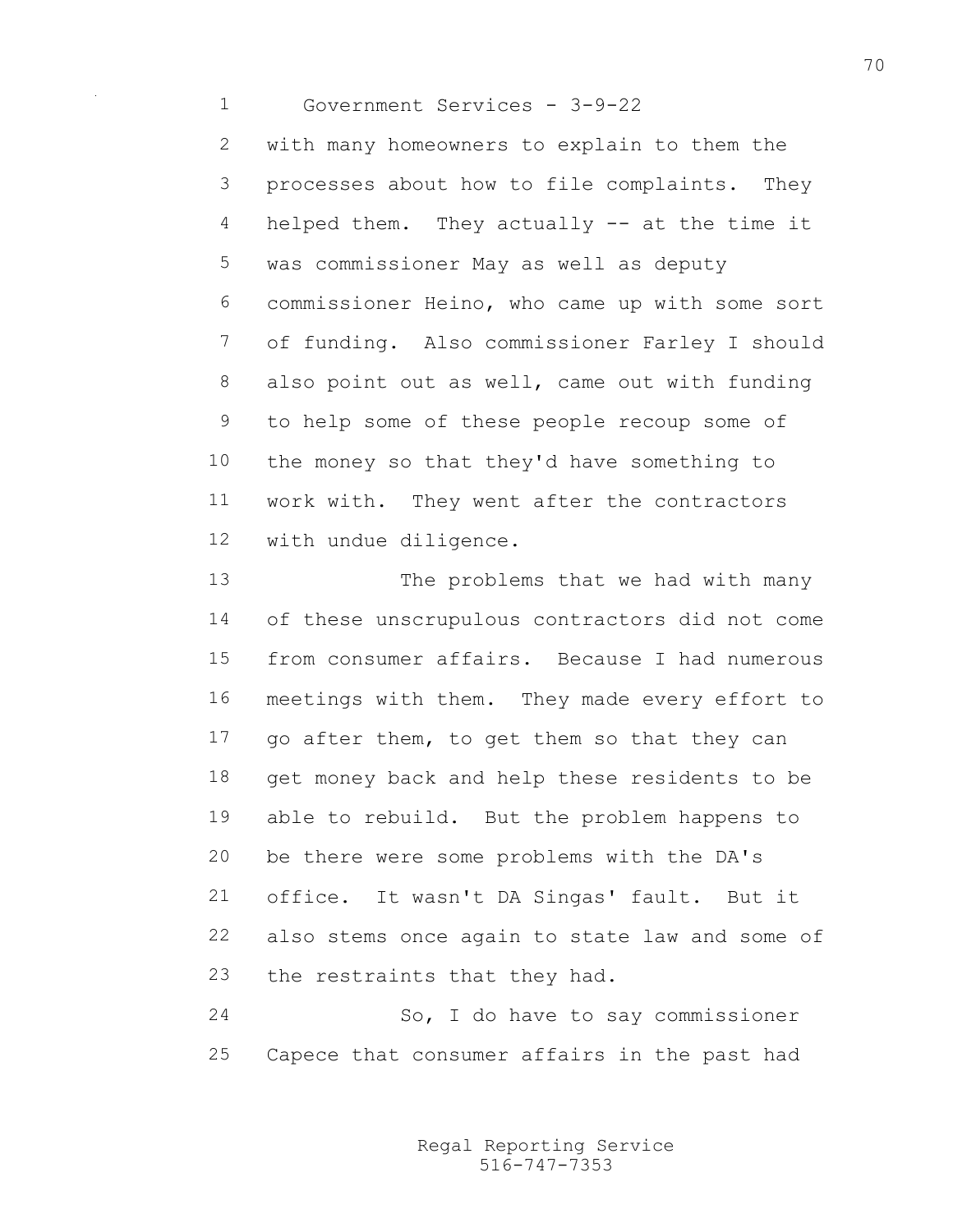with many homeowners to explain to them the processes about how to file complaints. They helped them. They actually -- at the time it was commissioner May as well as deputy commissioner Heino, who came up with some sort of funding. Also commissioner Farley I should also point out as well, came out with funding to help some of these people recoup some of the money so that they'd have something to work with. They went after the contractors with undue diligence.

The problems that we had with many of these unscrupulous contractors did not come from consumer affairs. Because I had numerous meetings with them. They made every effort to go after them, to get them so that they can get money back and help these residents to be able to rebuild. But the problem happens to be there were some problems with the DA's office. It wasn't DA Singas' fault. But it also stems once again to state law and some of the restraints that they had.

So, I do have to say commissioner Capece that consumer affairs in the past had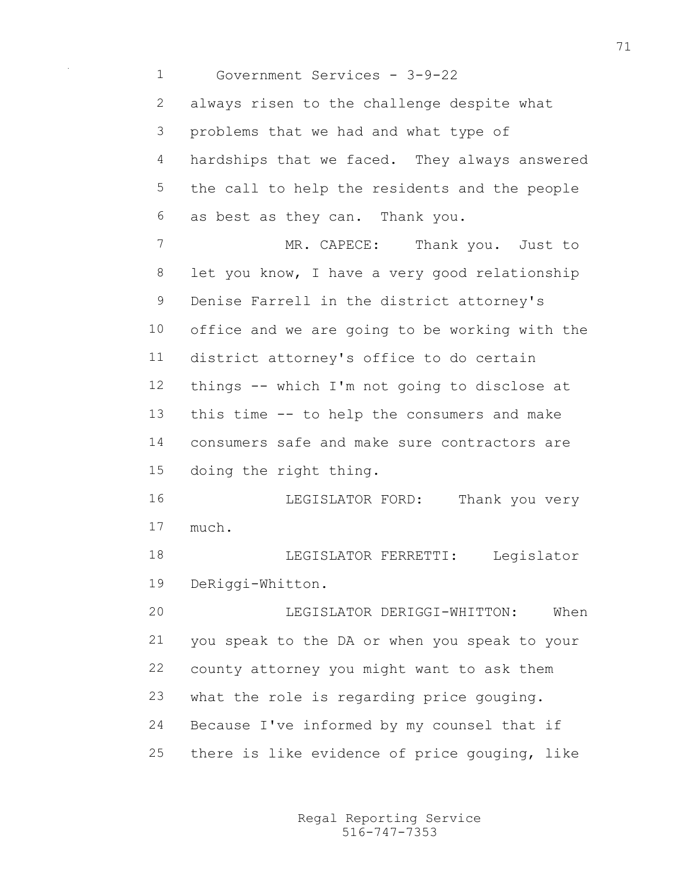always risen to the challenge despite what problems that we had and what type of hardships that we faced. They always answered the call to help the residents and the people as best as they can. Thank you.

MR. CAPECE: Thank you. Just to let you know, I have a very good relationship Denise Farrell in the district attorney's office and we are going to be working with the district attorney's office to do certain things -- which I'm not going to disclose at this time -- to help the consumers and make consumers safe and make sure contractors are doing the right thing.

LEGISLATOR FORD: Thank you very much.

LEGISLATOR FERRETTI: Legislator DeRiggi-Whitton.

LEGISLATOR DERIGGI-WHITTON: When you speak to the DA or when you speak to your county attorney you might want to ask them what the role is regarding price gouging. Because I've informed by my counsel that if there is like evidence of price gouging, like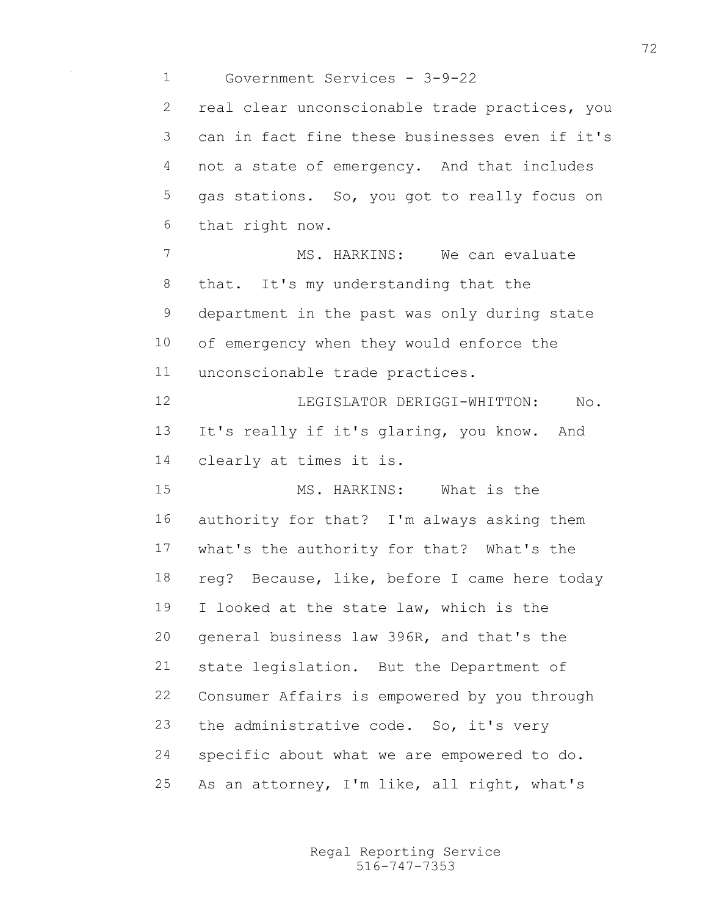real clear unconscionable trade practices, you can in fact fine these businesses even if it's not a state of emergency. And that includes gas stations. So, you got to really focus on that right now.

MS. HARKINS: We can evaluate that. It's my understanding that the department in the past was only during state of emergency when they would enforce the unconscionable trade practices.

LEGISLATOR DERIGGI-WHITTON: No. It's really if it's glaring, you know. And clearly at times it is.

MS. HARKINS: What is the authority for that? I'm always asking them what's the authority for that? What's the reg? Because, like, before I came here today I looked at the state law, which is the general business law 396R, and that's the state legislation. But the Department of Consumer Affairs is empowered by you through the administrative code. So, it's very specific about what we are empowered to do. As an attorney, I'm like, all right, what's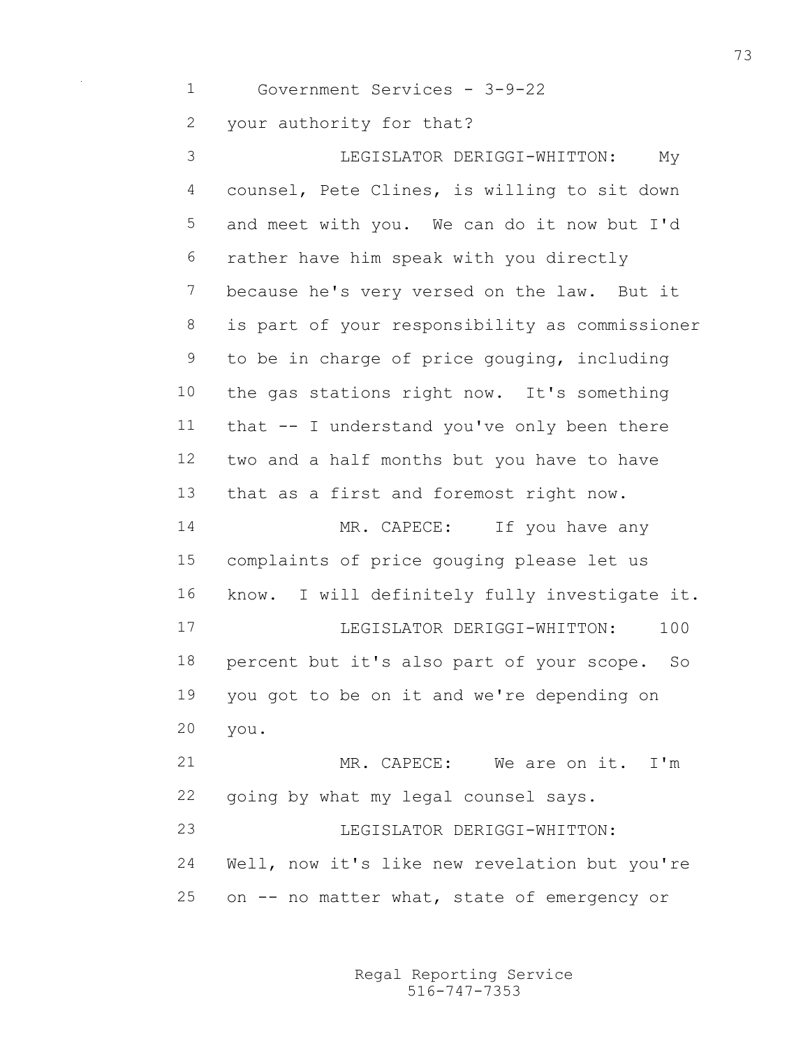your authority for that?

LEGISLATOR DERIGGI-WHITTON: My counsel, Pete Clines, is willing to sit down and meet with you. We can do it now but I'd rather have him speak with you directly because he's very versed on the law. But it is part of your responsibility as commissioner to be in charge of price gouging, including the gas stations right now. It's something that -- I understand you've only been there two and a half months but you have to have that as a first and foremost right now.

MR. CAPECE: If you have any complaints of price gouging please let us know. I will definitely fully investigate it.

LEGISLATOR DERIGGI-WHITTON: 100 percent but it's also part of your scope. So you got to be on it and we're depending on you.

MR. CAPECE: We are on it. I'm going by what my legal counsel says.

LEGISLATOR DERIGGI-WHITTON: Well, now it's like new revelation but you're on -- no matter what, state of emergency or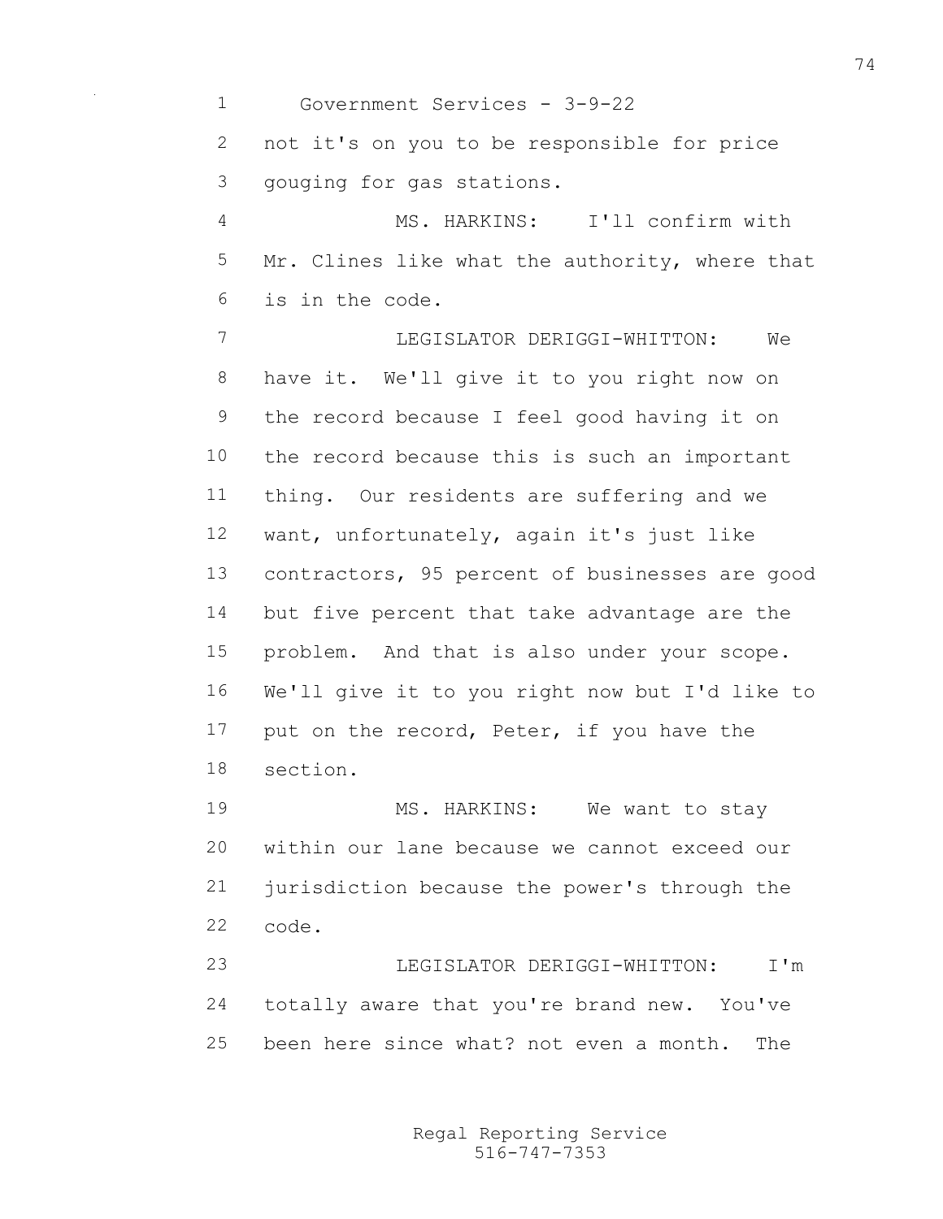not it's on you to be responsible for price gouging for gas stations.

MS. HARKINS: I'll confirm with Mr. Clines like what the authority, where that is in the code.

LEGISLATOR DERIGGI-WHITTON: We have it. We'll give it to you right now on the record because I feel good having it on the record because this is such an important thing. Our residents are suffering and we want, unfortunately, again it's just like contractors, 95 percent of businesses are good but five percent that take advantage are the problem. And that is also under your scope. We'll give it to you right now but I'd like to put on the record, Peter, if you have the section.

MS. HARKINS: We want to stay within our lane because we cannot exceed our jurisdiction because the power's through the code.

LEGISLATOR DERIGGI-WHITTON: I'm totally aware that you're brand new. You've been here since what? not even a month. The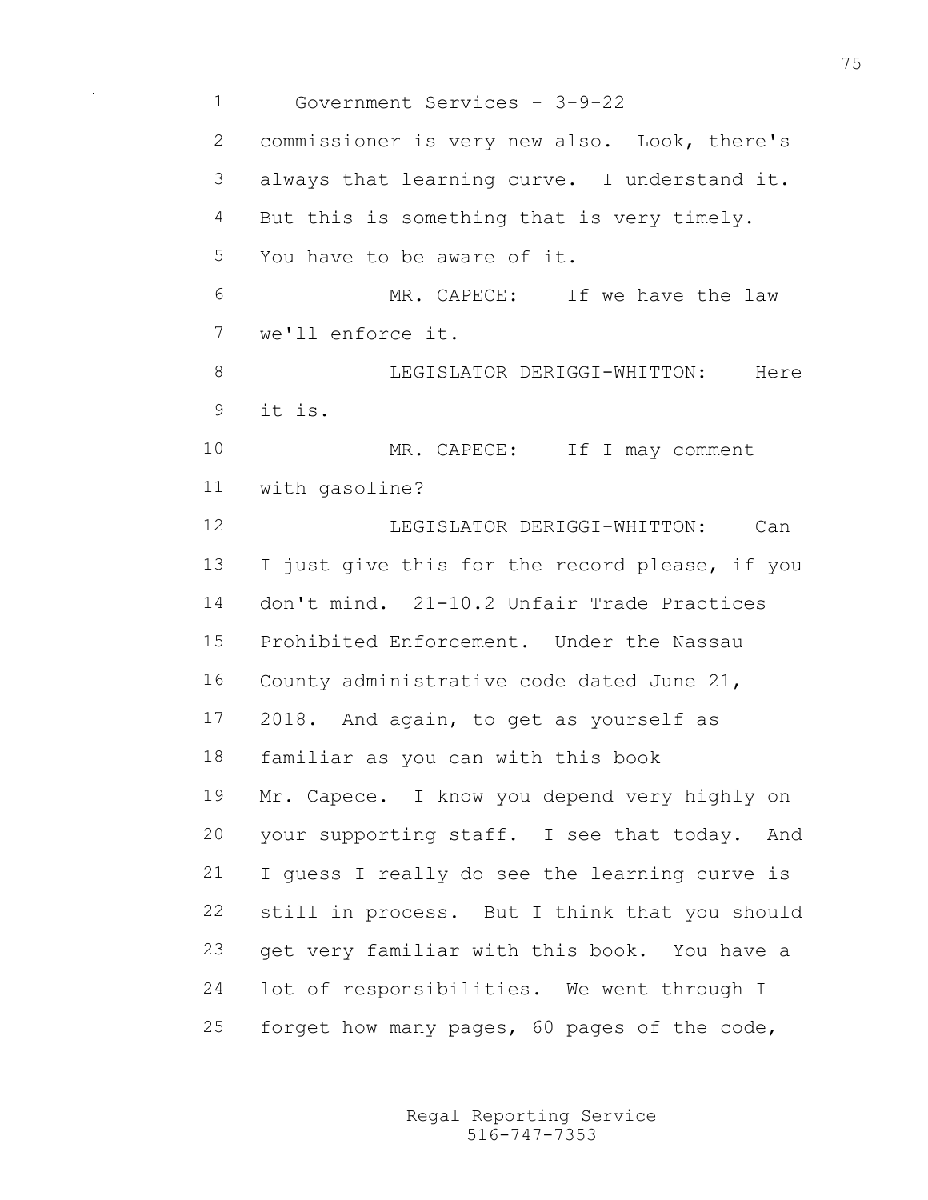commissioner is very new also. Look, there's always that learning curve. I understand it. But this is something that is very timely. You have to be aware of it.

MR. CAPECE: If we have the law we'll enforce it.

LEGISLATOR DERIGGI-WHITTON: Here it is.

MR. CAPECE: If I may comment with gasoline?

LEGISLATOR DERIGGI-WHITTON: Can I just give this for the record please, if you don't mind. 21-10.2 Unfair Trade Practices Prohibited Enforcement. Under the Nassau County administrative code dated June 21, 2018. And again, to get as yourself as familiar as you can with this book Mr. Capece. I know you depend very highly on your supporting staff. I see that today. And I guess I really do see the learning curve is still in process. But I think that you should get very familiar with this book. You have a lot of responsibilities. We went through I forget how many pages, 60 pages of the code,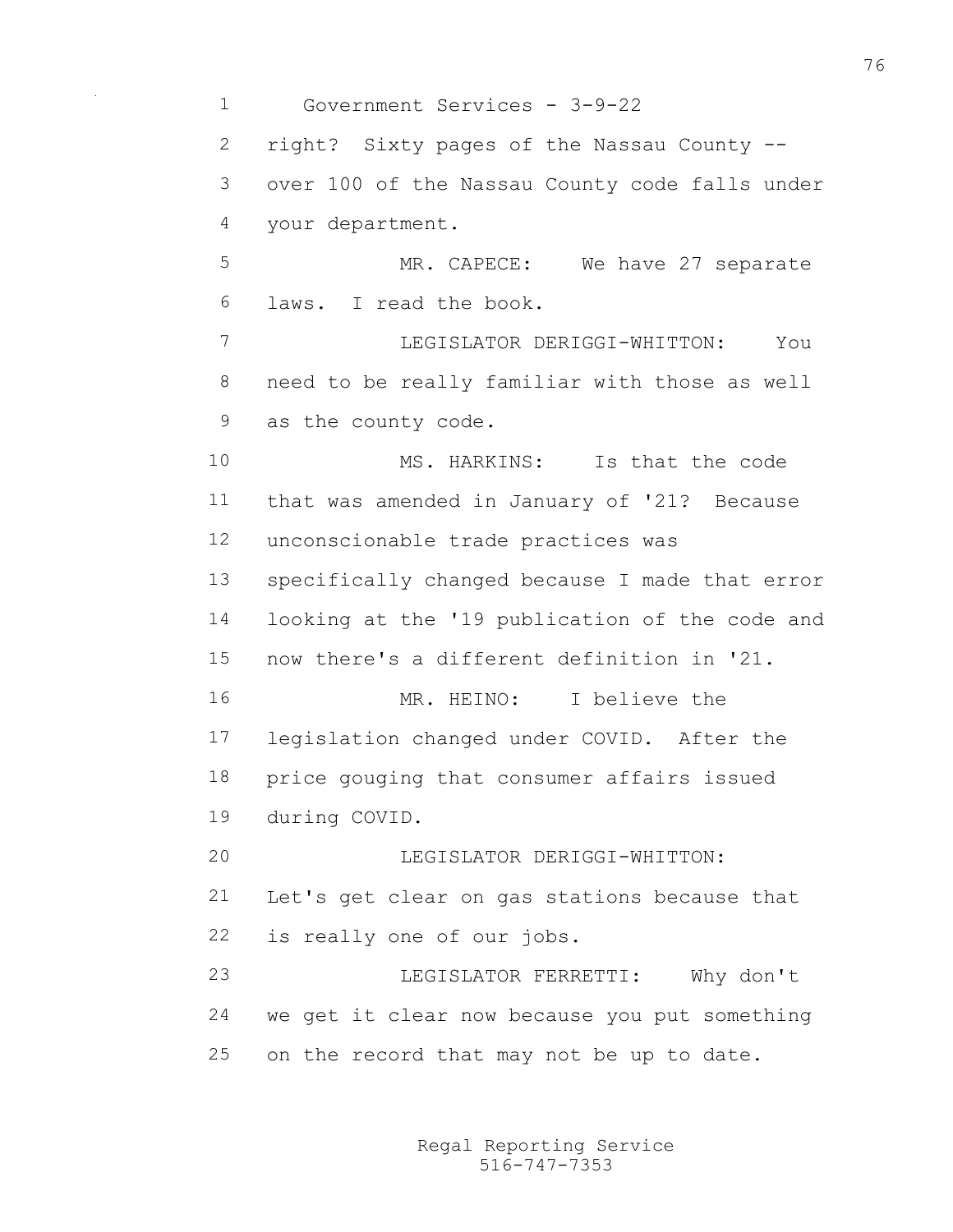right? Sixty pages of the Nassau County -- over 100 of the Nassau County code falls under your department.

MR. CAPECE: We have 27 separate laws. I read the book.

LEGISLATOR DERIGGI-WHITTON: You need to be really familiar with those as well as the county code.

MS. HARKINS: Is that the code that was amended in January of '21? Because unconscionable trade practices was specifically changed because I made that error looking at the '19 publication of the code and now there's a different definition in '21.

MR. HEINO: I believe the legislation changed under COVID. After the price gouging that consumer affairs issued during COVID.

LEGISLATOR DERIGGI-WHITTON: Let's get clear on gas stations because that is really one of our jobs.

LEGISLATOR FERRETTI: Why don't we get it clear now because you put something on the record that may not be up to date.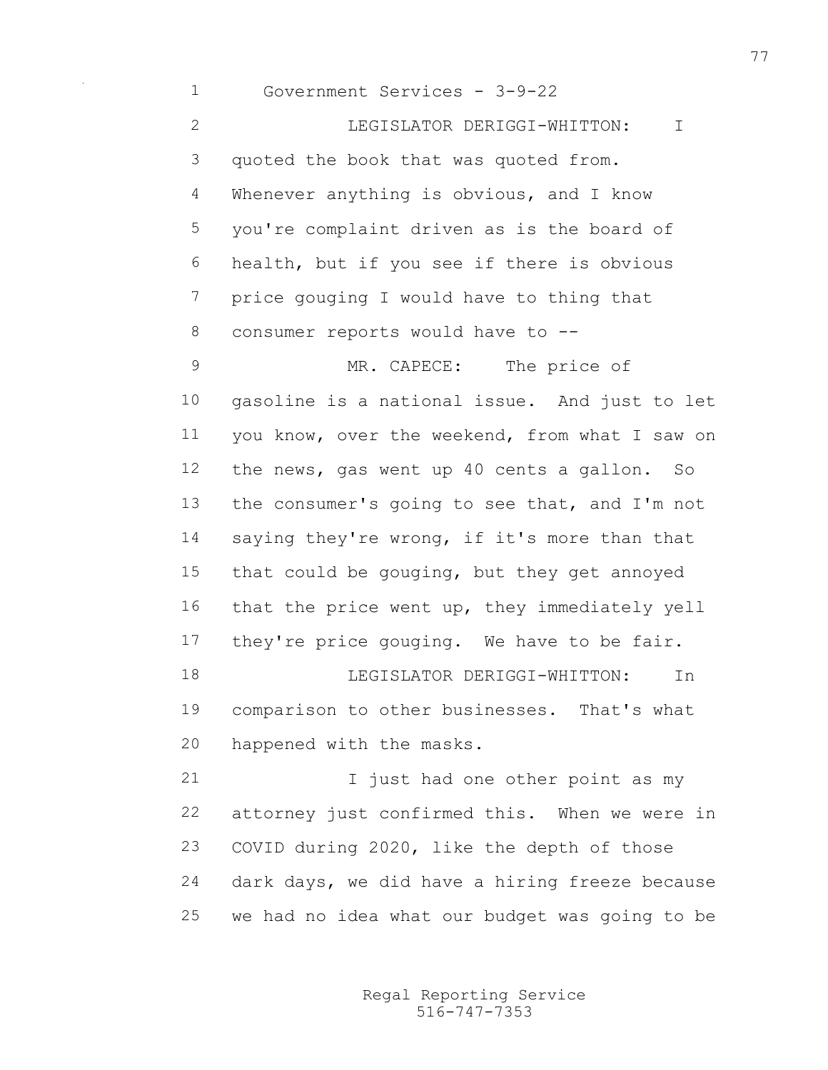LEGISLATOR DERIGGI-WHITTON: I quoted the book that was quoted from. Whenever anything is obvious, and I know you're complaint driven as is the board of health, but if you see if there is obvious price gouging I would have to thing that consumer reports would have to --

MR. CAPECE: The price of gasoline is a national issue. And just to let you know, over the weekend, from what I saw on the news, gas went up 40 cents a gallon. So the consumer's going to see that, and I'm not saying they're wrong, if it's more than that that could be gouging, but they get annoyed that the price went up, they immediately yell they're price gouging. We have to be fair.

LEGISLATOR DERIGGI-WHITTON: In comparison to other businesses. That's what happened with the masks.

I just had one other point as my attorney just confirmed this. When we were in COVID during 2020, like the depth of those dark days, we did have a hiring freeze because we had no idea what our budget was going to be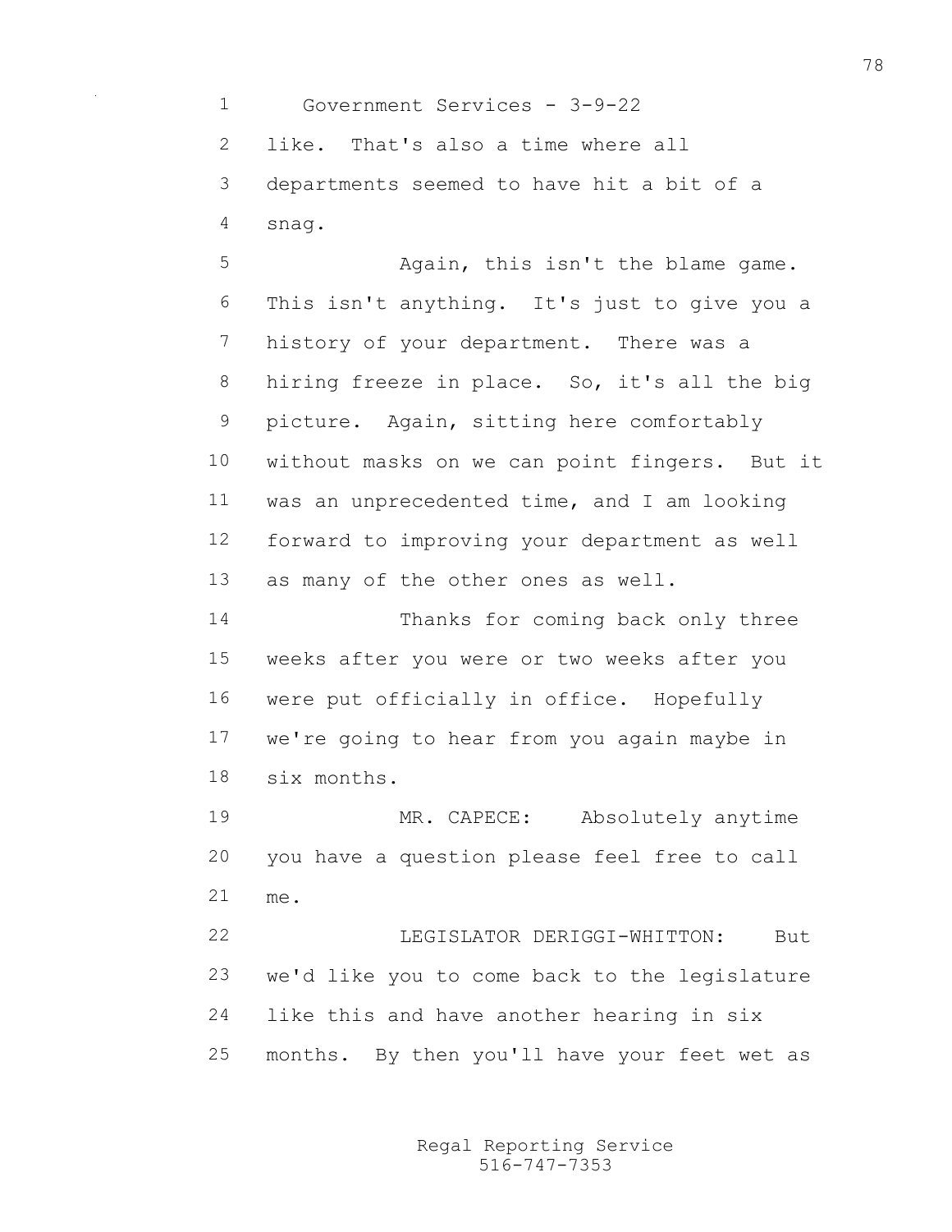like. That's also a time where all departments seemed to have hit a bit of a snag.

Again, this isn't the blame game. This isn't anything. It's just to give you a history of your department. There was a hiring freeze in place. So, it's all the big picture. Again, sitting here comfortably without masks on we can point fingers. But it was an unprecedented time, and I am looking forward to improving your department as well as many of the other ones as well.

Thanks for coming back only three weeks after you were or two weeks after you were put officially in office. Hopefully we're going to hear from you again maybe in six months.

MR. CAPECE: Absolutely anytime you have a question please feel free to call me.

LEGISLATOR DERIGGI-WHITTON: But we'd like you to come back to the legislature like this and have another hearing in six months. By then you'll have your feet wet as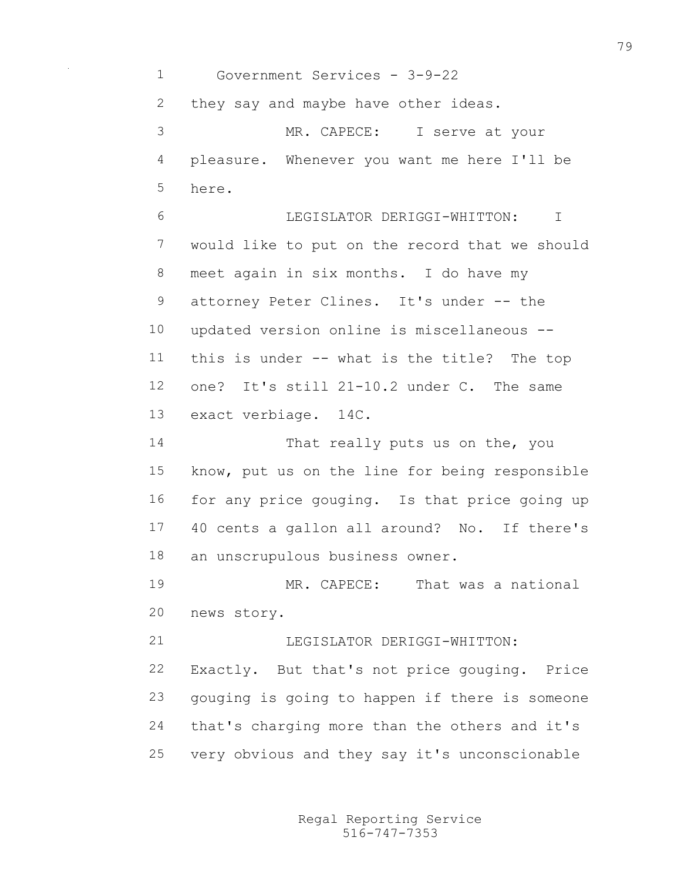they say and maybe have other ideas.

MR. CAPECE: I serve at your pleasure. Whenever you want me here I'll be here.

LEGISLATOR DERIGGI-WHITTON: I would like to put on the record that we should meet again in six months. I do have my attorney Peter Clines. It's under -- the updated version online is miscellaneous -- this is under -- what is the title? The top one? It's still 21-10.2 under C. The same exact verbiage. 14C.

That really puts us on the, you know, put us on the line for being responsible for any price gouging. Is that price going up 40 cents a gallon all around? No. If there's an unscrupulous business owner.

MR. CAPECE: That was a national news story.

LEGISLATOR DERIGGI-WHITTON: Exactly. But that's not price gouging. Price gouging is going to happen if there is someone that's charging more than the others and it's very obvious and they say it's unconscionable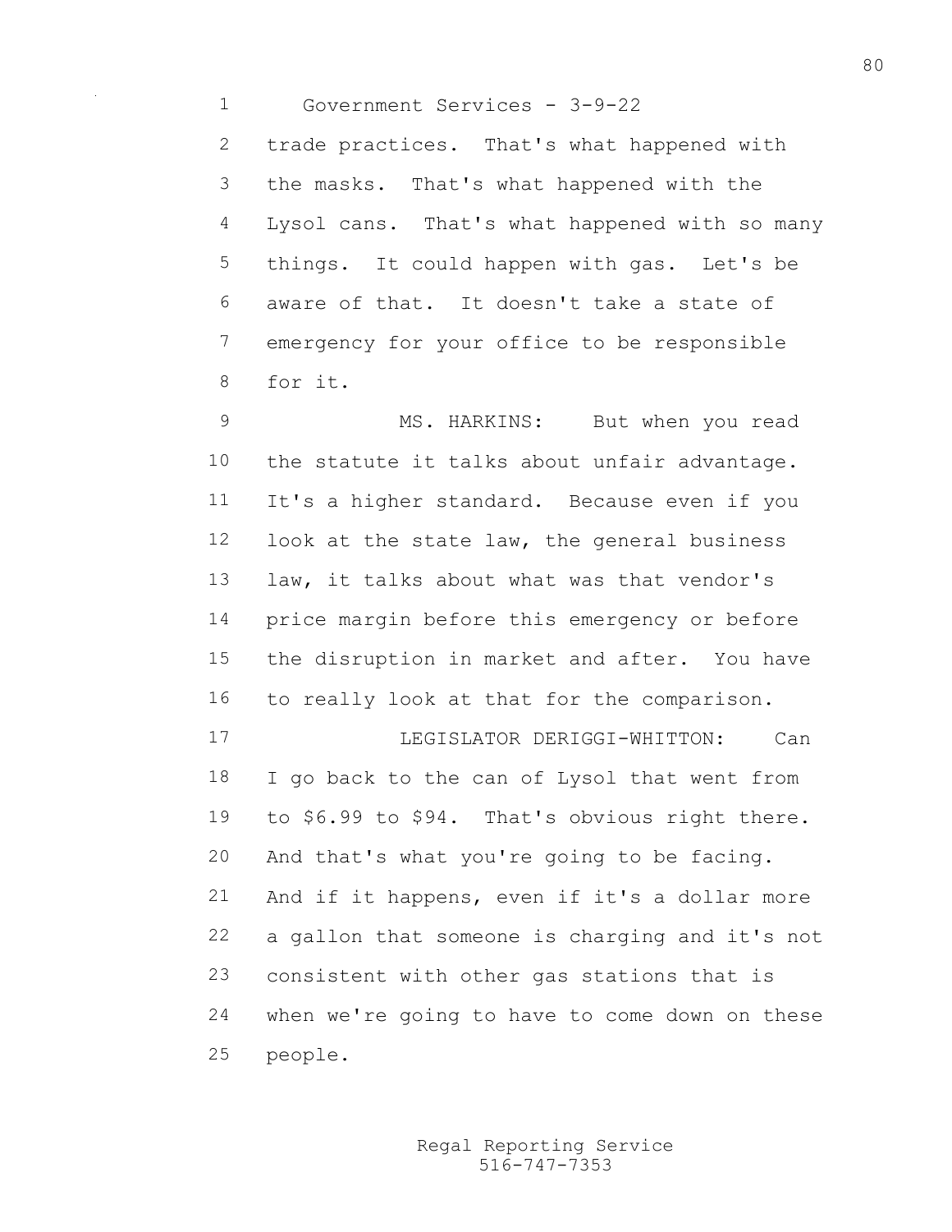trade practices. That's what happened with the masks. That's what happened with the Lysol cans. That's what happened with so many things. It could happen with gas. Let's be aware of that. It doesn't take a state of emergency for your office to be responsible for it.

MS. HARKINS: But when you read the statute it talks about unfair advantage. It's a higher standard. Because even if you look at the state law, the general business law, it talks about what was that vendor's price margin before this emergency or before the disruption in market and after. You have to really look at that for the comparison.

LEGISLATOR DERIGGI-WHITTON: Can I go back to the can of Lysol that went from to $6.99 to $94. That's obvious right there. And that's what you're going to be facing. And if it happens, even if it's a dollar more a gallon that someone is charging and it's not consistent with other gas stations that is when we're going to have to come down on these people.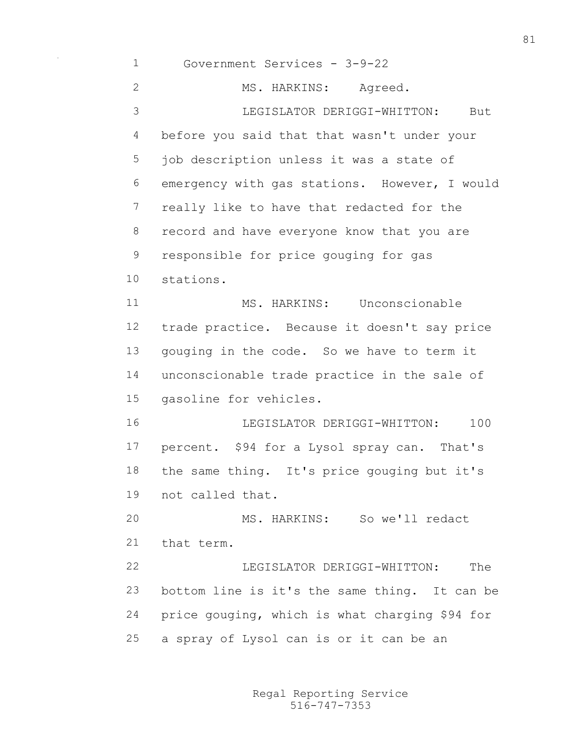Government Services - 3-9-22

MS. HARKINS: Agreed.

LEGISLATOR DERIGGI-WHITTON: But before you said that that wasn't under your job description unless it was a state of emergency with gas stations. However, I would really like to have that redacted for the record and have everyone know that you are responsible for price gouging for gas stations.

MS. HARKINS: Unconscionable trade practice. Because it doesn't say price gouging in the code. So we have to term it unconscionable trade practice in the sale of gasoline for vehicles.

LEGISLATOR DERIGGI-WHITTON: 100 percent. $94 for a Lysol spray can. That's the same thing. It's price gouging but it's not called that.

MS. HARKINS: So we'll redact that term.

LEGISLATOR DERIGGI-WHITTON: The bottom line is it's the same thing. It can be price gouging, which is what charging $94 for a spray of Lysol can is or it can be an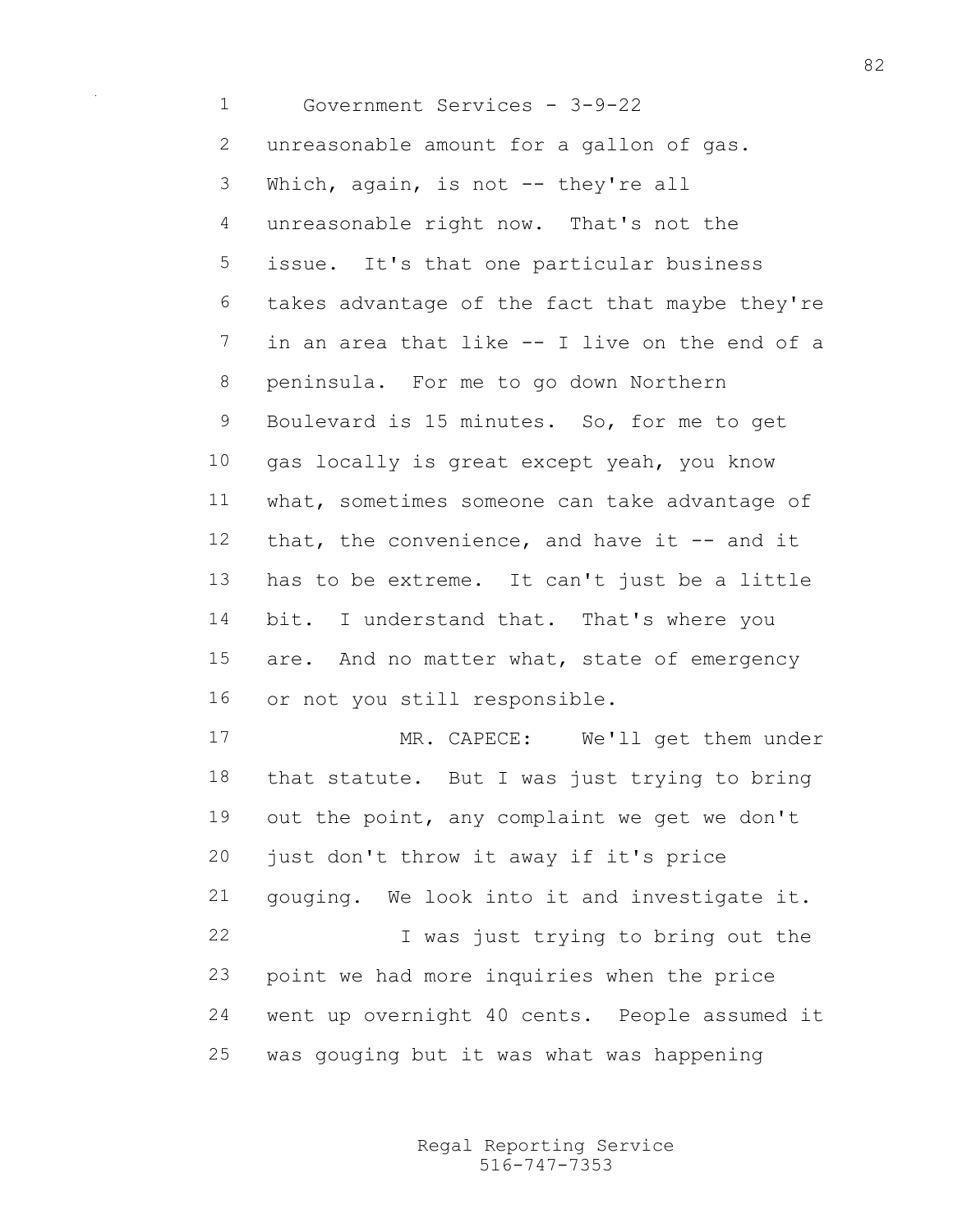unreasonable amount for a gallon of gas. Which, again, is not -- they're all unreasonable right now. That's not the issue. It's that one particular business takes advantage of the fact that maybe they're in an area that like -- I live on the end of a peninsula. For me to go down Northern Boulevard is 15 minutes. So, for me to get gas locally is great except yeah, you know what, sometimes someone can take advantage of that, the convenience, and have it -- and it has to be extreme. It can't just be a little bit. I understand that. That's where you are. And no matter what, state of emergency or not you still responsible.

MR. CAPECE: We'll get them under that statute. But I was just trying to bring out the point, any complaint we get we don't just don't throw it away if it's price gouging. We look into it and investigate it.

I was just trying to bring out the point we had more inquiries when the price went up overnight 40 cents. People assumed it was gouging but it was what was happening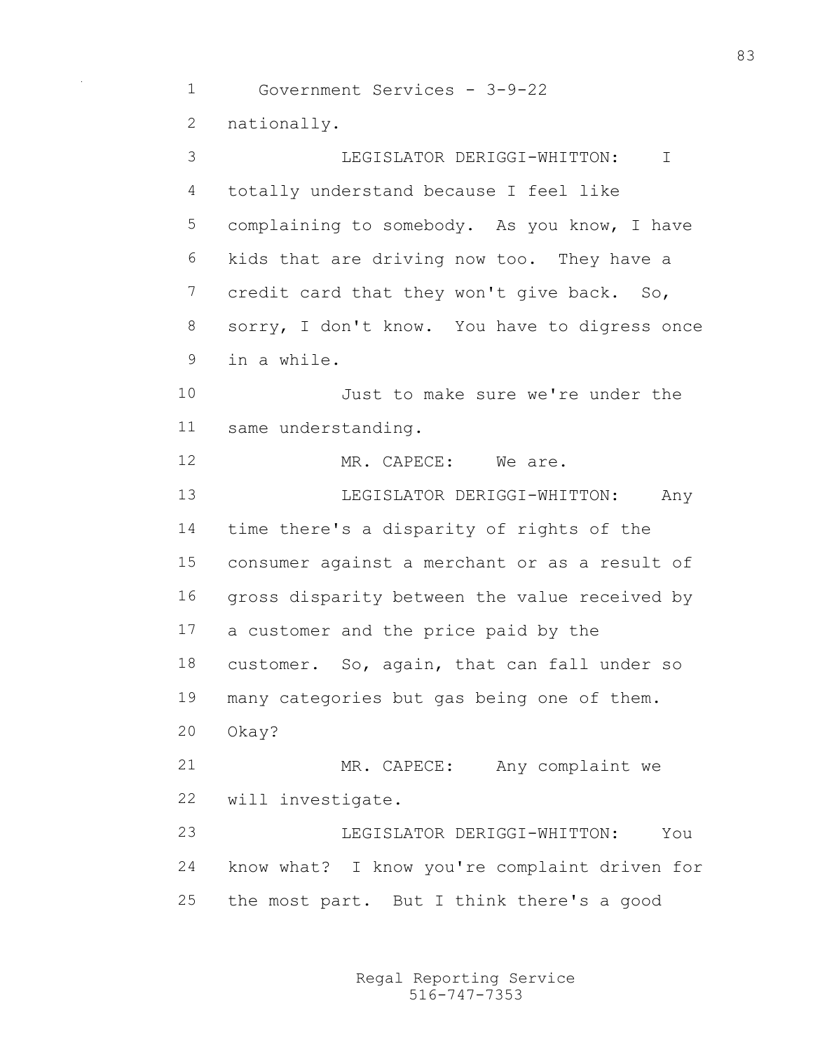nationally.

LEGISLATOR DERIGGI-WHITTON: I totally understand because I feel like complaining to somebody. As you know, I have kids that are driving now too. They have a credit card that they won't give back. So, sorry, I don't know. You have to digress once in a while.

Just to make sure we're under the same understanding.

MR. CAPECE: We are.

LEGISLATOR DERIGGI-WHITTON: Any time there's a disparity of rights of the consumer against a merchant or as a result of gross disparity between the value received by a customer and the price paid by the customer. So, again, that can fall under so many categories but gas being one of them. Okay?

MR. CAPECE: Any complaint we will investigate.

LEGISLATOR DERIGGI-WHITTON: You know what? I know you're complaint driven for the most part. But I think there's a good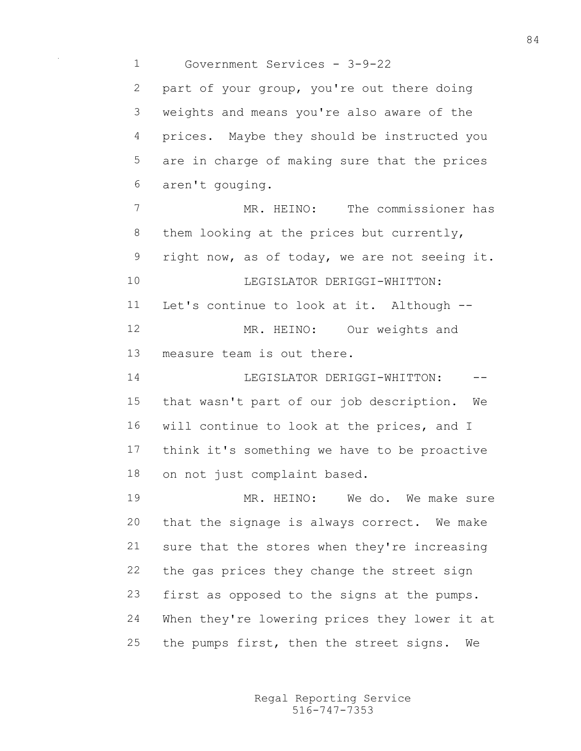part of your group, you're out there doing weights and means you're also aware of the prices. Maybe they should be instructed you are in charge of making sure that the prices aren't gouging.

MR. HEINO: The commissioner has them looking at the prices but currently, right now, as of today, we are not seeing it.

LEGISLATOR DERIGGI-WHITTON: Let's continue to look at it. Although --

MR. HEINO: Our weights and measure team is out there.

LEGISLATOR DERIGGI-WHITTON: -- that wasn't part of our job description. We will continue to look at the prices, and I think it's something we have to be proactive on not just complaint based.

MR. HEINO: We do. We make sure that the signage is always correct. We make sure that the stores when they're increasing the gas prices they change the street sign first as opposed to the signs at the pumps. When they're lowering prices they lower it at the pumps first, then the street signs. We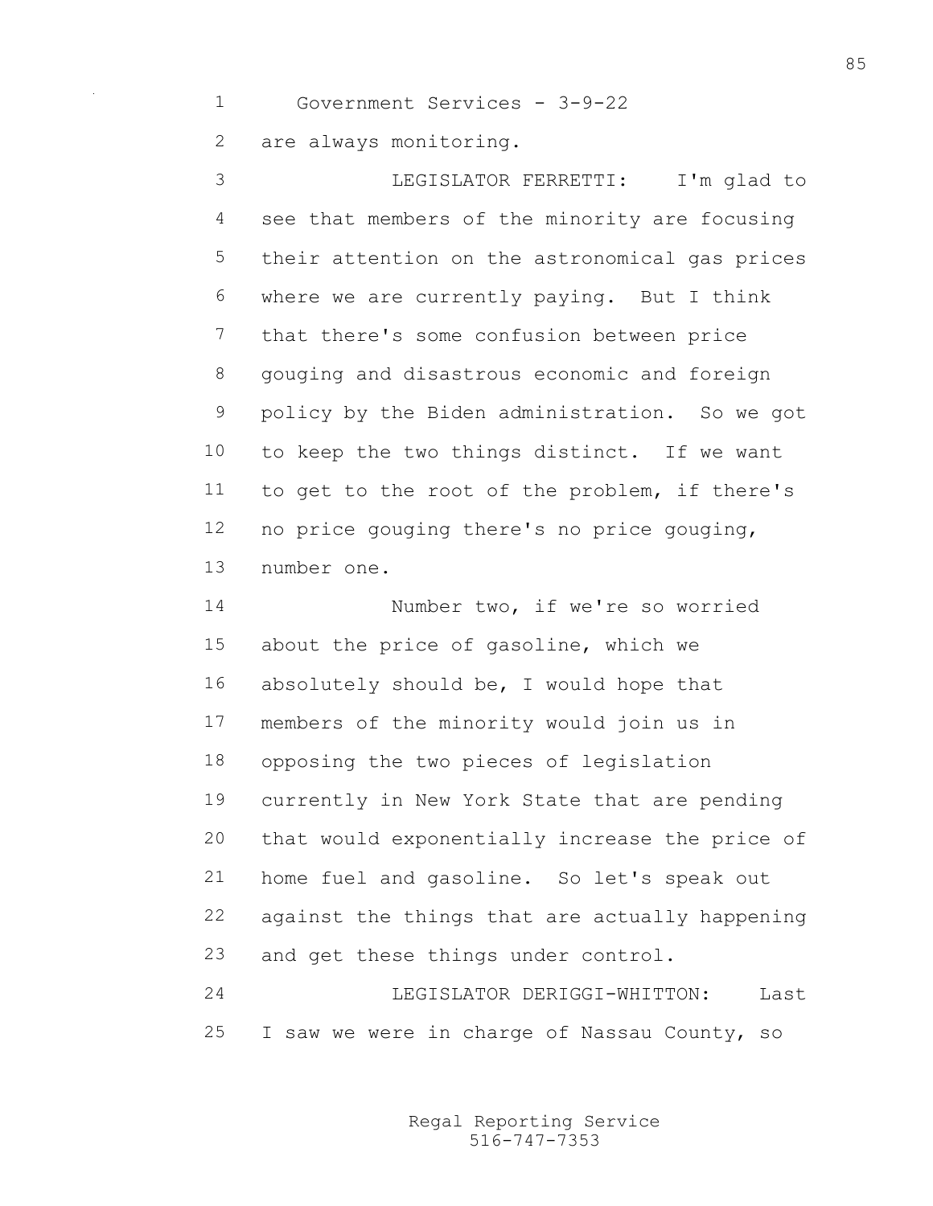are always monitoring.

LEGISLATOR FERRETTI: I'm glad to see that members of the minority are focusing their attention on the astronomical gas prices where we are currently paying. But I think that there's some confusion between price gouging and disastrous economic and foreign policy by the Biden administration. So we got to keep the two things distinct. If we want to get to the root of the problem, if there's no price gouging there's no price gouging, number one.

Number two, if we're so worried about the price of gasoline, which we absolutely should be, I would hope that members of the minority would join us in opposing the two pieces of legislation currently in New York State that are pending that would exponentially increase the price of home fuel and gasoline. So let's speak out against the things that are actually happening and get these things under control.

LEGISLATOR DERIGGI-WHITTON: Last I saw we were in charge of Nassau County, so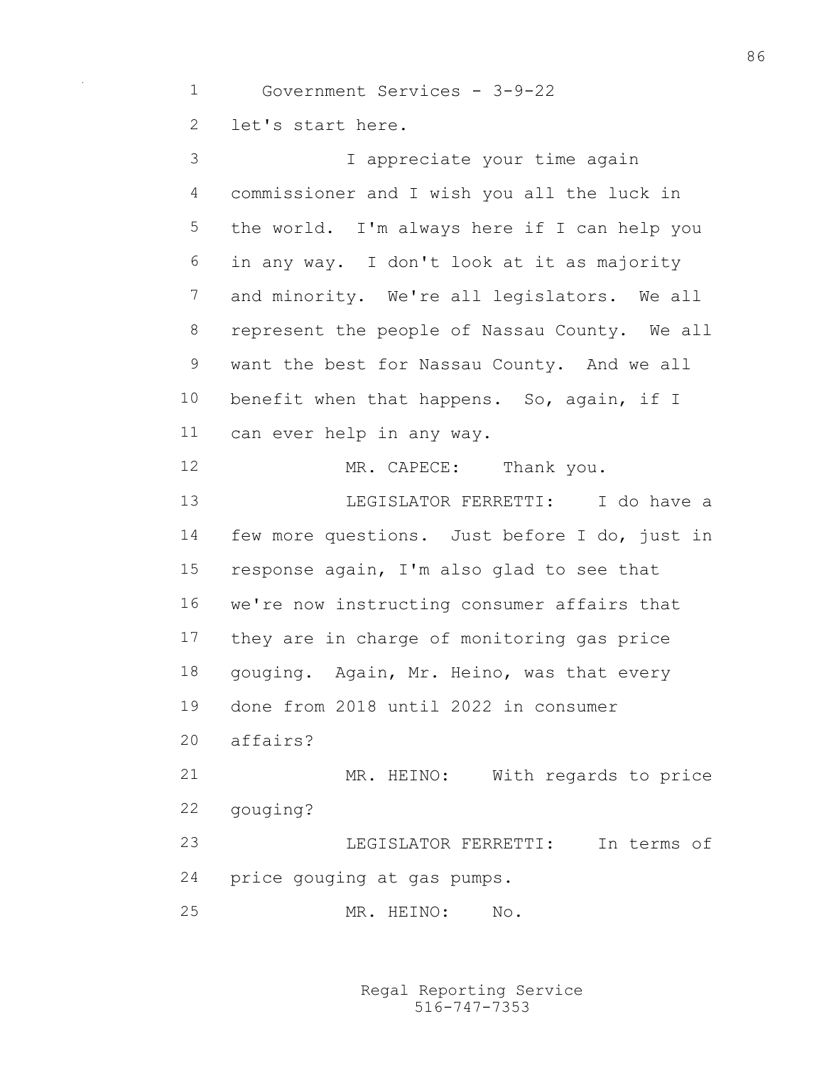let's start here.

I appreciate your time again commissioner and I wish you all the luck in the world. I'm always here if I can help you in any way. I don't look at it as majority and minority. We're all legislators. We all represent the people of Nassau County. We all want the best for Nassau County. And we all benefit when that happens. So, again, if I can ever help in any way.

MR. CAPECE: Thank you.

LEGISLATOR FERRETTI: I do have a few more questions. Just before I do, just in response again, I'm also glad to see that we're now instructing consumer affairs that they are in charge of monitoring gas price gouging. Again, Mr. Heino, was that every done from 2018 until 2022 in consumer affairs?

MR. HEINO: With regards to price gouging?

LEGISLATOR FERRETTI: In terms of price gouging at gas pumps.

MR. HEINO: No.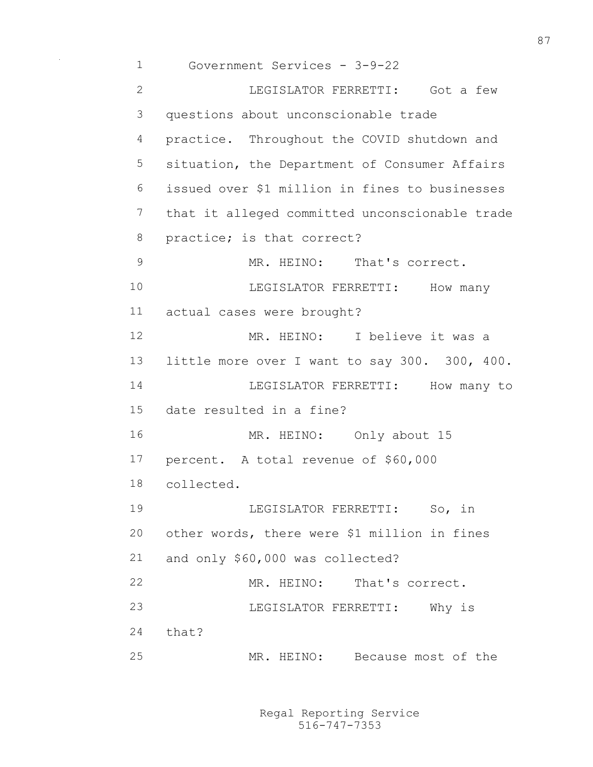Government Services - 3-9-22

LEGISLATOR FERRETTI: Got a few questions about unconscionable trade practice. Throughout the COVID shutdown and situation, the Department of Consumer Affairs issued over $1 million in fines to businesses that it alleged committed unconscionable trade practice; is that correct?

MR. HEINO: That's correct.

LEGISLATOR FERRETTI: How many actual cases were brought?

MR. HEINO: I believe it was a little more over I want to say 300. 300, 400.

LEGISLATOR FERRETTI: How many to date resulted in a fine?

MR. HEINO: Only about 15 percent. A total revenue of $60,000 collected.

LEGISLATOR FERRETTI: So, in other words, there were $1 million in fines and only $60,000 was collected?

MR. HEINO: That's correct.

LEGISLATOR FERRETTI: Why is that?

MR. HEINO: Because most of the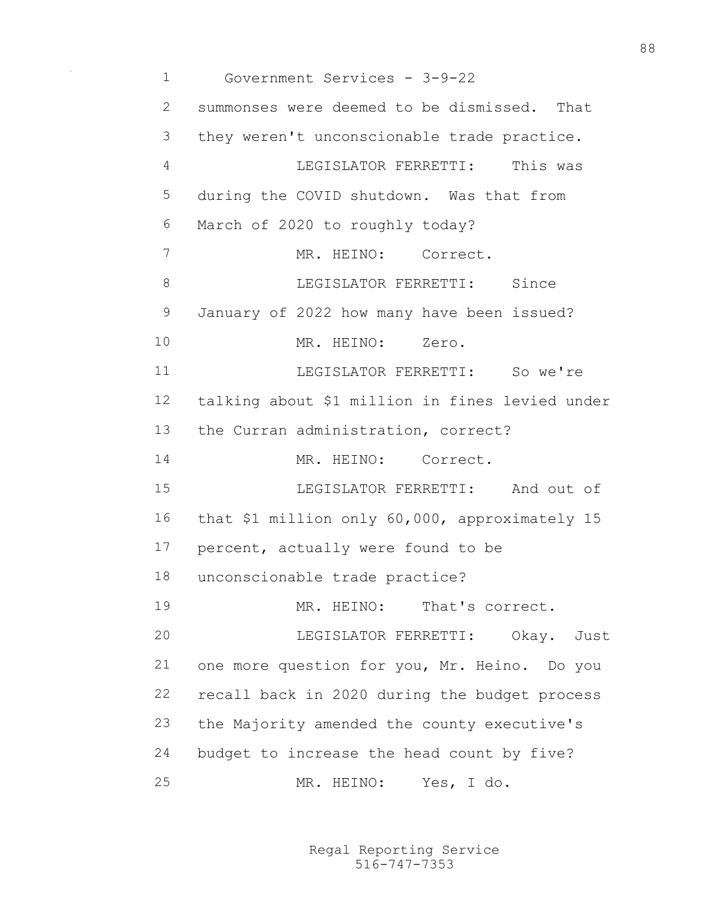summonses were deemed to be dismissed. That they weren't unconscionable trade practice.

LEGISLATOR FERRETTI: This was during the COVID shutdown. Was that from March of 2020 to roughly today?

MR. HEINO: Correct.

LEGISLATOR FERRETTI: Since January of 2022 how many have been issued?

MR. HEINO: Zero.

LEGISLATOR FERRETTI: So we're talking about $1 million in fines levied under the Curran administration, correct?

MR. HEINO: Correct.

LEGISLATOR FERRETTI: And out of that $1 million only 60,000, approximately 15 percent, actually were found to be unconscionable trade practice?

MR. HEINO: That's correct.

LEGISLATOR FERRETTI: Okay. Just one more question for you, Mr. Heino. Do you recall back in 2020 during the budget process the Majority amended the county executive's budget to increase the head count by five?

MR. HEINO: Yes, I do.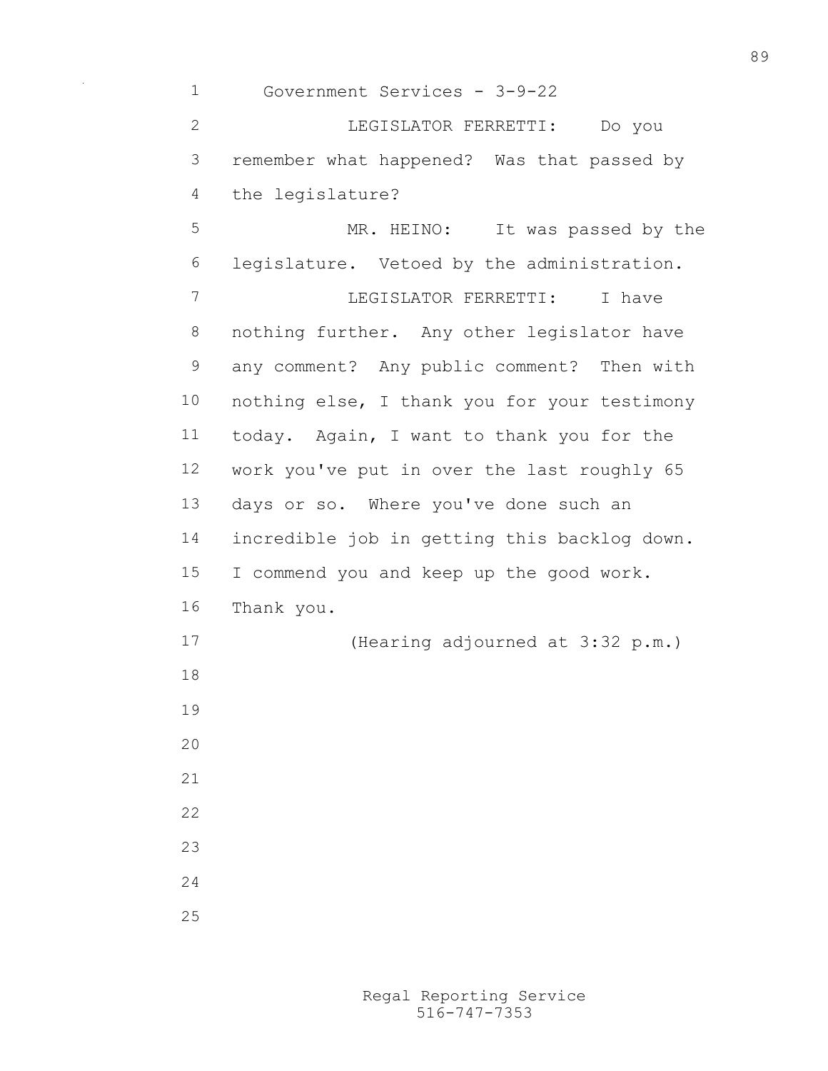Government Services - 3-9-22

LEGISLATOR FERRETTI: Do you remember what happened? Was that passed by the legislature?

MR. HEINO: It was passed by the legislature. Vetoed by the administration.

LEGISLATOR FERRETTI: I have nothing further. Any other legislator have any comment? Any public comment? Then with nothing else, I thank you for your testimony today. Again, I want to thank you for the work you've put in over the last roughly 65 days or so. Where you've done such an incredible job in getting this backlog down. I commend you and keep up the good work. Thank you.

(Hearing adjourned at 3:32 p.m.)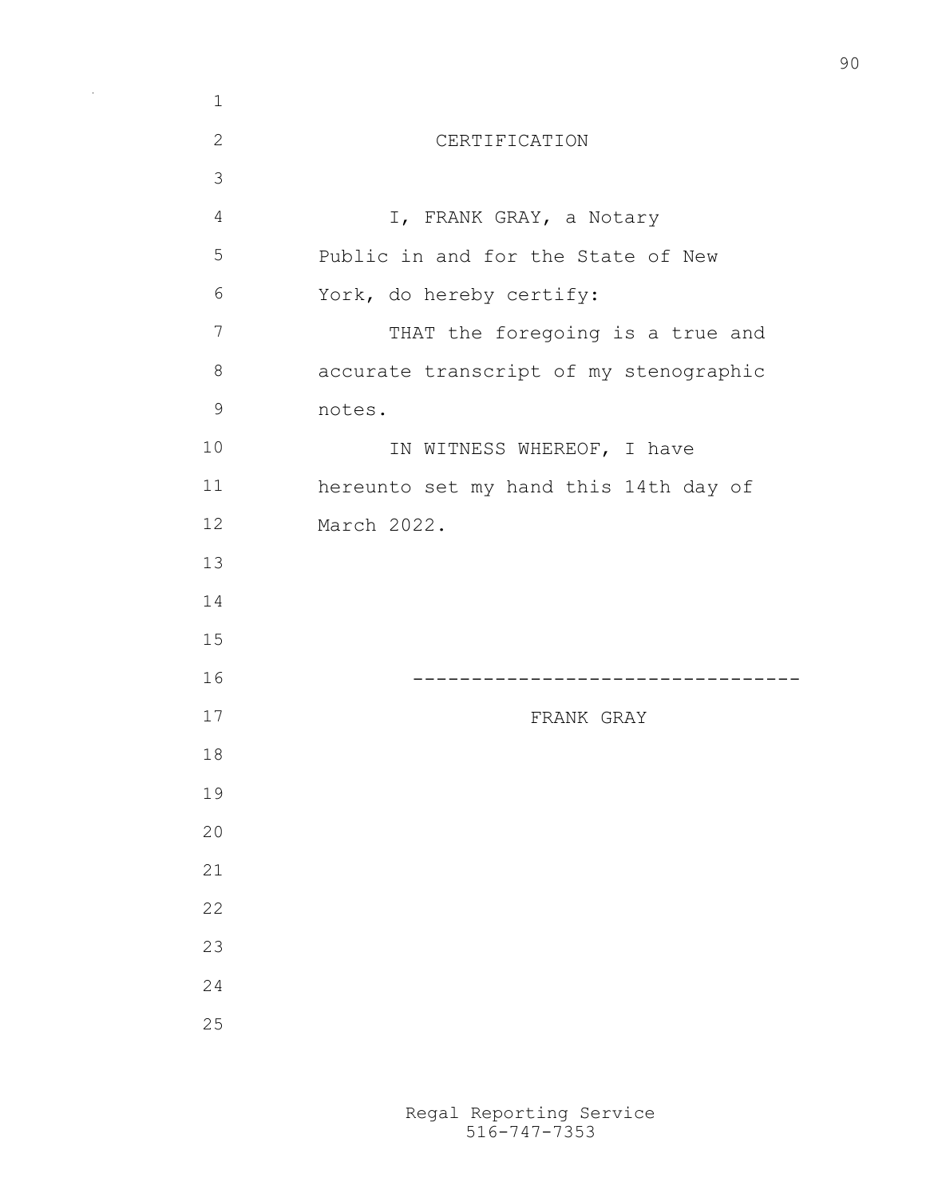## CERTIFICATION

I, FRANK GRAY, a Notary Public in and for the State of New York, do hereby certify:

THAT the foregoing is a true and accurate transcript of my stenographic notes.

IN WITNESS WHEREOF, I have hereunto set my hand this 14th day of March 2022.

---------------------------------

FRANK GRAY

Regal Reporting Service
516-747-7353